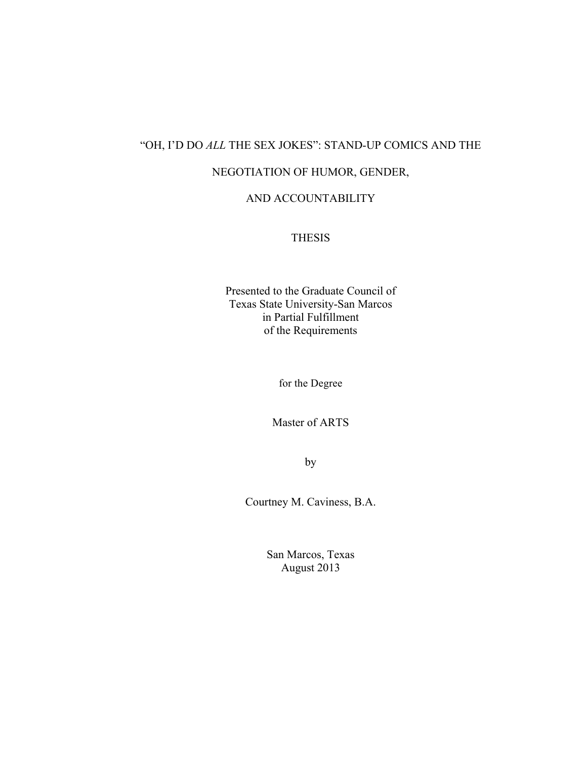# "OH, I'D DO *ALL* THE SEX JOKES": STAND-UP COMICS AND THE NEGOTIATION OF HUMOR, GENDER, AND ACCOUNTABILITY

THESIS

Presented to the Graduate Council of
Texas State University-San Marcos
in Partial Fulfillment
of the Requirements

for the Degree

Master of ARTS

by

Courtney M. Caviness, B.A.

San Marcos, Texas
August 2013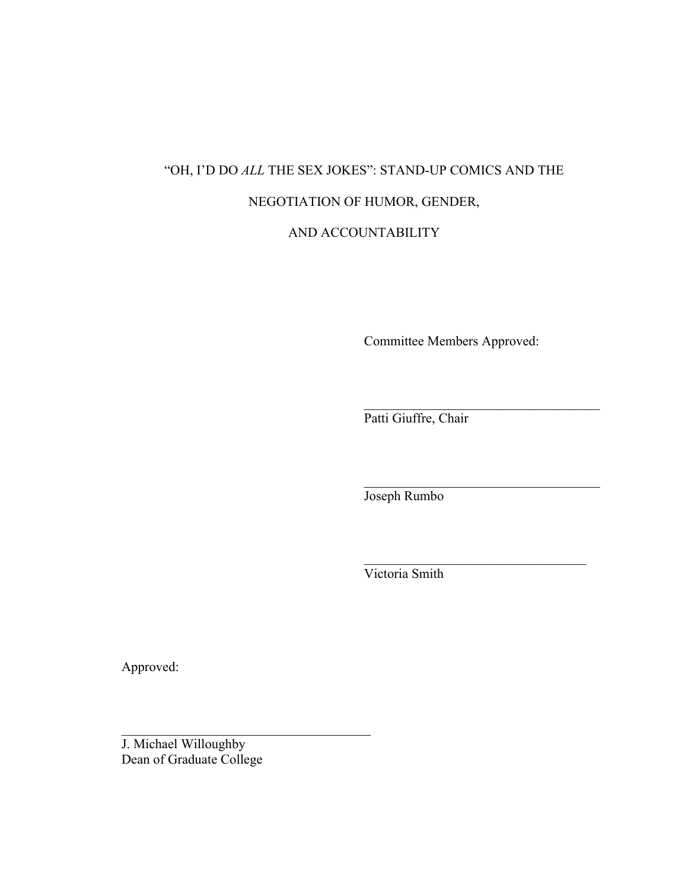“OH, I’D DO *ALL* THE SEX JOKES”: STAND-UP COMICS AND THE NEGOTIATION OF HUMOR, GENDER, AND ACCOUNTABILITY

Committee Members Approved:

\_\_\_\_\_\_\_\_\_\_\_\_\_\_\_\_\_\_\_\_\_\_\_\_\_\_\_\_\_\_\_\_\_\_\_\_
Patti Giuffre, Chair

\_\_\_\_\_\_\_\_\_\_\_\_\_\_\_\_\_\_\_\_\_\_\_\_\_\_\_\_\_\_\_\_\_\_\_\_
Joseph Rumbo

\_\_\_\_\_\_\_\_\_\_\_\_\_\_\_\_\_\_\_\_\_\_\_\_\_\_\_\_\_\_\_\_\_\_\_\_
Victoria Smith

Approved:

\_\_\_\_\_\_\_\_\_\_\_\_\_\_\_\_\_\_\_\_\_\_\_\_\_\_\_\_\_\_\_\_\_\_\_\_
J. Michael Willoughby
Dean of Graduate College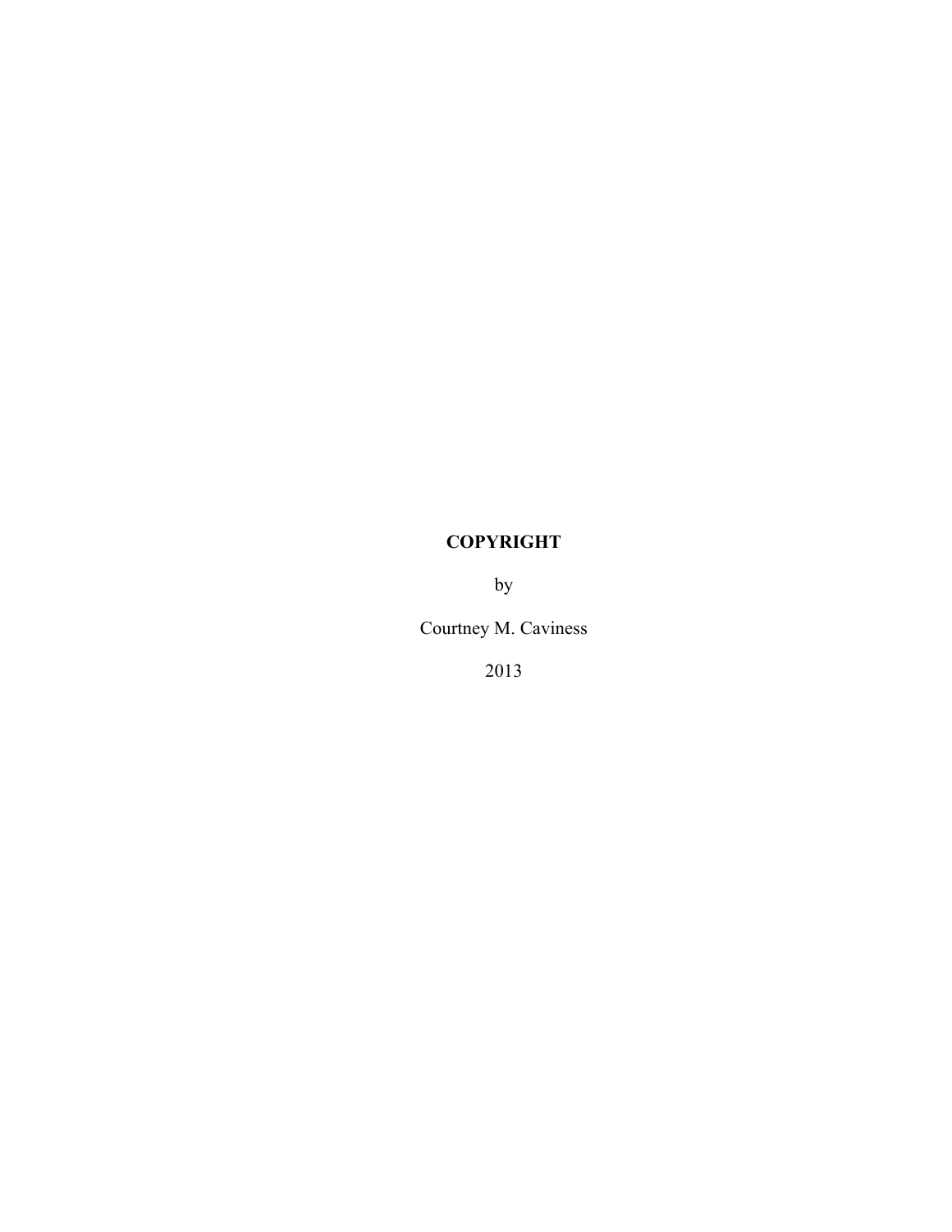**COPYRIGHT**

by

Courtney M. Caviness

2013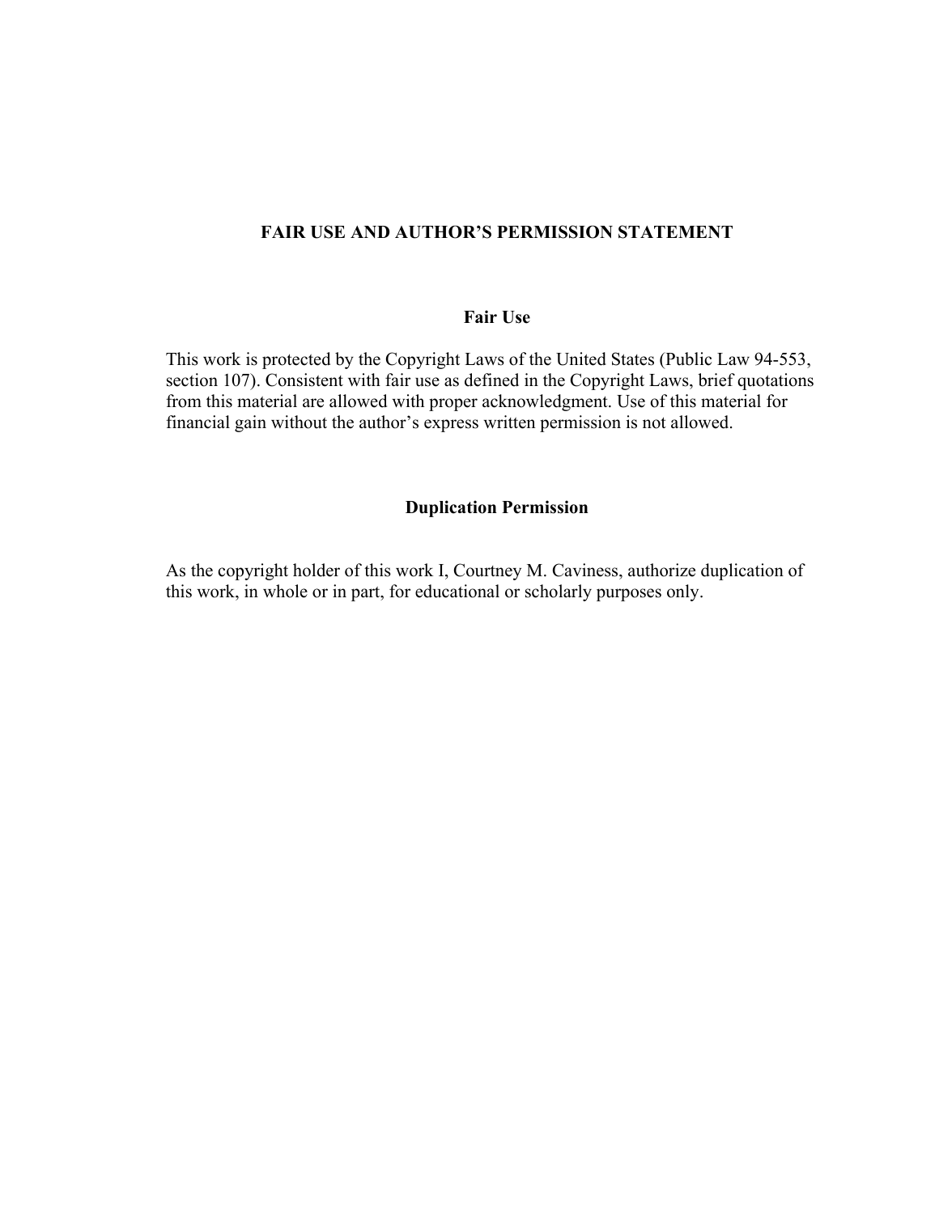# FAIR USE AND AUTHOR'S PERMISSION STATEMENT

## Fair Use

This work is protected by the Copyright Laws of the United States (Public Law 94-553, section 107). Consistent with fair use as defined in the Copyright Laws, brief quotations from this material are allowed with proper acknowledgment. Use of this material for financial gain without the author's express written permission is not allowed.

## Duplication Permission

As the copyright holder of this work I, Courtney M. Caviness, authorize duplication of this work, in whole or in part, for educational or scholarly purposes only.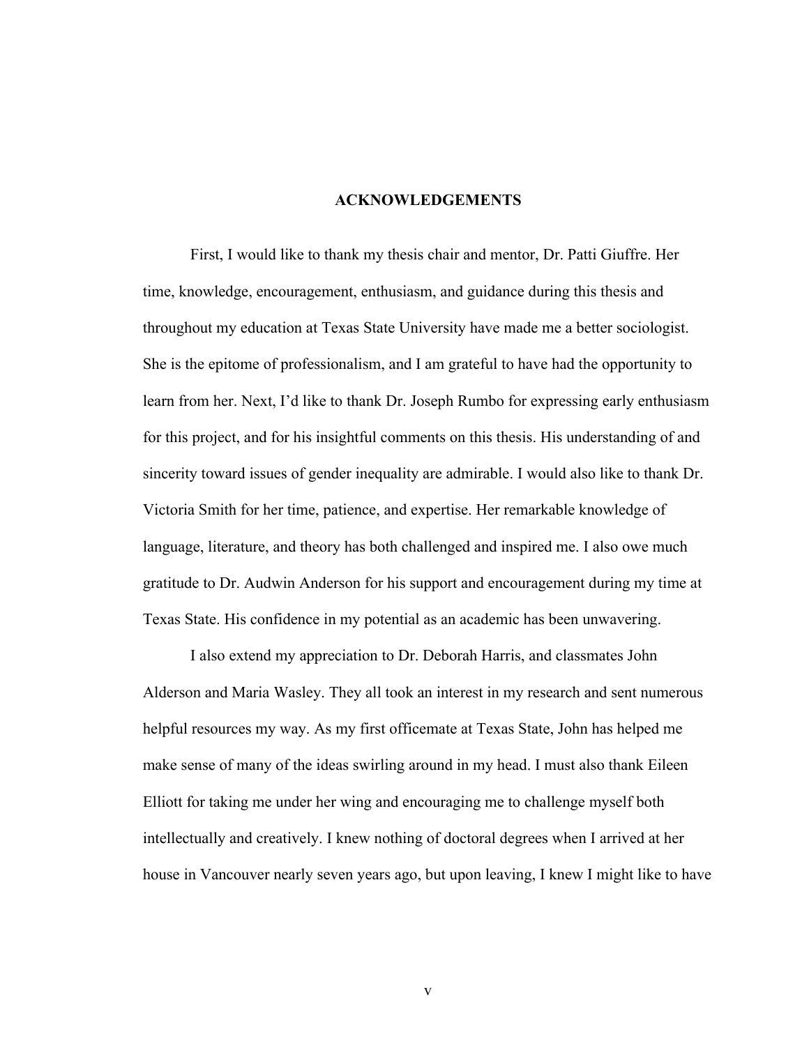## ACKNOWLEDGEMENTS

First, I would like to thank my thesis chair and mentor, Dr. Patti Giuffre. Her time, knowledge, encouragement, enthusiasm, and guidance during this thesis and throughout my education at Texas State University have made me a better sociologist. She is the epitome of professionalism, and I am grateful to have had the opportunity to learn from her. Next, I'd like to thank Dr. Joseph Rumbo for expressing early enthusiasm for this project, and for his insightful comments on this thesis. His understanding of and sincerity toward issues of gender inequality are admirable. I would also like to thank Dr. Victoria Smith for her time, patience, and expertise. Her remarkable knowledge of language, literature, and theory has both challenged and inspired me. I also owe much gratitude to Dr. Audwin Anderson for his support and encouragement during my time at Texas State. His confidence in my potential as an academic has been unwavering.

I also extend my appreciation to Dr. Deborah Harris, and classmates John Alderson and Maria Wasley. They all took an interest in my research and sent numerous helpful resources my way. As my first officemate at Texas State, John has helped me make sense of many of the ideas swirling around in my head. I must also thank Eileen Elliott for taking me under her wing and encouraging me to challenge myself both intellectually and creatively. I knew nothing of doctoral degrees when I arrived at her house in Vancouver nearly seven years ago, but upon leaving, I knew I might like to have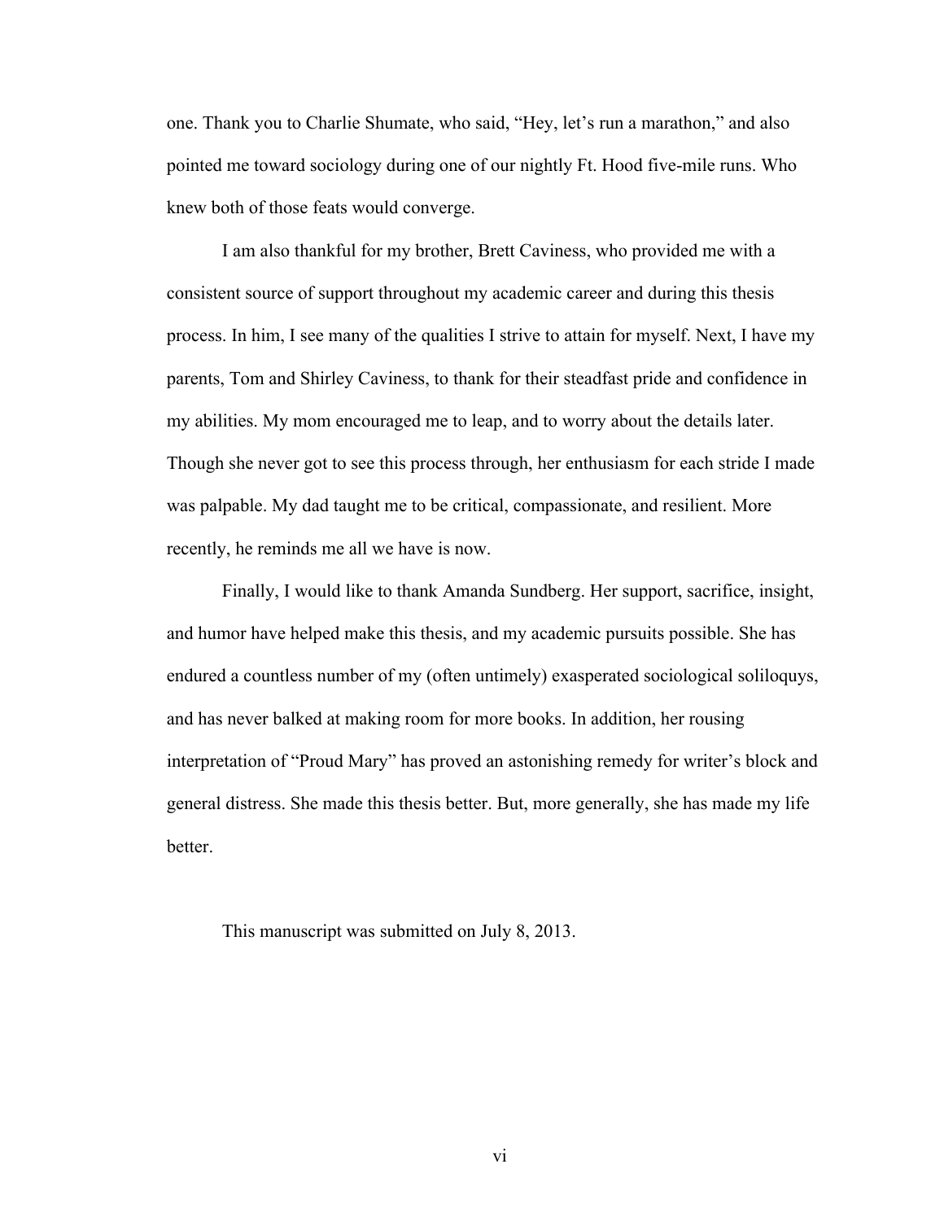one. Thank you to Charlie Shumate, who said, "Hey, let's run a marathon," and also pointed me toward sociology during one of our nightly Ft. Hood five-mile runs. Who knew both of those feats would converge.

I am also thankful for my brother, Brett Caviness, who provided me with a consistent source of support throughout my academic career and during this thesis process. In him, I see many of the qualities I strive to attain for myself. Next, I have my parents, Tom and Shirley Caviness, to thank for their steadfast pride and confidence in my abilities. My mom encouraged me to leap, and to worry about the details later. Though she never got to see this process through, her enthusiasm for each stride I made was palpable. My dad taught me to be critical, compassionate, and resilient. More recently, he reminds me all we have is now.

Finally, I would like to thank Amanda Sundberg. Her support, sacrifice, insight, and humor have helped make this thesis, and my academic pursuits possible. She has endured a countless number of my (often untimely) exasperated sociological soliloquys, and has never balked at making room for more books. In addition, her rousing interpretation of "Proud Mary" has proved an astonishing remedy for writer's block and general distress. She made this thesis better. But, more generally, she has made my life better.

This manuscript was submitted on July 8, 2013.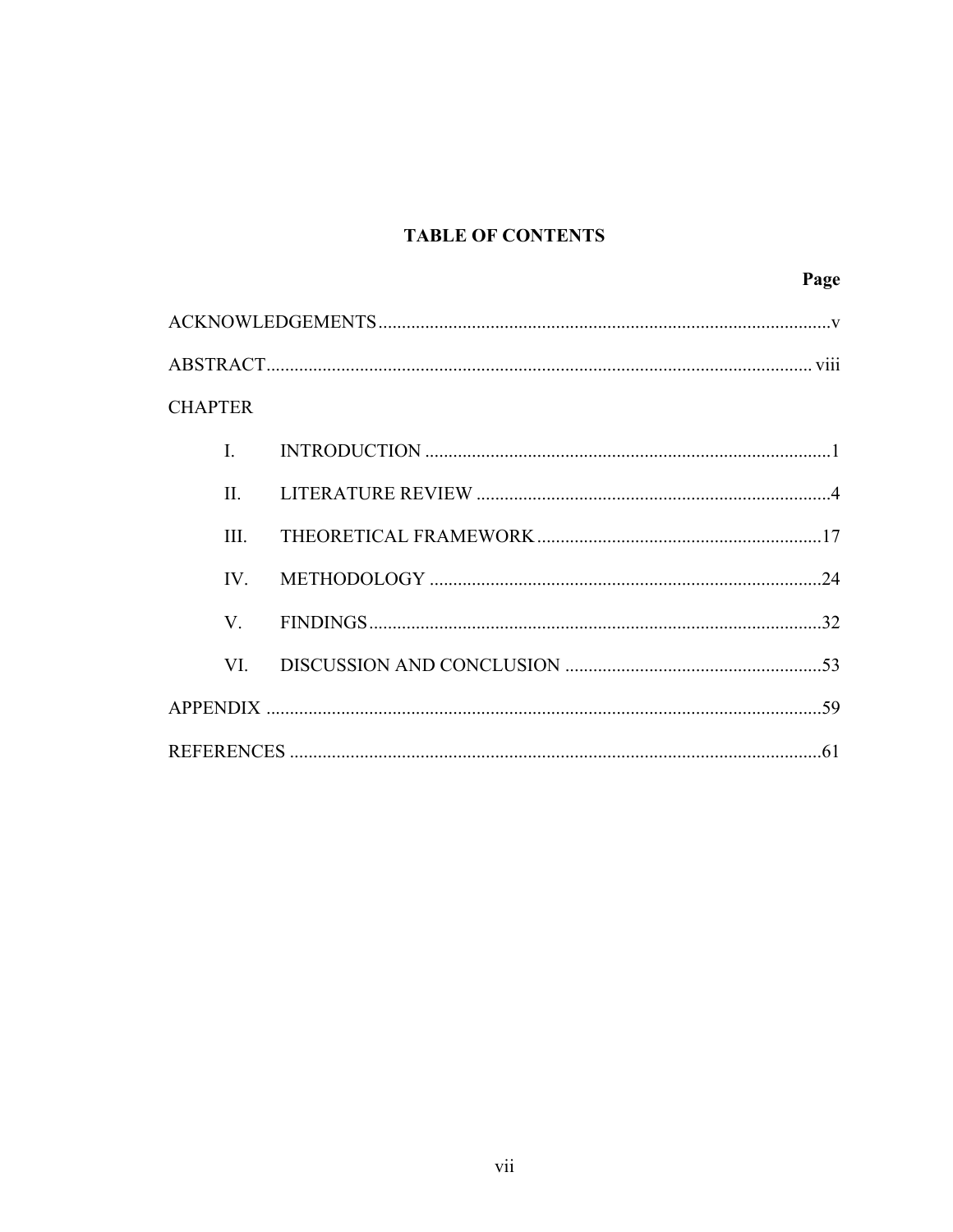# TABLE OF CONTENTS

| | | Page |
|---|---|---|
| ACKNOWLEDGEMENTS | | v |
| ABSTRACT | | viii |
| CHAPTER | | |
| I. | INTRODUCTION | 1 |
| II. | LITERATURE REVIEW | 4 |
| III. | THEORETICAL FRAMEWORK | 17 |
| IV. | METHODOLOGY | 24 |
| V. | FINDINGS | 32 |
| VI. | DISCUSSION AND CONCLUSION | 53 |
| APPENDIX | | 59 |
| REFERENCES | | 61 |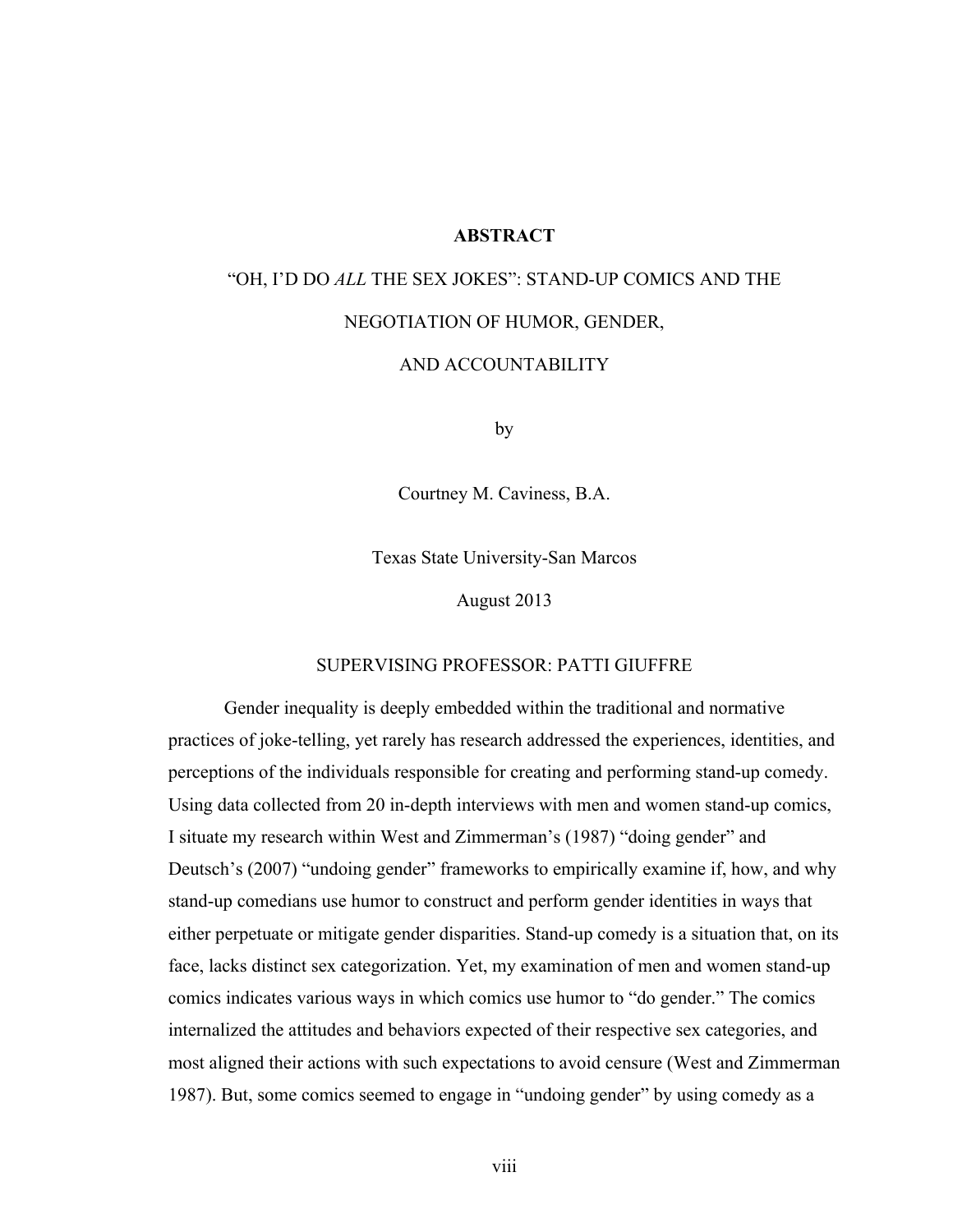# ABSTRACT

## "OH, I'D DO *ALL* THE SEX JOKES": STAND-UP COMICS AND THE NEGOTIATION OF HUMOR, GENDER, AND ACCOUNTABILITY

by

Courtney M. Caviness, B.A.

Texas State University-San Marcos

August 2013

SUPERVISING PROFESSOR: PATTI GIUFFRE

Gender inequality is deeply embedded within the traditional and normative practices of joke-telling, yet rarely has research addressed the experiences, identities, and perceptions of the individuals responsible for creating and performing stand-up comedy. Using data collected from 20 in-depth interviews with men and women stand-up comics, I situate my research within West and Zimmerman's (1987) "doing gender" and Deutsch's (2007) "undoing gender" frameworks to empirically examine if, how, and why stand-up comedians use humor to construct and perform gender identities in ways that either perpetuate or mitigate gender disparities. Stand-up comedy is a situation that, on its face, lacks distinct sex categorization. Yet, my examination of men and women stand-up comics indicates various ways in which comics use humor to "do gender." The comics internalized the attitudes and behaviors expected of their respective sex categories, and most aligned their actions with such expectations to avoid censure (West and Zimmerman 1987). But, some comics seemed to engage in "undoing gender" by using comedy as a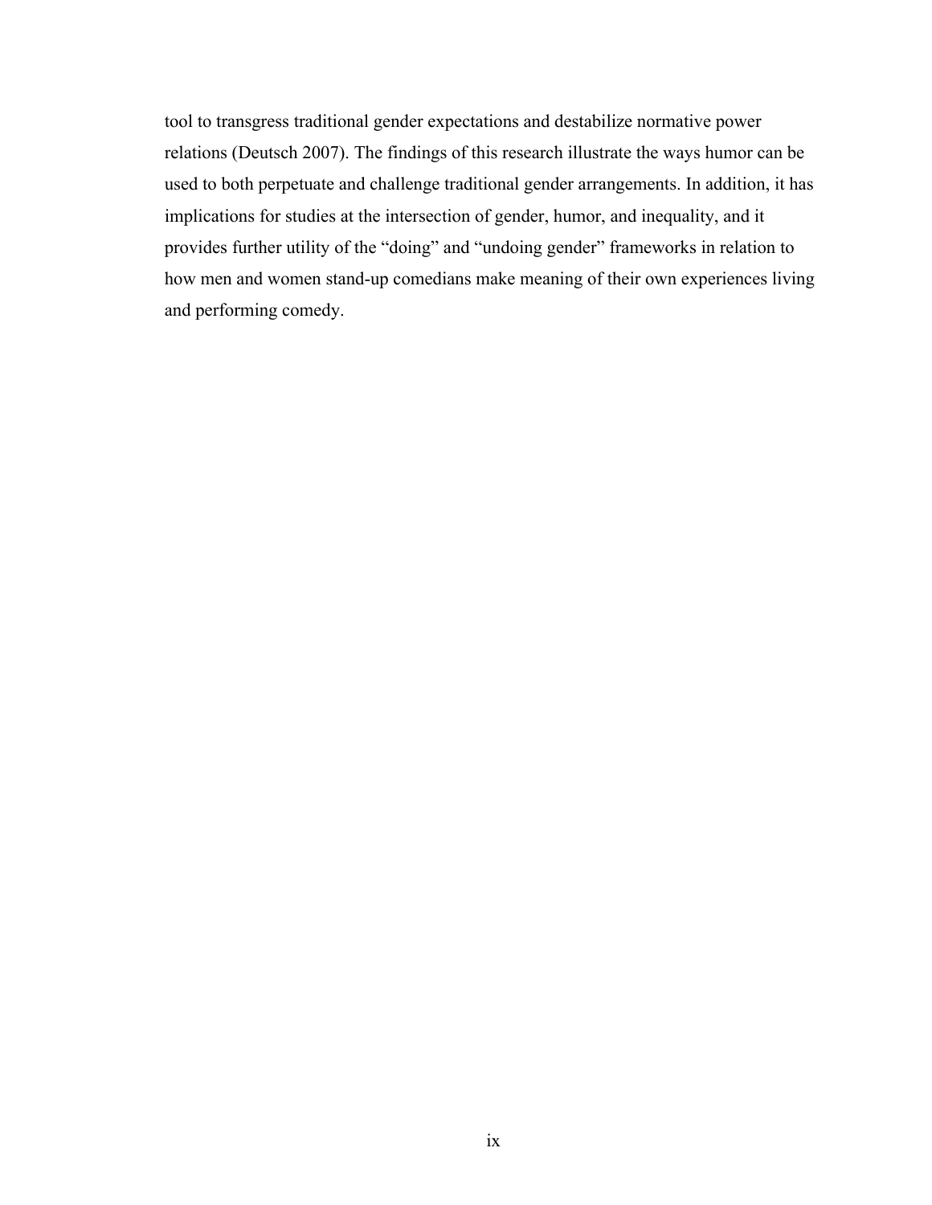tool to transgress traditional gender expectations and destabilize normative power relations (Deutsch 2007). The findings of this research illustrate the ways humor can be used to both perpetuate and challenge traditional gender arrangements. In addition, it has implications for studies at the intersection of gender, humor, and inequality, and it provides further utility of the "doing" and "undoing gender" frameworks in relation to how men and women stand-up comedians make meaning of their own experiences living and performing comedy.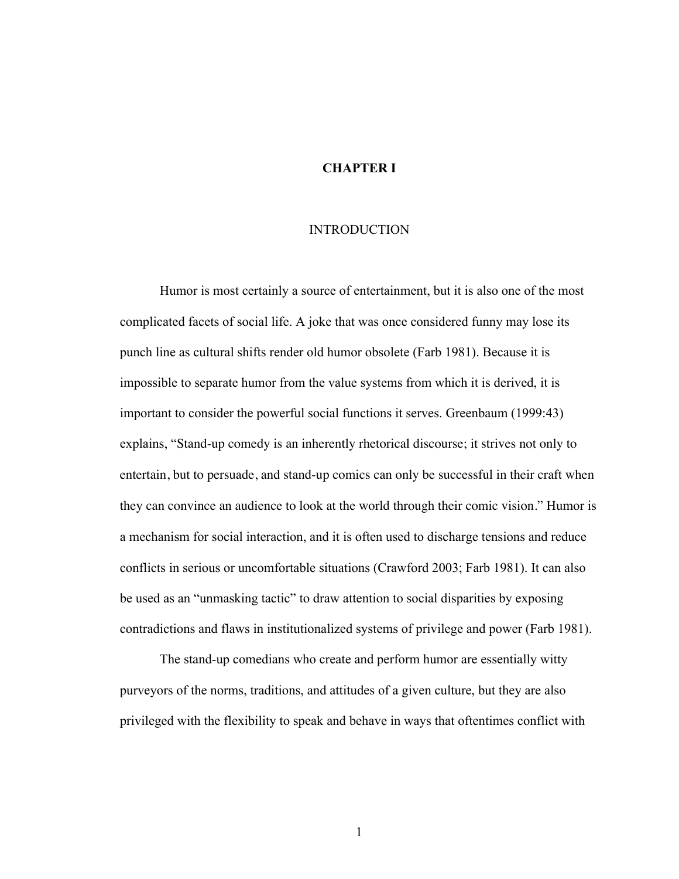# CHAPTER I

## INTRODUCTION

Humor is most certainly a source of entertainment, but it is also one of the most complicated facets of social life. A joke that was once considered funny may lose its punch line as cultural shifts render old humor obsolete (Farb 1981). Because it is impossible to separate humor from the value systems from which it is derived, it is important to consider the powerful social functions it serves. Greenbaum (1999:43) explains, "Stand-up comedy is an inherently rhetorical discourse; it strives not only to entertain, but to persuade, and stand-up comics can only be successful in their craft when they can convince an audience to look at the world through their comic vision." Humor is a mechanism for social interaction, and it is often used to discharge tensions and reduce conflicts in serious or uncomfortable situations (Crawford 2003; Farb 1981). It can also be used as an "unmasking tactic" to draw attention to social disparities by exposing contradictions and flaws in institutionalized systems of privilege and power (Farb 1981).

The stand-up comedians who create and perform humor are essentially witty purveyors of the norms, traditions, and attitudes of a given culture, but they are also privileged with the flexibility to speak and behave in ways that oftentimes conflict with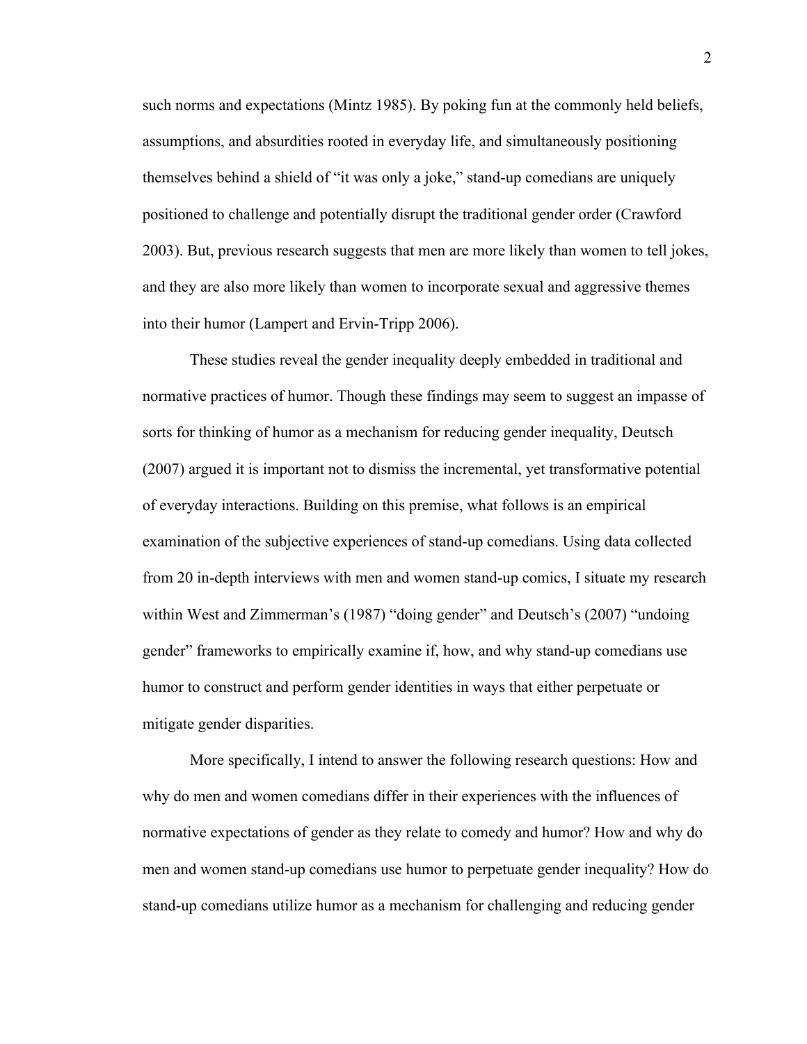such norms and expectations (Mintz 1985). By poking fun at the commonly held beliefs, assumptions, and absurdities rooted in everyday life, and simultaneously positioning themselves behind a shield of "it was only a joke," stand-up comedians are uniquely positioned to challenge and potentially disrupt the traditional gender order (Crawford 2003). But, previous research suggests that men are more likely than women to tell jokes, and they are also more likely than women to incorporate sexual and aggressive themes into their humor (Lampert and Ervin-Tripp 2006).

These studies reveal the gender inequality deeply embedded in traditional and normative practices of humor. Though these findings may seem to suggest an impasse of sorts for thinking of humor as a mechanism for reducing gender inequality, Deutsch (2007) argued it is important not to dismiss the incremental, yet transformative potential of everyday interactions. Building on this premise, what follows is an empirical examination of the subjective experiences of stand-up comedians. Using data collected from 20 in-depth interviews with men and women stand-up comics, I situate my research within West and Zimmerman's (1987) "doing gender" and Deutsch's (2007) "undoing gender" frameworks to empirically examine if, how, and why stand-up comedians use humor to construct and perform gender identities in ways that either perpetuate or mitigate gender disparities.

More specifically, I intend to answer the following research questions: How and why do men and women comedians differ in their experiences with the influences of normative expectations of gender as they relate to comedy and humor? How and why do men and women stand-up comedians use humor to perpetuate gender inequality? How do stand-up comedians utilize humor as a mechanism for challenging and reducing gender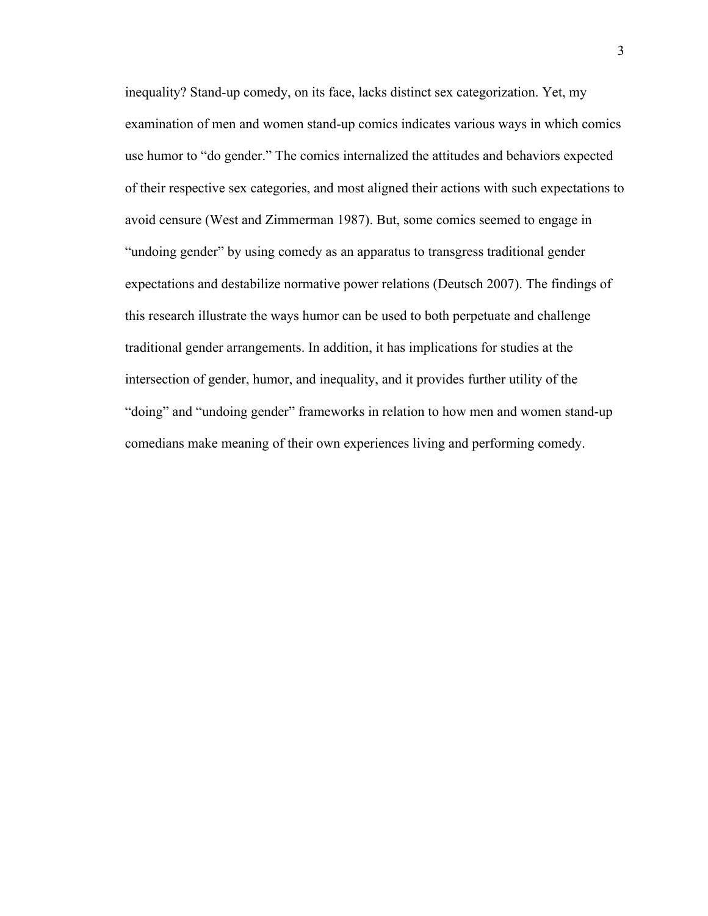inequality? Stand-up comedy, on its face, lacks distinct sex categorization. Yet, my examination of men and women stand-up comics indicates various ways in which comics use humor to "do gender." The comics internalized the attitudes and behaviors expected of their respective sex categories, and most aligned their actions with such expectations to avoid censure (West and Zimmerman 1987). But, some comics seemed to engage in "undoing gender" by using comedy as an apparatus to transgress traditional gender expectations and destabilize normative power relations (Deutsch 2007). The findings of this research illustrate the ways humor can be used to both perpetuate and challenge traditional gender arrangements. In addition, it has implications for studies at the intersection of gender, humor, and inequality, and it provides further utility of the "doing" and "undoing gender" frameworks in relation to how men and women stand-up comedians make meaning of their own experiences living and performing comedy.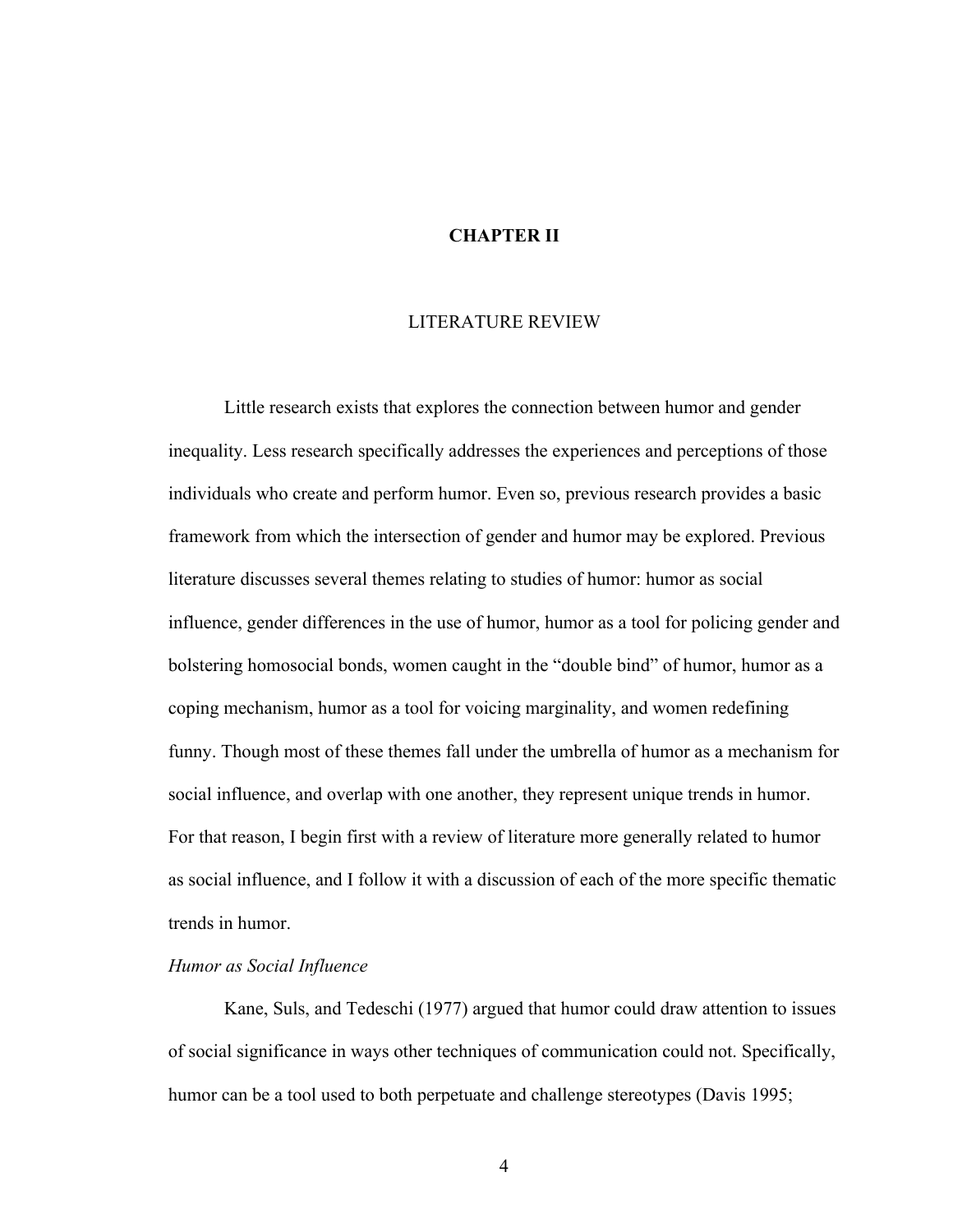# CHAPTER II

## LITERATURE REVIEW

Little research exists that explores the connection between humor and gender inequality. Less research specifically addresses the experiences and perceptions of those individuals who create and perform humor. Even so, previous research provides a basic framework from which the intersection of gender and humor may be explored. Previous literature discusses several themes relating to studies of humor: humor as social influence, gender differences in the use of humor, humor as a tool for policing gender and bolstering homosocial bonds, women caught in the "double bind" of humor, humor as a coping mechanism, humor as a tool for voicing marginality, and women redefining funny. Though most of these themes fall under the umbrella of humor as a mechanism for social influence, and overlap with one another, they represent unique trends in humor. For that reason, I begin first with a review of literature more generally related to humor as social influence, and I follow it with a discussion of each of the more specific thematic trends in humor.

### *Humor as Social Influence*

Kane, Suls, and Tedeschi (1977) argued that humor could draw attention to issues of social significance in ways other techniques of communication could not. Specifically, humor can be a tool used to both perpetuate and challenge stereotypes (Davis 1995;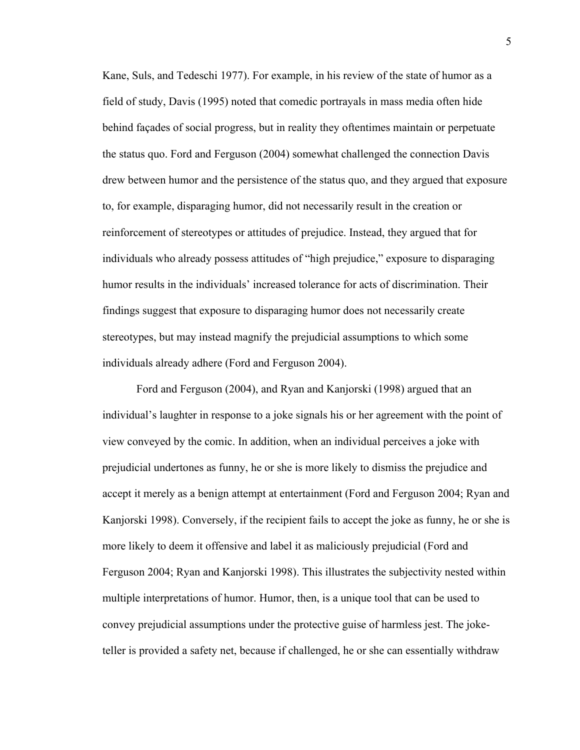Kane, Suls, and Tedeschi 1977). For example, in his review of the state of humor as a field of study, Davis (1995) noted that comedic portrayals in mass media often hide behind façades of social progress, but in reality they oftentimes maintain or perpetuate the status quo. Ford and Ferguson (2004) somewhat challenged the connection Davis drew between humor and the persistence of the status quo, and they argued that exposure to, for example, disparaging humor, did not necessarily result in the creation or reinforcement of stereotypes or attitudes of prejudice. Instead, they argued that for individuals who already possess attitudes of "high prejudice," exposure to disparaging humor results in the individuals' increased tolerance for acts of discrimination. Their findings suggest that exposure to disparaging humor does not necessarily create stereotypes, but may instead magnify the prejudicial assumptions to which some individuals already adhere (Ford and Ferguson 2004).

Ford and Ferguson (2004), and Ryan and Kanjorski (1998) argued that an individual's laughter in response to a joke signals his or her agreement with the point of view conveyed by the comic. In addition, when an individual perceives a joke with prejudicial undertones as funny, he or she is more likely to dismiss the prejudice and accept it merely as a benign attempt at entertainment (Ford and Ferguson 2004; Ryan and Kanjorski 1998). Conversely, if the recipient fails to accept the joke as funny, he or she is more likely to deem it offensive and label it as maliciously prejudicial (Ford and Ferguson 2004; Ryan and Kanjorski 1998). This illustrates the subjectivity nested within multiple interpretations of humor. Humor, then, is a unique tool that can be used to convey prejudicial assumptions under the protective guise of harmless jest. The joke-teller is provided a safety net, because if challenged, he or she can essentially withdraw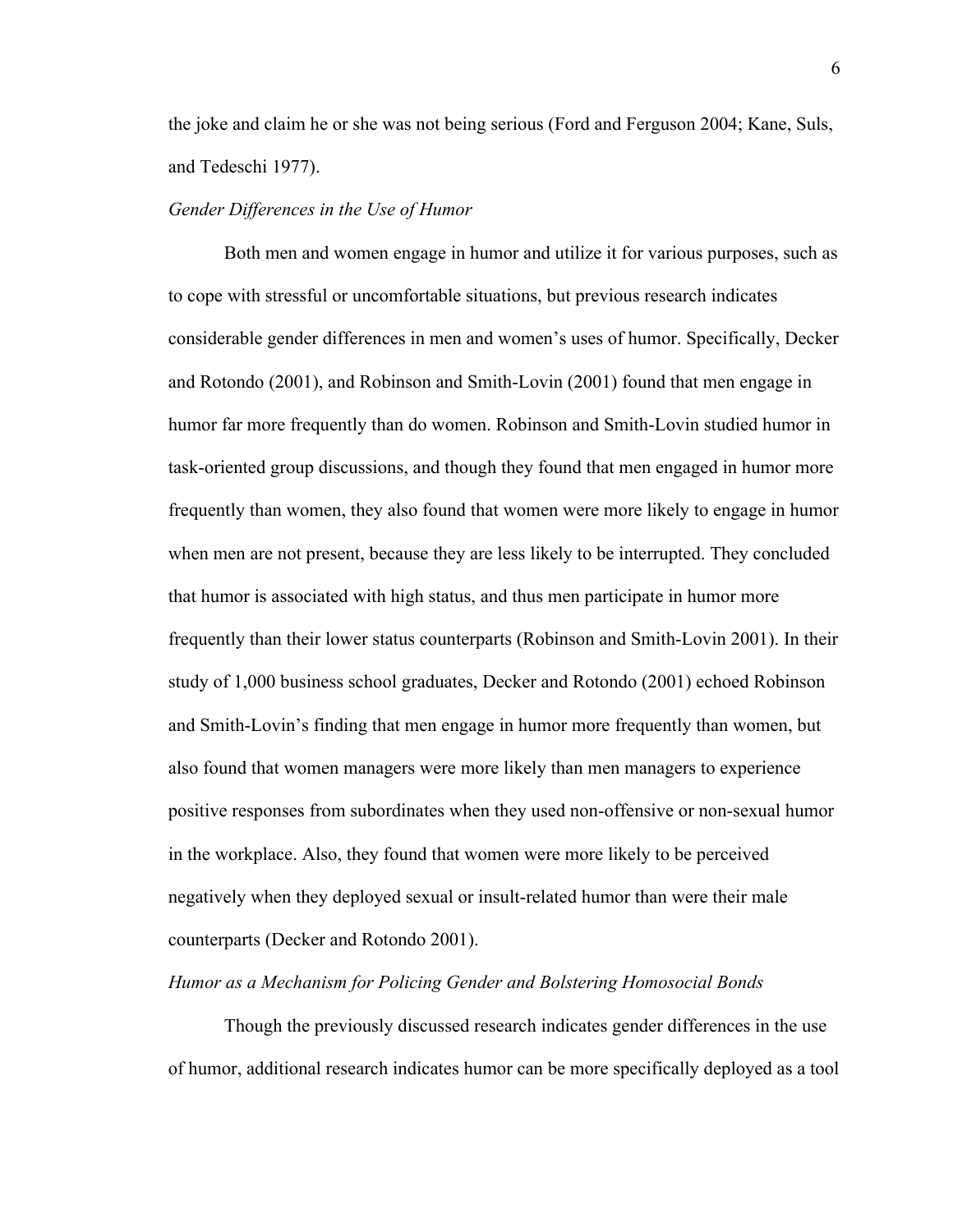the joke and claim he or she was not being serious (Ford and Ferguson 2004; Kane, Suls, and Tedeschi 1977).

*Gender Differences in the Use of Humor*

Both men and women engage in humor and utilize it for various purposes, such as to cope with stressful or uncomfortable situations, but previous research indicates considerable gender differences in men and women's uses of humor. Specifically, Decker and Rotondo (2001), and Robinson and Smith-Lovin (2001) found that men engage in humor far more frequently than do women. Robinson and Smith-Lovin studied humor in task-oriented group discussions, and though they found that men engaged in humor more frequently than women, they also found that women were more likely to engage in humor when men are not present, because they are less likely to be interrupted. They concluded that humor is associated with high status, and thus men participate in humor more frequently than their lower status counterparts (Robinson and Smith-Lovin 2001). In their study of 1,000 business school graduates, Decker and Rotondo (2001) echoed Robinson and Smith-Lovin's finding that men engage in humor more frequently than women, but also found that women managers were more likely than men managers to experience positive responses from subordinates when they used non-offensive or non-sexual humor in the workplace. Also, they found that women were more likely to be perceived negatively when they deployed sexual or insult-related humor than were their male counterparts (Decker and Rotondo 2001).

*Humor as a Mechanism for Policing Gender and Bolstering Homosocial Bonds*

Though the previously discussed research indicates gender differences in the use of humor, additional research indicates humor can be more specifically deployed as a tool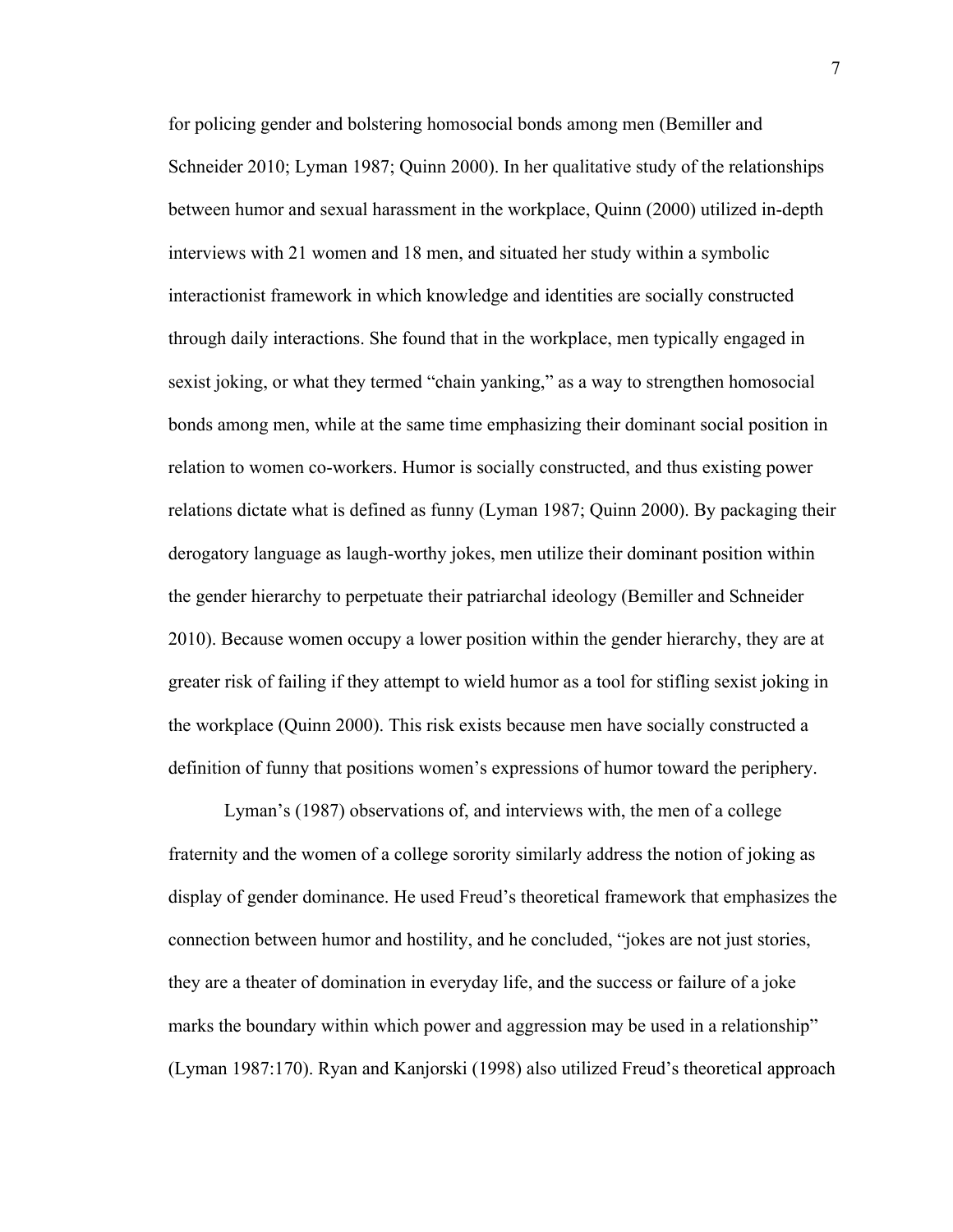for policing gender and bolstering homosocial bonds among men (Bemiller and Schneider 2010; Lyman 1987; Quinn 2000). In her qualitative study of the relationships between humor and sexual harassment in the workplace, Quinn (2000) utilized in-depth interviews with 21 women and 18 men, and situated her study within a symbolic interactionist framework in which knowledge and identities are socially constructed through daily interactions. She found that in the workplace, men typically engaged in sexist joking, or what they termed "chain yanking," as a way to strengthen homosocial bonds among men, while at the same time emphasizing their dominant social position in relation to women co-workers. Humor is socially constructed, and thus existing power relations dictate what is defined as funny (Lyman 1987; Quinn 2000). By packaging their derogatory language as laugh-worthy jokes, men utilize their dominant position within the gender hierarchy to perpetuate their patriarchal ideology (Bemiller and Schneider 2010). Because women occupy a lower position within the gender hierarchy, they are at greater risk of failing if they attempt to wield humor as a tool for stifling sexist joking in the workplace (Quinn 2000). This risk exists because men have socially constructed a definition of funny that positions women's expressions of humor toward the periphery.

Lyman's (1987) observations of, and interviews with, the men of a college fraternity and the women of a college sorority similarly address the notion of joking as display of gender dominance. He used Freud's theoretical framework that emphasizes the connection between humor and hostility, and he concluded, "jokes are not just stories, they are a theater of domination in everyday life, and the success or failure of a joke marks the boundary within which power and aggression may be used in a relationship" (Lyman 1987:170). Ryan and Kanjorski (1998) also utilized Freud's theoretical approach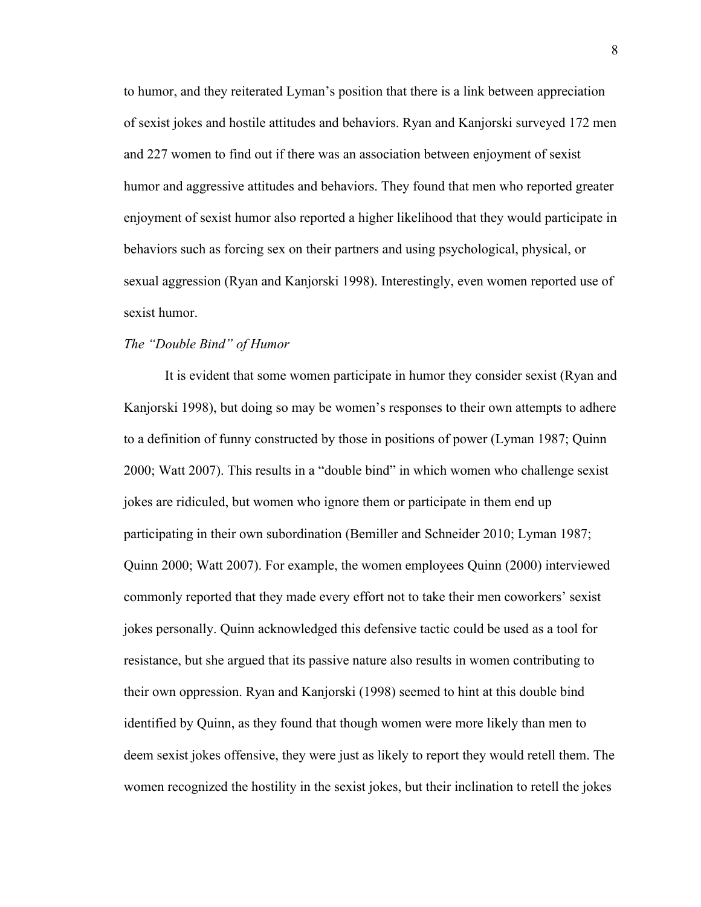to humor, and they reiterated Lyman's position that there is a link between appreciation of sexist jokes and hostile attitudes and behaviors. Ryan and Kanjorski surveyed 172 men and 227 women to find out if there was an association between enjoyment of sexist humor and aggressive attitudes and behaviors. They found that men who reported greater enjoyment of sexist humor also reported a higher likelihood that they would participate in behaviors such as forcing sex on their partners and using psychological, physical, or sexual aggression (Ryan and Kanjorski 1998). Interestingly, even women reported use of sexist humor.

*The "Double Bind" of Humor*

It is evident that some women participate in humor they consider sexist (Ryan and Kanjorski 1998), but doing so may be women's responses to their own attempts to adhere to a definition of funny constructed by those in positions of power (Lyman 1987; Quinn 2000; Watt 2007). This results in a "double bind" in which women who challenge sexist jokes are ridiculed, but women who ignore them or participate in them end up participating in their own subordination (Bemiller and Schneider 2010; Lyman 1987; Quinn 2000; Watt 2007). For example, the women employees Quinn (2000) interviewed commonly reported that they made every effort not to take their men coworkers' sexist jokes personally. Quinn acknowledged this defensive tactic could be used as a tool for resistance, but she argued that its passive nature also results in women contributing to their own oppression. Ryan and Kanjorski (1998) seemed to hint at this double bind identified by Quinn, as they found that though women were more likely than men to deem sexist jokes offensive, they were just as likely to report they would retell them. The women recognized the hostility in the sexist jokes, but their inclination to retell the jokes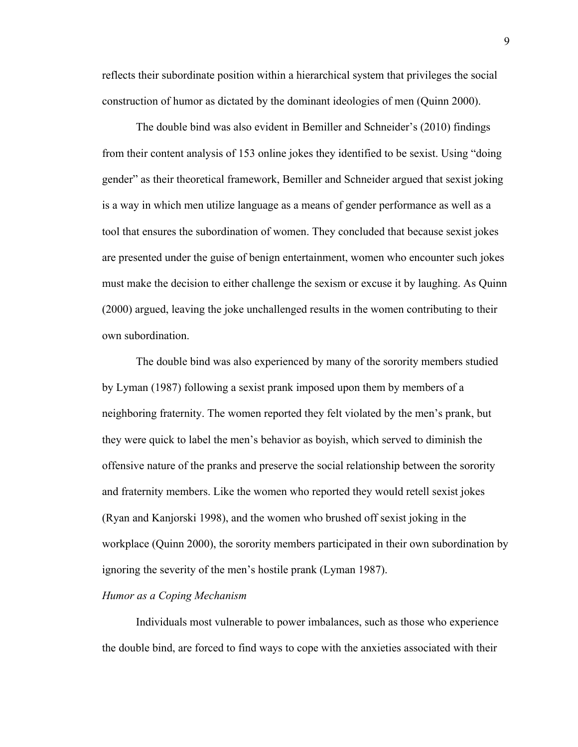reflects their subordinate position within a hierarchical system that privileges the social construction of humor as dictated by the dominant ideologies of men (Quinn 2000).

The double bind was also evident in Bemiller and Schneider's (2010) findings from their content analysis of 153 online jokes they identified to be sexist. Using "doing gender" as their theoretical framework, Bemiller and Schneider argued that sexist joking is a way in which men utilize language as a means of gender performance as well as a tool that ensures the subordination of women. They concluded that because sexist jokes are presented under the guise of benign entertainment, women who encounter such jokes must make the decision to either challenge the sexism or excuse it by laughing. As Quinn (2000) argued, leaving the joke unchallenged results in the women contributing to their own subordination.

The double bind was also experienced by many of the sorority members studied by Lyman (1987) following a sexist prank imposed upon them by members of a neighboring fraternity. The women reported they felt violated by the men's prank, but they were quick to label the men's behavior as boyish, which served to diminish the offensive nature of the pranks and preserve the social relationship between the sorority and fraternity members. Like the women who reported they would retell sexist jokes (Ryan and Kanjorski 1998), and the women who brushed off sexist joking in the workplace (Quinn 2000), the sorority members participated in their own subordination by ignoring the severity of the men's hostile prank (Lyman 1987).

*Humor as a Coping Mechanism*

Individuals most vulnerable to power imbalances, such as those who experience the double bind, are forced to find ways to cope with the anxieties associated with their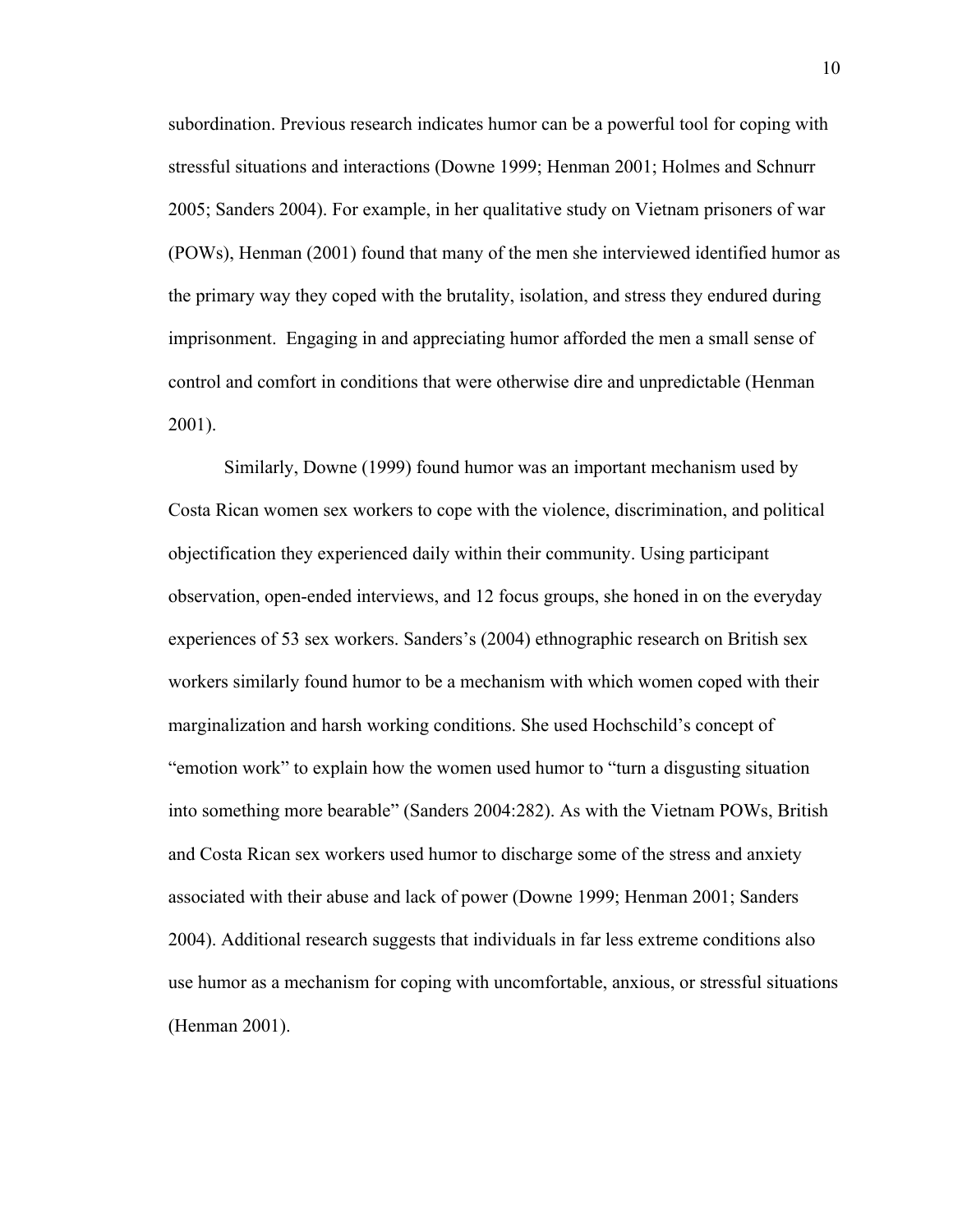subordination. Previous research indicates humor can be a powerful tool for coping with stressful situations and interactions (Downe 1999; Henman 2001; Holmes and Schnurr 2005; Sanders 2004). For example, in her qualitative study on Vietnam prisoners of war (POWs), Henman (2001) found that many of the men she interviewed identified humor as the primary way they coped with the brutality, isolation, and stress they endured during imprisonment. Engaging in and appreciating humor afforded the men a small sense of control and comfort in conditions that were otherwise dire and unpredictable (Henman 2001).

Similarly, Downe (1999) found humor was an important mechanism used by Costa Rican women sex workers to cope with the violence, discrimination, and political objectification they experienced daily within their community. Using participant observation, open-ended interviews, and 12 focus groups, she honed in on the everyday experiences of 53 sex workers. Sanders's (2004) ethnographic research on British sex workers similarly found humor to be a mechanism with which women coped with their marginalization and harsh working conditions. She used Hochschild's concept of "emotion work" to explain how the women used humor to "turn a disgusting situation into something more bearable" (Sanders 2004:282). As with the Vietnam POWs, British and Costa Rican sex workers used humor to discharge some of the stress and anxiety associated with their abuse and lack of power (Downe 1999; Henman 2001; Sanders 2004). Additional research suggests that individuals in far less extreme conditions also use humor as a mechanism for coping with uncomfortable, anxious, or stressful situations (Henman 2001).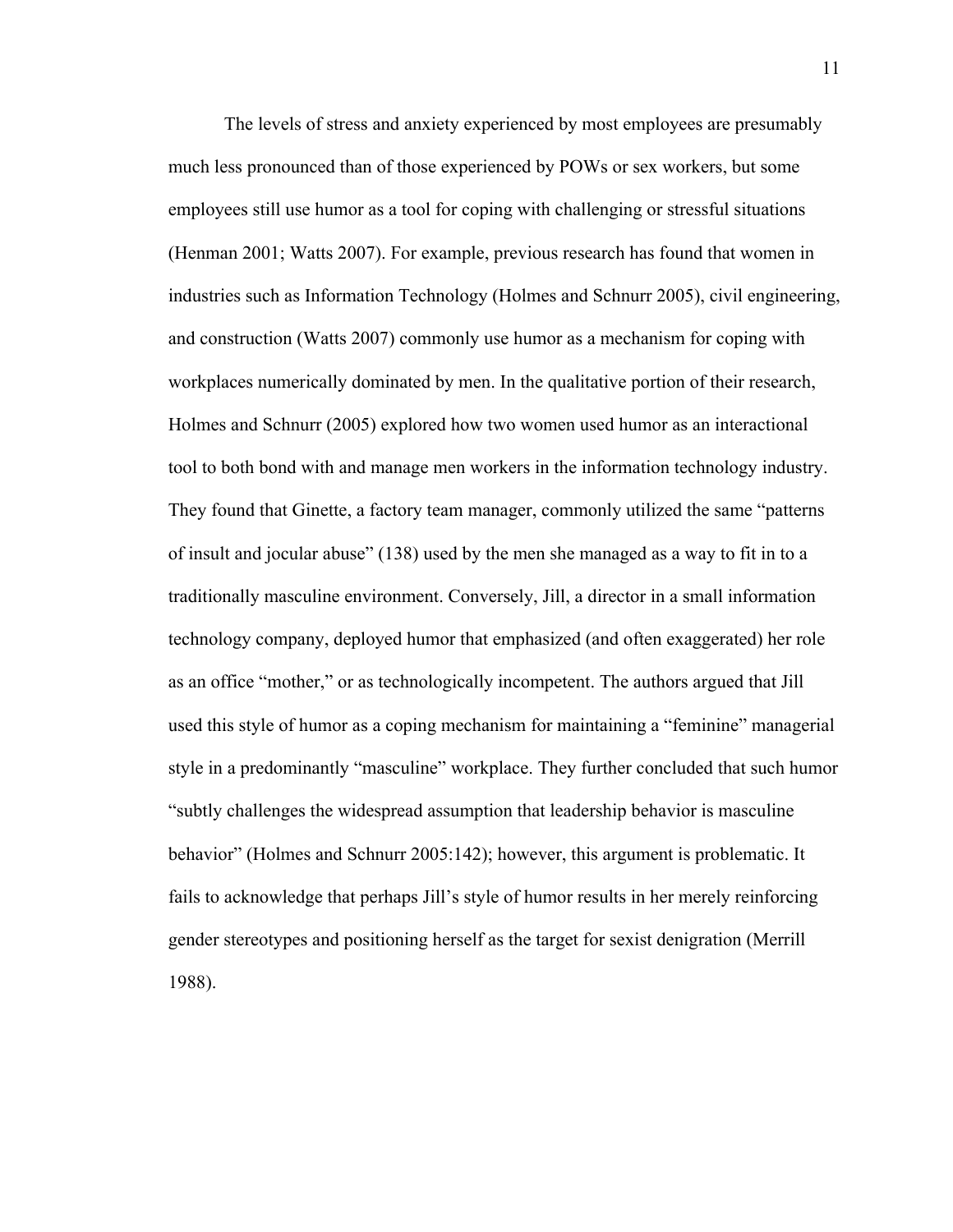The levels of stress and anxiety experienced by most employees are presumably much less pronounced than of those experienced by POWs or sex workers, but some employees still use humor as a tool for coping with challenging or stressful situations (Henman 2001; Watts 2007). For example, previous research has found that women in industries such as Information Technology (Holmes and Schnurr 2005), civil engineering, and construction (Watts 2007) commonly use humor as a mechanism for coping with workplaces numerically dominated by men. In the qualitative portion of their research, Holmes and Schnurr (2005) explored how two women used humor as an interactional tool to both bond with and manage men workers in the information technology industry. They found that Ginette, a factory team manager, commonly utilized the same "patterns of insult and jocular abuse" (138) used by the men she managed as a way to fit in to a traditionally masculine environment. Conversely, Jill, a director in a small information technology company, deployed humor that emphasized (and often exaggerated) her role as an office "mother," or as technologically incompetent. The authors argued that Jill used this style of humor as a coping mechanism for maintaining a "feminine" managerial style in a predominantly "masculine" workplace. They further concluded that such humor "subtly challenges the widespread assumption that leadership behavior is masculine behavior" (Holmes and Schnurr 2005:142); however, this argument is problematic. It fails to acknowledge that perhaps Jill's style of humor results in her merely reinforcing gender stereotypes and positioning herself as the target for sexist denigration (Merrill 1988).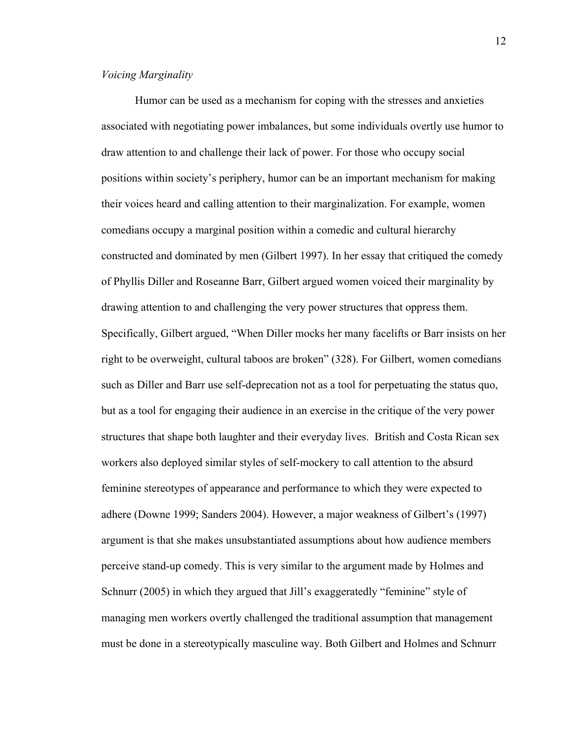*Voicing Marginality*

Humor can be used as a mechanism for coping with the stresses and anxieties associated with negotiating power imbalances, but some individuals overtly use humor to draw attention to and challenge their lack of power. For those who occupy social positions within society's periphery, humor can be an important mechanism for making their voices heard and calling attention to their marginalization. For example, women comedians occupy a marginal position within a comedic and cultural hierarchy constructed and dominated by men (Gilbert 1997). In her essay that critiqued the comedy of Phyllis Diller and Roseanne Barr, Gilbert argued women voiced their marginality by drawing attention to and challenging the very power structures that oppress them. Specifically, Gilbert argued, "When Diller mocks her many facelifts or Barr insists on her right to be overweight, cultural taboos are broken" (328). For Gilbert, women comedians such as Diller and Barr use self-deprecation not as a tool for perpetuating the status quo, but as a tool for engaging their audience in an exercise in the critique of the very power structures that shape both laughter and their everyday lives. British and Costa Rican sex workers also deployed similar styles of self-mockery to call attention to the absurd feminine stereotypes of appearance and performance to which they were expected to adhere (Downe 1999; Sanders 2004). However, a major weakness of Gilbert's (1997) argument is that she makes unsubstantiated assumptions about how audience members perceive stand-up comedy. This is very similar to the argument made by Holmes and Schnurr (2005) in which they argued that Jill's exaggeratedly "feminine" style of managing men workers overtly challenged the traditional assumption that management must be done in a stereotypically masculine way. Both Gilbert and Holmes and Schnurr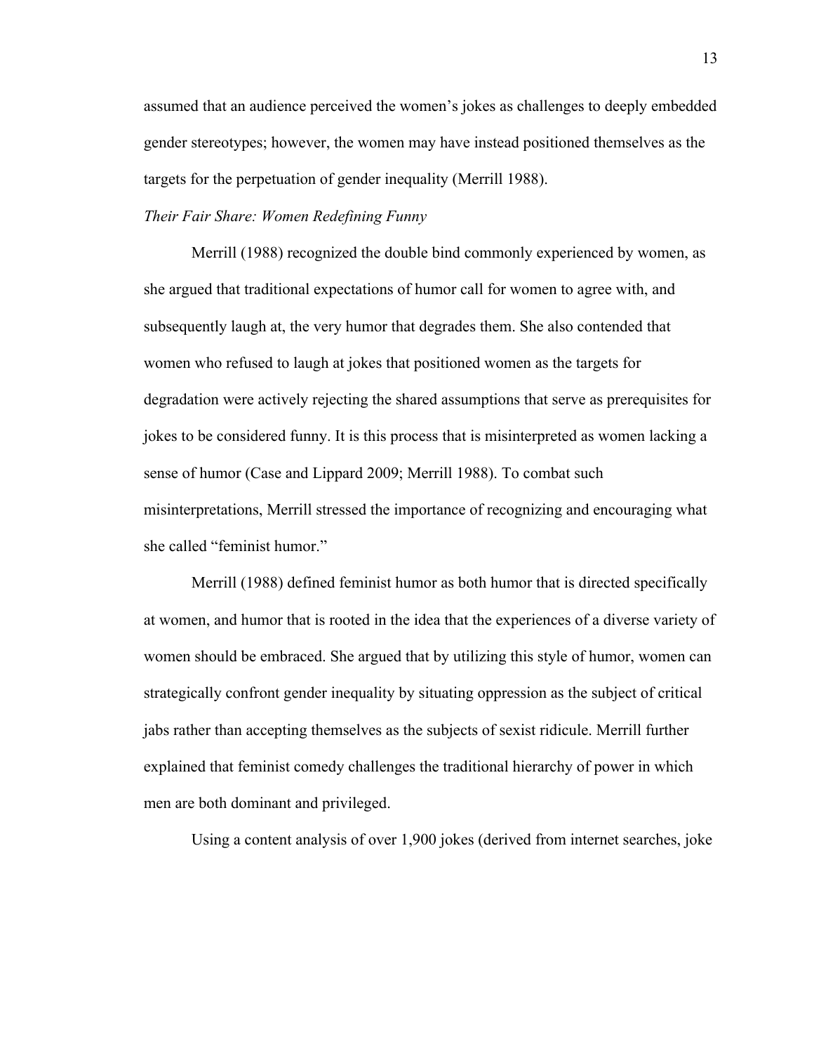assumed that an audience perceived the women's jokes as challenges to deeply embedded gender stereotypes; however, the women may have instead positioned themselves as the targets for the perpetuation of gender inequality (Merrill 1988).

*Their Fair Share: Women Redefining Funny*

Merrill (1988) recognized the double bind commonly experienced by women, as she argued that traditional expectations of humor call for women to agree with, and subsequently laugh at, the very humor that degrades them. She also contended that women who refused to laugh at jokes that positioned women as the targets for degradation were actively rejecting the shared assumptions that serve as prerequisites for jokes to be considered funny. It is this process that is misinterpreted as women lacking a sense of humor (Case and Lippard 2009; Merrill 1988). To combat such misinterpretations, Merrill stressed the importance of recognizing and encouraging what she called "feminist humor."

Merrill (1988) defined feminist humor as both humor that is directed specifically at women, and humor that is rooted in the idea that the experiences of a diverse variety of women should be embraced. She argued that by utilizing this style of humor, women can strategically confront gender inequality by situating oppression as the subject of critical jabs rather than accepting themselves as the subjects of sexist ridicule. Merrill further explained that feminist comedy challenges the traditional hierarchy of power in which men are both dominant and privileged.

Using a content analysis of over 1,900 jokes (derived from internet searches, joke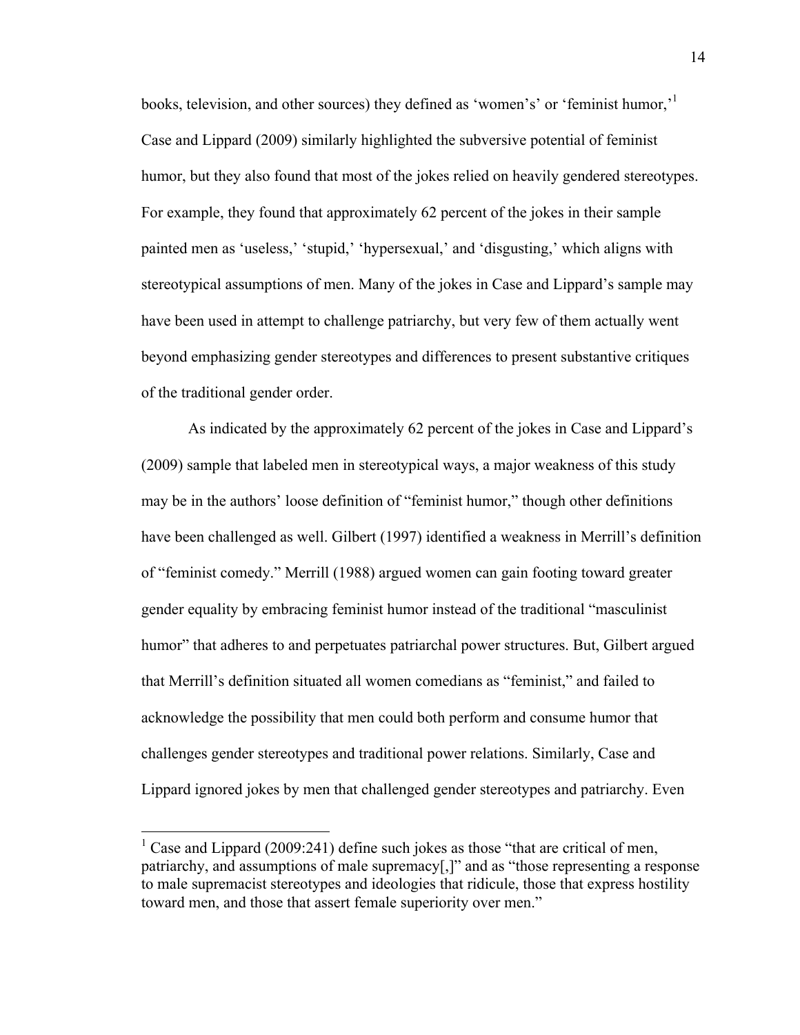books, television, and other sources) they defined as 'women's' or 'feminist humor,'[1] Case and Lippard (2009) similarly highlighted the subversive potential of feminist humor, but they also found that most of the jokes relied on heavily gendered stereotypes. For example, they found that approximately 62 percent of the jokes in their sample painted men as 'useless,' 'stupid,' 'hypersexual,' and 'disgusting,' which aligns with stereotypical assumptions of men. Many of the jokes in Case and Lippard's sample may have been used in attempt to challenge patriarchy, but very few of them actually went beyond emphasizing gender stereotypes and differences to present substantive critiques of the traditional gender order.

As indicated by the approximately 62 percent of the jokes in Case and Lippard's (2009) sample that labeled men in stereotypical ways, a major weakness of this study may be in the authors' loose definition of "feminist humor," though other definitions have been challenged as well. Gilbert (1997) identified a weakness in Merrill's definition of "feminist comedy." Merrill (1988) argued women can gain footing toward greater gender equality by embracing feminist humor instead of the traditional "masculinist humor" that adheres to and perpetuates patriarchal power structures. But, Gilbert argued that Merrill's definition situated all women comedians as "feminist," and failed to acknowledge the possibility that men could both perform and consume humor that challenges gender stereotypes and traditional power relations. Similarly, Case and Lippard ignored jokes by men that challenged gender stereotypes and patriarchy. Even

---

[1] Case and Lippard (2009:241) define such jokes as those "that are critical of men, patriarchy, and assumptions of male supremacy[,]" and as "those representing a response to male supremacist stereotypes and ideologies that ridicule, those that express hostility toward men, and those that assert female superiority over men."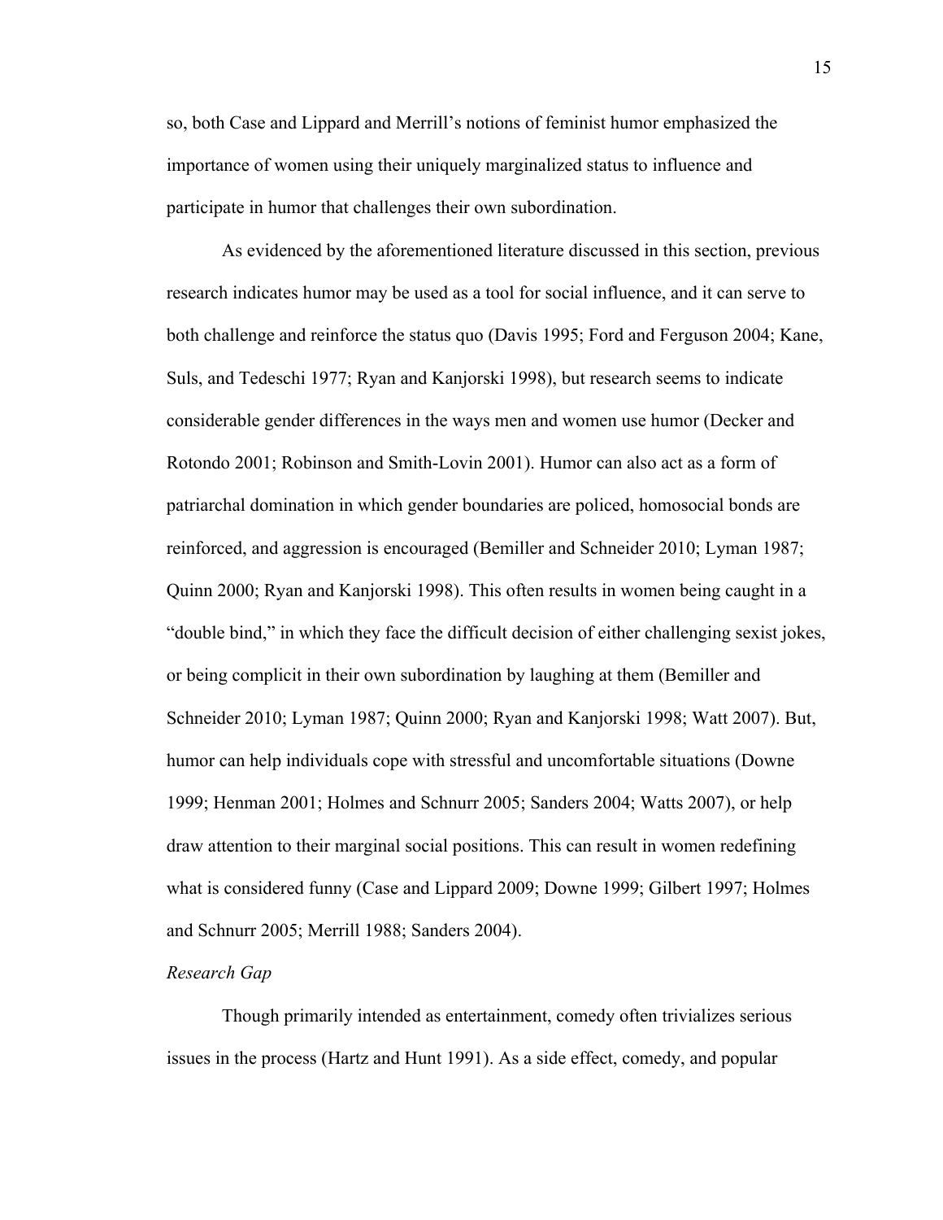so, both Case and Lippard and Merrill's notions of feminist humor emphasized the importance of women using their uniquely marginalized status to influence and participate in humor that challenges their own subordination.

As evidenced by the aforementioned literature discussed in this section, previous research indicates humor may be used as a tool for social influence, and it can serve to both challenge and reinforce the status quo (Davis 1995; Ford and Ferguson 2004; Kane, Suls, and Tedeschi 1977; Ryan and Kanjorski 1998), but research seems to indicate considerable gender differences in the ways men and women use humor (Decker and Rotondo 2001; Robinson and Smith-Lovin 2001). Humor can also act as a form of patriarchal domination in which gender boundaries are policed, homosocial bonds are reinforced, and aggression is encouraged (Bemiller and Schneider 2010; Lyman 1987; Quinn 2000; Ryan and Kanjorski 1998). This often results in women being caught in a "double bind," in which they face the difficult decision of either challenging sexist jokes, or being complicit in their own subordination by laughing at them (Bemiller and Schneider 2010; Lyman 1987; Quinn 2000; Ryan and Kanjorski 1998; Watt 2007). But, humor can help individuals cope with stressful and uncomfortable situations (Downe 1999; Henman 2001; Holmes and Schnurr 2005; Sanders 2004; Watts 2007), or help draw attention to their marginal social positions. This can result in women redefining what is considered funny (Case and Lippard 2009; Downe 1999; Gilbert 1997; Holmes and Schnurr 2005; Merrill 1988; Sanders 2004).

*Research Gap*

Though primarily intended as entertainment, comedy often trivializes serious issues in the process (Hartz and Hunt 1991). As a side effect, comedy, and popular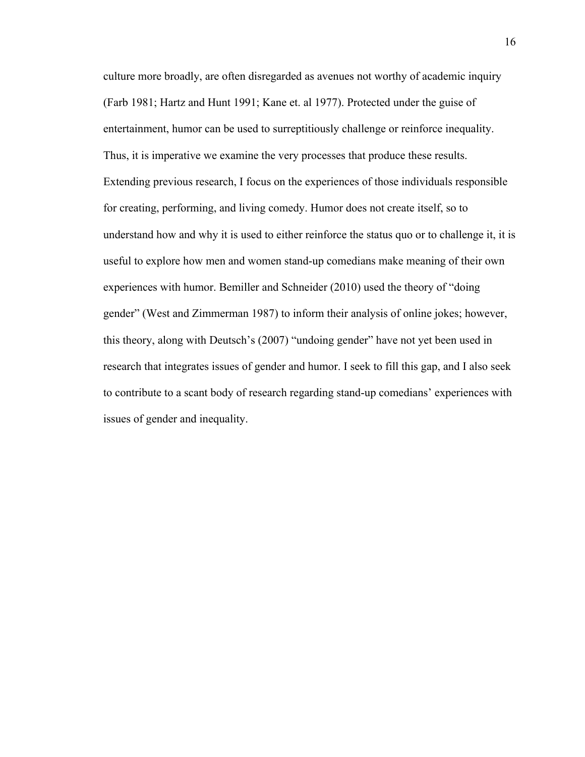culture more broadly, are often disregarded as avenues not worthy of academic inquiry (Farb 1981; Hartz and Hunt 1991; Kane et. al 1977). Protected under the guise of entertainment, humor can be used to surreptitiously challenge or reinforce inequality. Thus, it is imperative we examine the very processes that produce these results. Extending previous research, I focus on the experiences of those individuals responsible for creating, performing, and living comedy. Humor does not create itself, so to understand how and why it is used to either reinforce the status quo or to challenge it, it is useful to explore how men and women stand-up comedians make meaning of their own experiences with humor. Bemiller and Schneider (2010) used the theory of "doing gender" (West and Zimmerman 1987) to inform their analysis of online jokes; however, this theory, along with Deutsch's (2007) "undoing gender" have not yet been used in research that integrates issues of gender and humor. I seek to fill this gap, and I also seek to contribute to a scant body of research regarding stand-up comedians' experiences with issues of gender and inequality.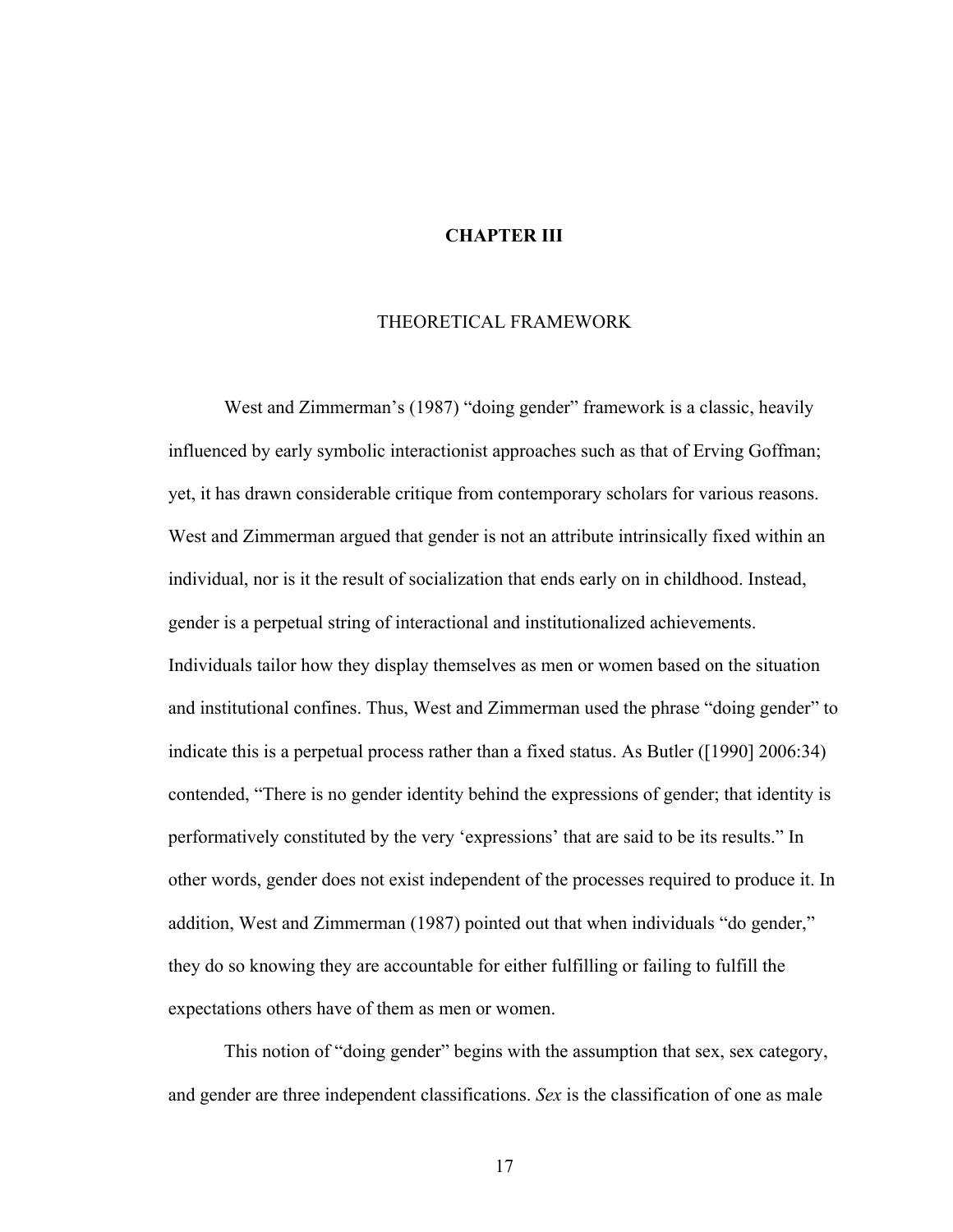# CHAPTER III

## THEORETICAL FRAMEWORK

West and Zimmerman's (1987) "doing gender" framework is a classic, heavily influenced by early symbolic interactionist approaches such as that of Erving Goffman; yet, it has drawn considerable critique from contemporary scholars for various reasons. West and Zimmerman argued that gender is not an attribute intrinsically fixed within an individual, nor is it the result of socialization that ends early on in childhood. Instead, gender is a perpetual string of interactional and institutionalized achievements. Individuals tailor how they display themselves as men or women based on the situation and institutional confines. Thus, West and Zimmerman used the phrase "doing gender" to indicate this is a perpetual process rather than a fixed status. As Butler ([1990] 2006:34) contended, "There is no gender identity behind the expressions of gender; that identity is performatively constituted by the very 'expressions' that are said to be its results." In other words, gender does not exist independent of the processes required to produce it. In addition, West and Zimmerman (1987) pointed out that when individuals "do gender," they do so knowing they are accountable for either fulfilling or failing to fulfill the expectations others have of them as men or women.

This notion of "doing gender" begins with the assumption that sex, sex category, and gender are three independent classifications. *Sex* is the classification of one as male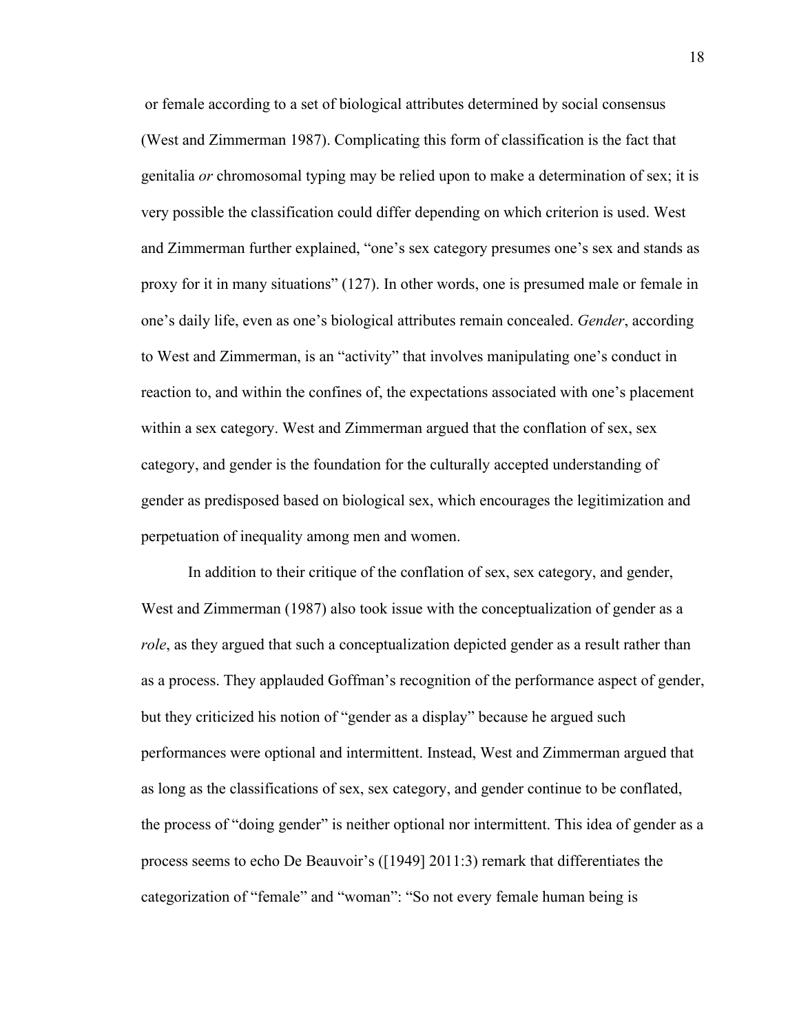or female according to a set of biological attributes determined by social consensus (West and Zimmerman 1987). Complicating this form of classification is the fact that genitalia *or* chromosomal typing may be relied upon to make a determination of sex; it is very possible the classification could differ depending on which criterion is used. West and Zimmerman further explained, "one's sex category presumes one's sex and stands as proxy for it in many situations" (127). In other words, one is presumed male or female in one's daily life, even as one's biological attributes remain concealed. *Gender*, according to West and Zimmerman, is an "activity" that involves manipulating one's conduct in reaction to, and within the confines of, the expectations associated with one's placement within a sex category. West and Zimmerman argued that the conflation of sex, sex category, and gender is the foundation for the culturally accepted understanding of gender as predisposed based on biological sex, which encourages the legitimization and perpetuation of inequality among men and women.

In addition to their critique of the conflation of sex, sex category, and gender, West and Zimmerman (1987) also took issue with the conceptualization of gender as a *role*, as they argued that such a conceptualization depicted gender as a result rather than as a process. They applauded Goffman's recognition of the performance aspect of gender, but they criticized his notion of "gender as a display" because he argued such performances were optional and intermittent. Instead, West and Zimmerman argued that as long as the classifications of sex, sex category, and gender continue to be conflated, the process of "doing gender" is neither optional nor intermittent. This idea of gender as a process seems to echo De Beauvoir's ([1949] 2011:3) remark that differentiates the categorization of "female" and "woman": "So not every female human being is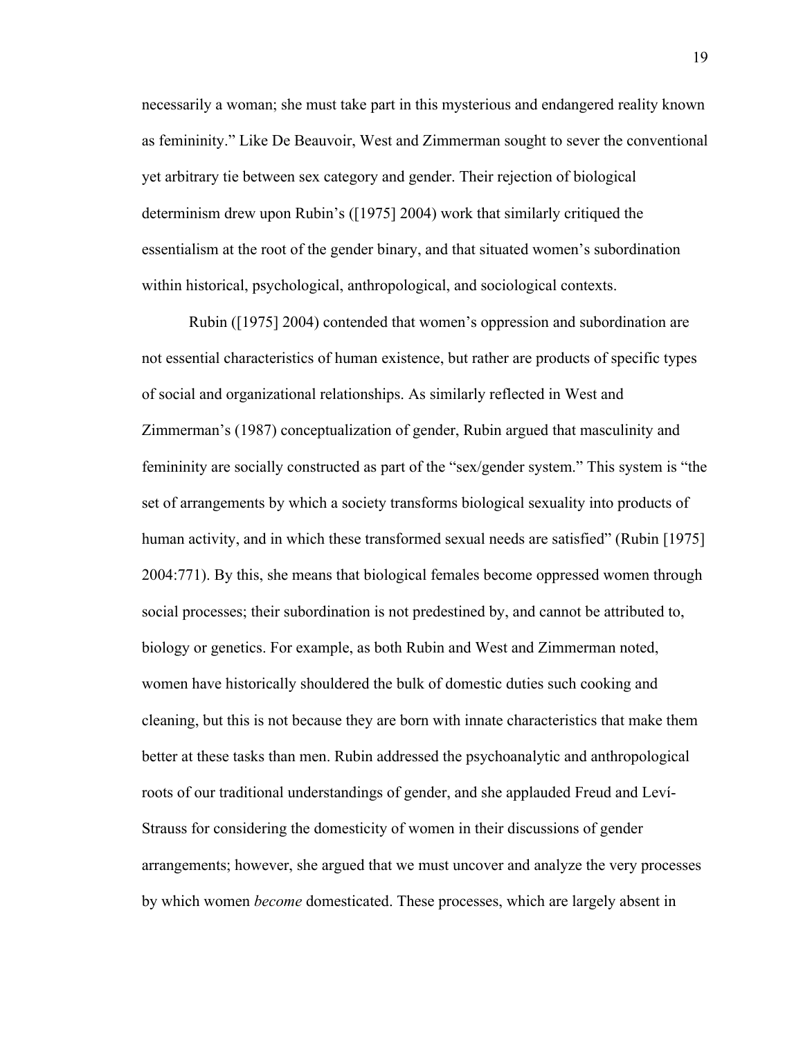necessarily a woman; she must take part in this mysterious and endangered reality known as femininity." Like De Beauvoir, West and Zimmerman sought to sever the conventional yet arbitrary tie between sex category and gender. Their rejection of biological determinism drew upon Rubin's ([1975] 2004) work that similarly critiqued the essentialism at the root of the gender binary, and that situated women's subordination within historical, psychological, anthropological, and sociological contexts.

Rubin ([1975] 2004) contended that women's oppression and subordination are not essential characteristics of human existence, but rather are products of specific types of social and organizational relationships. As similarly reflected in West and Zimmerman's (1987) conceptualization of gender, Rubin argued that masculinity and femininity are socially constructed as part of the "sex/gender system." This system is "the set of arrangements by which a society transforms biological sexuality into products of human activity, and in which these transformed sexual needs are satisfied" (Rubin [1975] 2004:771). By this, she means that biological females become oppressed women through social processes; their subordination is not predestined by, and cannot be attributed to, biology or genetics. For example, as both Rubin and West and Zimmerman noted, women have historically shouldered the bulk of domestic duties such cooking and cleaning, but this is not because they are born with innate characteristics that make them better at these tasks than men. Rubin addressed the psychoanalytic and anthropological roots of our traditional understandings of gender, and she applauded Freud and Leví-Strauss for considering the domesticity of women in their discussions of gender arrangements; however, she argued that we must uncover and analyze the very processes by which women *become* domesticated. These processes, which are largely absent in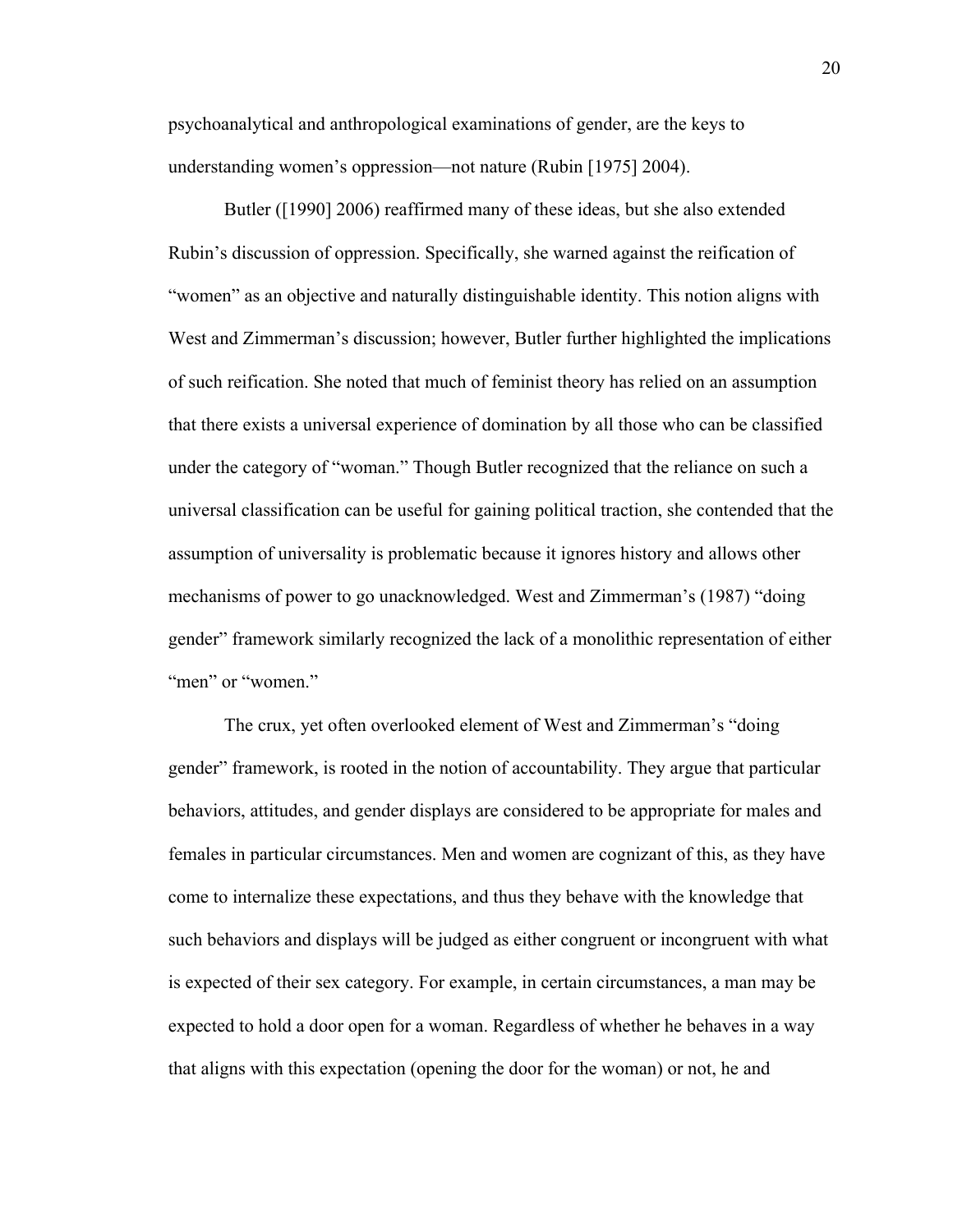psychoanalytical and anthropological examinations of gender, are the keys to understanding women's oppression—not nature (Rubin [1975] 2004).

Butler ([1990] 2006) reaffirmed many of these ideas, but she also extended Rubin's discussion of oppression. Specifically, she warned against the reification of "women" as an objective and naturally distinguishable identity. This notion aligns with West and Zimmerman's discussion; however, Butler further highlighted the implications of such reification. She noted that much of feminist theory has relied on an assumption that there exists a universal experience of domination by all those who can be classified under the category of "woman." Though Butler recognized that the reliance on such a universal classification can be useful for gaining political traction, she contended that the assumption of universality is problematic because it ignores history and allows other mechanisms of power to go unacknowledged. West and Zimmerman's (1987) "doing gender" framework similarly recognized the lack of a monolithic representation of either "men" or "women."

The crux, yet often overlooked element of West and Zimmerman's "doing gender" framework, is rooted in the notion of accountability. They argue that particular behaviors, attitudes, and gender displays are considered to be appropriate for males and females in particular circumstances. Men and women are cognizant of this, as they have come to internalize these expectations, and thus they behave with the knowledge that such behaviors and displays will be judged as either congruent or incongruent with what is expected of their sex category. For example, in certain circumstances, a man may be expected to hold a door open for a woman. Regardless of whether he behaves in a way that aligns with this expectation (opening the door for the woman) or not, he and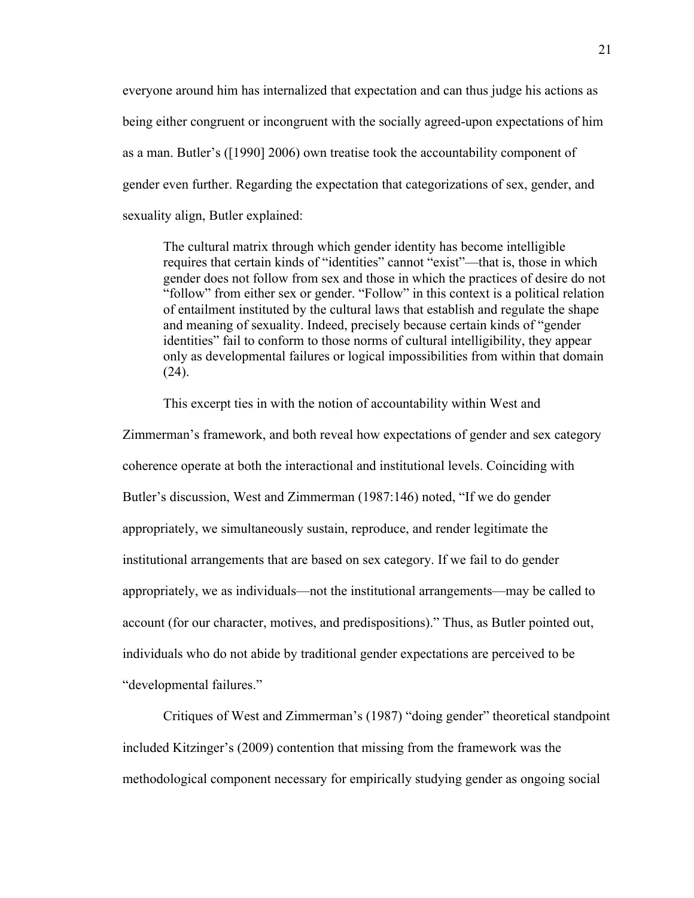everyone around him has internalized that expectation and can thus judge his actions as being either congruent or incongruent with the socially agreed-upon expectations of him as a man. Butler's ([1990] 2006) own treatise took the accountability component of gender even further. Regarding the expectation that categorizations of sex, gender, and sexuality align, Butler explained:

> The cultural matrix through which gender identity has become intelligible requires that certain kinds of "identities" cannot "exist"—that is, those in which gender does not follow from sex and those in which the practices of desire do not "follow" from either sex or gender. "Follow" in this context is a political relation of entailment instituted by the cultural laws that establish and regulate the shape and meaning of sexuality. Indeed, precisely because certain kinds of "gender identities" fail to conform to those norms of cultural intelligibility, they appear only as developmental failures or logical impossibilities from within that domain (24).

This excerpt ties in with the notion of accountability within West and Zimmerman's framework, and both reveal how expectations of gender and sex category coherence operate at both the interactional and institutional levels. Coinciding with Butler's discussion, West and Zimmerman (1987:146) noted, "If we do gender appropriately, we simultaneously sustain, reproduce, and render legitimate the institutional arrangements that are based on sex category. If we fail to do gender appropriately, we as individuals—not the institutional arrangements—may be called to account (for our character, motives, and predispositions)." Thus, as Butler pointed out, individuals who do not abide by traditional gender expectations are perceived to be "developmental failures."

Critiques of West and Zimmerman's (1987) "doing gender" theoretical standpoint included Kitzinger's (2009) contention that missing from the framework was the methodological component necessary for empirically studying gender as ongoing social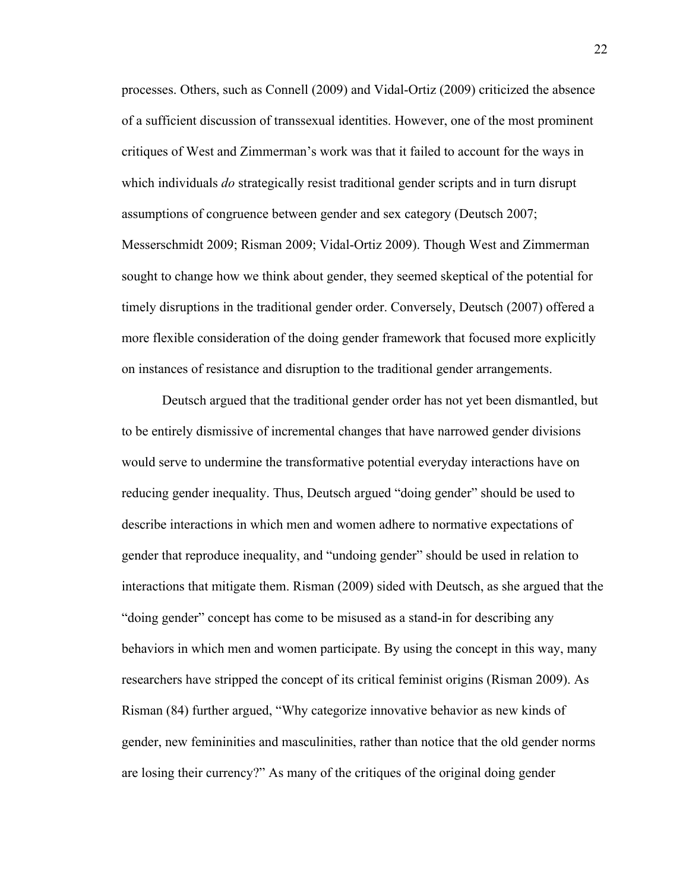processes. Others, such as Connell (2009) and Vidal-Ortiz (2009) criticized the absence of a sufficient discussion of transsexual identities. However, one of the most prominent critiques of West and Zimmerman's work was that it failed to account for the ways in which individuals *do* strategically resist traditional gender scripts and in turn disrupt assumptions of congruence between gender and sex category (Deutsch 2007; Messerschmidt 2009; Risman 2009; Vidal-Ortiz 2009). Though West and Zimmerman sought to change how we think about gender, they seemed skeptical of the potential for timely disruptions in the traditional gender order. Conversely, Deutsch (2007) offered a more flexible consideration of the doing gender framework that focused more explicitly on instances of resistance and disruption to the traditional gender arrangements.

Deutsch argued that the traditional gender order has not yet been dismantled, but to be entirely dismissive of incremental changes that have narrowed gender divisions would serve to undermine the transformative potential everyday interactions have on reducing gender inequality. Thus, Deutsch argued "doing gender" should be used to describe interactions in which men and women adhere to normative expectations of gender that reproduce inequality, and "undoing gender" should be used in relation to interactions that mitigate them. Risman (2009) sided with Deutsch, as she argued that the "doing gender" concept has come to be misused as a stand-in for describing any behaviors in which men and women participate. By using the concept in this way, many researchers have stripped the concept of its critical feminist origins (Risman 2009). As Risman (84) further argued, "Why categorize innovative behavior as new kinds of gender, new femininities and masculinities, rather than notice that the old gender norms are losing their currency?" As many of the critiques of the original doing gender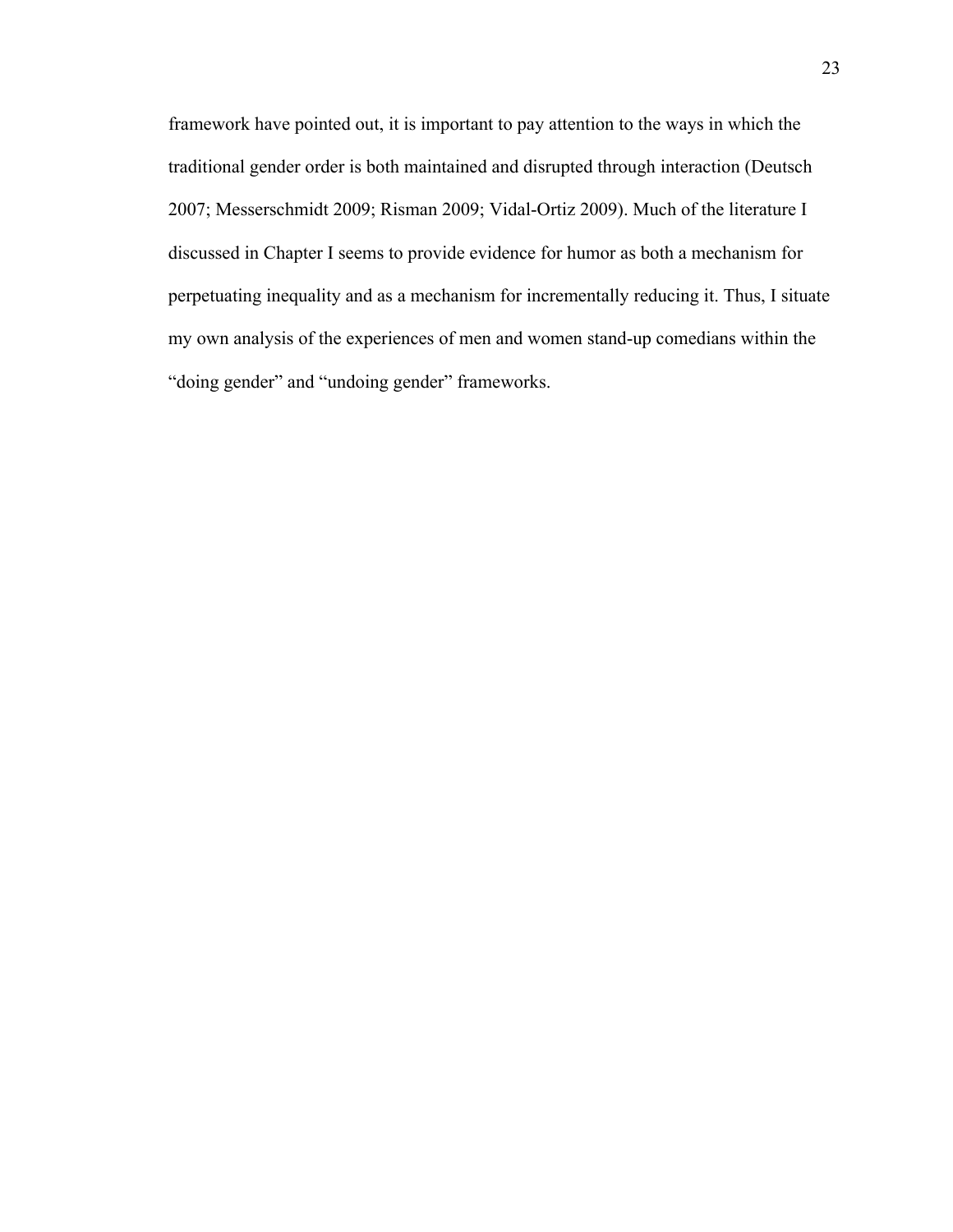framework have pointed out, it is important to pay attention to the ways in which the traditional gender order is both maintained and disrupted through interaction (Deutsch 2007; Messerschmidt 2009; Risman 2009; Vidal-Ortiz 2009). Much of the literature I discussed in Chapter I seems to provide evidence for humor as both a mechanism for perpetuating inequality and as a mechanism for incrementally reducing it. Thus, I situate my own analysis of the experiences of men and women stand-up comedians within the "doing gender" and "undoing gender" frameworks.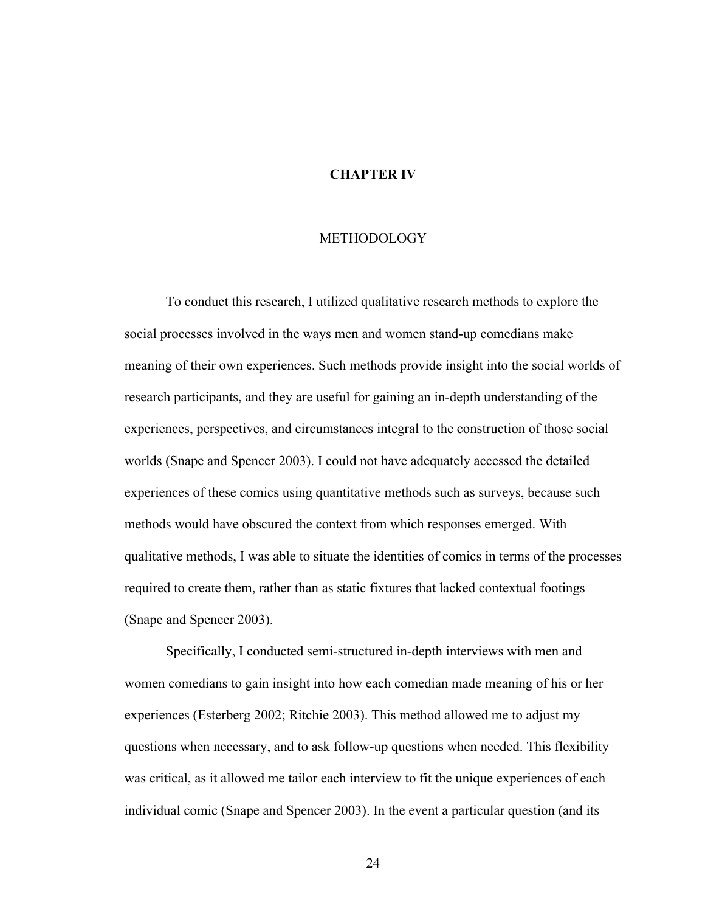# CHAPTER IV

## METHODOLOGY

To conduct this research, I utilized qualitative research methods to explore the social processes involved in the ways men and women stand-up comedians make meaning of their own experiences. Such methods provide insight into the social worlds of research participants, and they are useful for gaining an in-depth understanding of the experiences, perspectives, and circumstances integral to the construction of those social worlds (Snape and Spencer 2003). I could not have adequately accessed the detailed experiences of these comics using quantitative methods such as surveys, because such methods would have obscured the context from which responses emerged. With qualitative methods, I was able to situate the identities of comics in terms of the processes required to create them, rather than as static fixtures that lacked contextual footings (Snape and Spencer 2003).

Specifically, I conducted semi-structured in-depth interviews with men and women comedians to gain insight into how each comedian made meaning of his or her experiences (Esterberg 2002; Ritchie 2003). This method allowed me to adjust my questions when necessary, and to ask follow-up questions when needed. This flexibility was critical, as it allowed me tailor each interview to fit the unique experiences of each individual comic (Snape and Spencer 2003). In the event a particular question (and its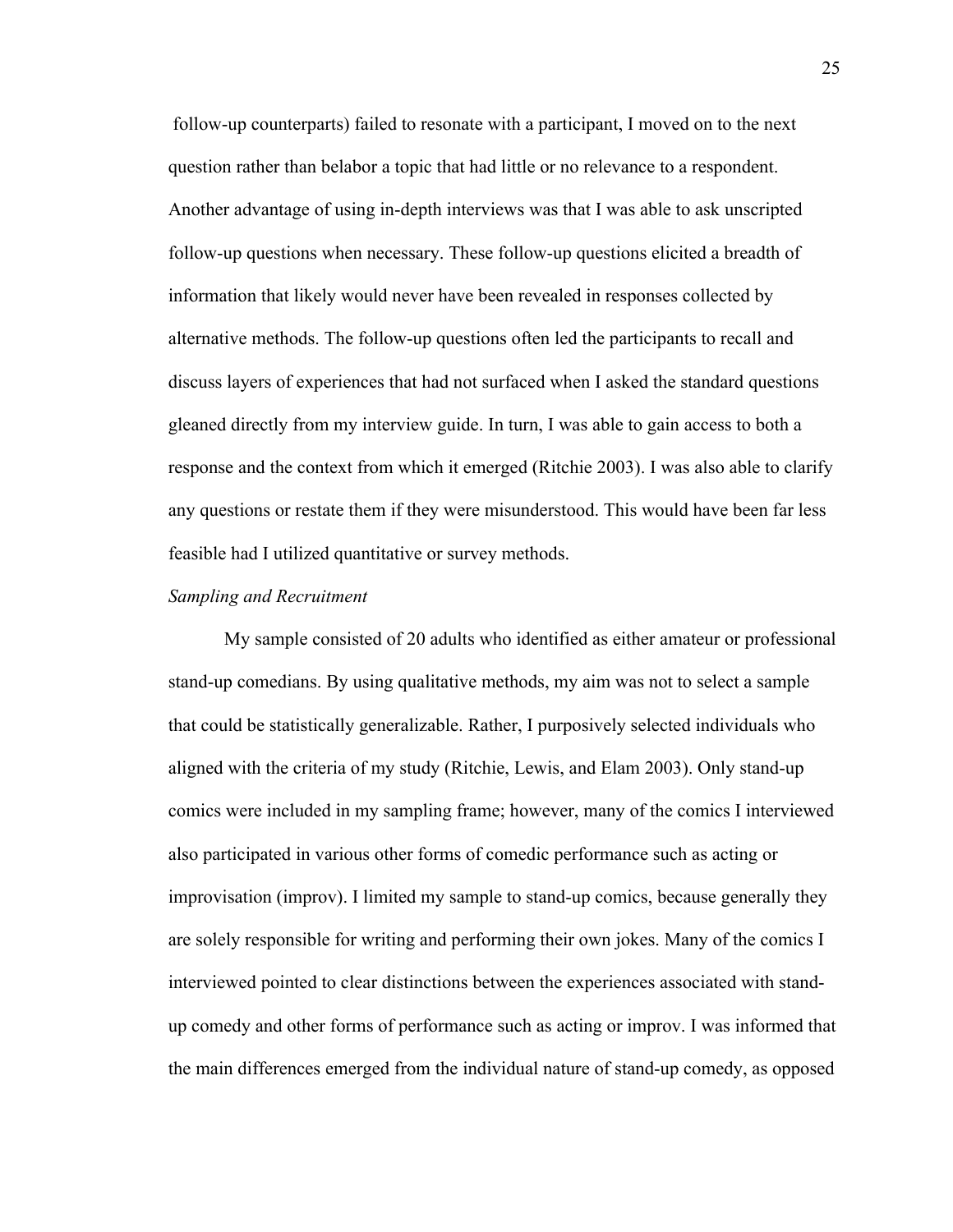follow-up counterparts) failed to resonate with a participant, I moved on to the next question rather than belabor a topic that had little or no relevance to a respondent. Another advantage of using in-depth interviews was that I was able to ask unscripted follow-up questions when necessary. These follow-up questions elicited a breadth of information that likely would never have been revealed in responses collected by alternative methods. The follow-up questions often led the participants to recall and discuss layers of experiences that had not surfaced when I asked the standard questions gleaned directly from my interview guide. In turn, I was able to gain access to both a response and the context from which it emerged (Ritchie 2003). I was also able to clarify any questions or restate them if they were misunderstood. This would have been far less feasible had I utilized quantitative or survey methods.

*Sampling and Recruitment*

My sample consisted of 20 adults who identified as either amateur or professional stand-up comedians. By using qualitative methods, my aim was not to select a sample that could be statistically generalizable. Rather, I purposively selected individuals who aligned with the criteria of my study (Ritchie, Lewis, and Elam 2003). Only stand-up comics were included in my sampling frame; however, many of the comics I interviewed also participated in various other forms of comedic performance such as acting or improvisation (improv). I limited my sample to stand-up comics, because generally they are solely responsible for writing and performing their own jokes. Many of the comics I interviewed pointed to clear distinctions between the experiences associated with stand-up comedy and other forms of performance such as acting or improv. I was informed that the main differences emerged from the individual nature of stand-up comedy, as opposed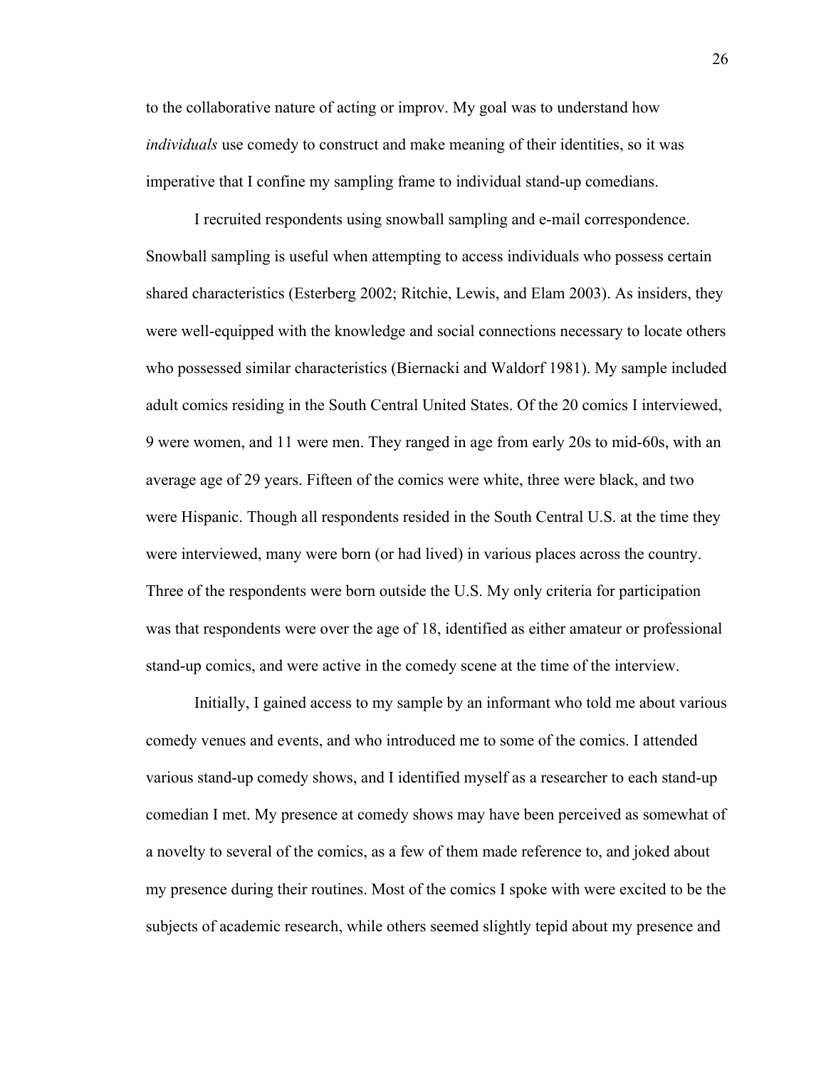to the collaborative nature of acting or improv. My goal was to understand how *individuals* use comedy to construct and make meaning of their identities, so it was imperative that I confine my sampling frame to individual stand-up comedians.

I recruited respondents using snowball sampling and e-mail correspondence. Snowball sampling is useful when attempting to access individuals who possess certain shared characteristics (Esterberg 2002; Ritchie, Lewis, and Elam 2003). As insiders, they were well-equipped with the knowledge and social connections necessary to locate others who possessed similar characteristics (Biernacki and Waldorf 1981). My sample included adult comics residing in the South Central United States. Of the 20 comics I interviewed, 9 were women, and 11 were men. They ranged in age from early 20s to mid-60s, with an average age of 29 years. Fifteen of the comics were white, three were black, and two were Hispanic. Though all respondents resided in the South Central U.S. at the time they were interviewed, many were born (or had lived) in various places across the country. Three of the respondents were born outside the U.S. My only criteria for participation was that respondents were over the age of 18, identified as either amateur or professional stand-up comics, and were active in the comedy scene at the time of the interview.

Initially, I gained access to my sample by an informant who told me about various comedy venues and events, and who introduced me to some of the comics. I attended various stand-up comedy shows, and I identified myself as a researcher to each stand-up comedian I met. My presence at comedy shows may have been perceived as somewhat of a novelty to several of the comics, as a few of them made reference to, and joked about my presence during their routines. Most of the comics I spoke with were excited to be the subjects of academic research, while others seemed slightly tepid about my presence and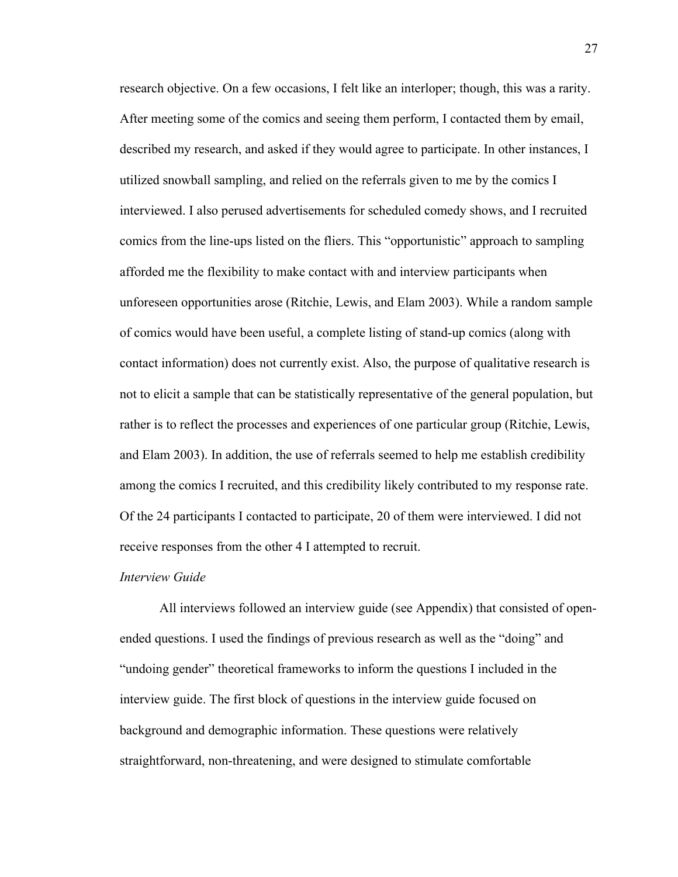research objective. On a few occasions, I felt like an interloper; though, this was a rarity. After meeting some of the comics and seeing them perform, I contacted them by email, described my research, and asked if they would agree to participate. In other instances, I utilized snowball sampling, and relied on the referrals given to me by the comics I interviewed. I also perused advertisements for scheduled comedy shows, and I recruited comics from the line-ups listed on the fliers. This "opportunistic" approach to sampling afforded me the flexibility to make contact with and interview participants when unforeseen opportunities arose (Ritchie, Lewis, and Elam 2003). While a random sample of comics would have been useful, a complete listing of stand-up comics (along with contact information) does not currently exist. Also, the purpose of qualitative research is not to elicit a sample that can be statistically representative of the general population, but rather is to reflect the processes and experiences of one particular group (Ritchie, Lewis, and Elam 2003). In addition, the use of referrals seemed to help me establish credibility among the comics I recruited, and this credibility likely contributed to my response rate. Of the 24 participants I contacted to participate, 20 of them were interviewed. I did not receive responses from the other 4 I attempted to recruit.

*Interview Guide*

All interviews followed an interview guide (see Appendix) that consisted of open-ended questions. I used the findings of previous research as well as the "doing" and "undoing gender" theoretical frameworks to inform the questions I included in the interview guide. The first block of questions in the interview guide focused on background and demographic information. These questions were relatively straightforward, non-threatening, and were designed to stimulate comfortable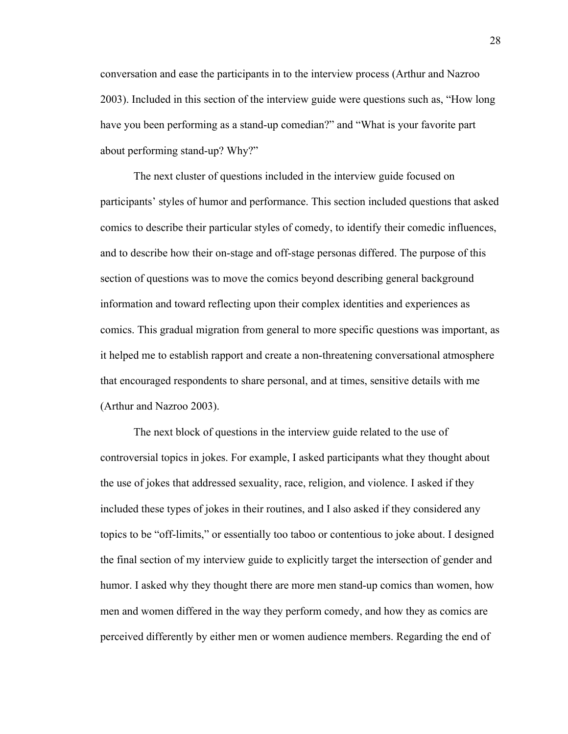conversation and ease the participants in to the interview process (Arthur and Nazroo 2003). Included in this section of the interview guide were questions such as, "How long have you been performing as a stand-up comedian?" and "What is your favorite part about performing stand-up? Why?"

The next cluster of questions included in the interview guide focused on participants' styles of humor and performance. This section included questions that asked comics to describe their particular styles of comedy, to identify their comedic influences, and to describe how their on-stage and off-stage personas differed. The purpose of this section of questions was to move the comics beyond describing general background information and toward reflecting upon their complex identities and experiences as comics. This gradual migration from general to more specific questions was important, as it helped me to establish rapport and create a non-threatening conversational atmosphere that encouraged respondents to share personal, and at times, sensitive details with me (Arthur and Nazroo 2003).

The next block of questions in the interview guide related to the use of controversial topics in jokes. For example, I asked participants what they thought about the use of jokes that addressed sexuality, race, religion, and violence. I asked if they included these types of jokes in their routines, and I also asked if they considered any topics to be "off-limits," or essentially too taboo or contentious to joke about. I designed the final section of my interview guide to explicitly target the intersection of gender and humor. I asked why they thought there are more men stand-up comics than women, how men and women differed in the way they perform comedy, and how they as comics are perceived differently by either men or women audience members. Regarding the end of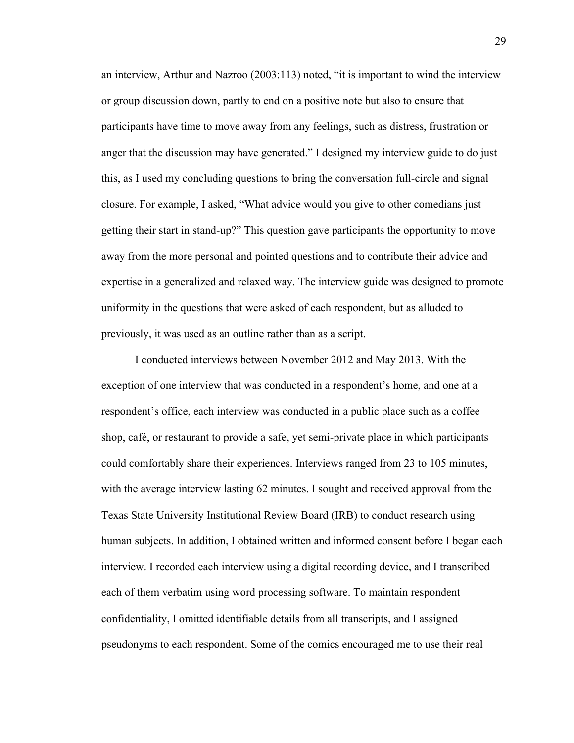an interview, Arthur and Nazroo (2003:113) noted, "it is important to wind the interview or group discussion down, partly to end on a positive note but also to ensure that participants have time to move away from any feelings, such as distress, frustration or anger that the discussion may have generated." I designed my interview guide to do just this, as I used my concluding questions to bring the conversation full-circle and signal closure. For example, I asked, "What advice would you give to other comedians just getting their start in stand-up?" This question gave participants the opportunity to move away from the more personal and pointed questions and to contribute their advice and expertise in a generalized and relaxed way. The interview guide was designed to promote uniformity in the questions that were asked of each respondent, but as alluded to previously, it was used as an outline rather than as a script.

I conducted interviews between November 2012 and May 2013. With the exception of one interview that was conducted in a respondent's home, and one at a respondent's office, each interview was conducted in a public place such as a coffee shop, café, or restaurant to provide a safe, yet semi-private place in which participants could comfortably share their experiences. Interviews ranged from 23 to 105 minutes, with the average interview lasting 62 minutes. I sought and received approval from the Texas State University Institutional Review Board (IRB) to conduct research using human subjects. In addition, I obtained written and informed consent before I began each interview. I recorded each interview using a digital recording device, and I transcribed each of them verbatim using word processing software. To maintain respondent confidentiality, I omitted identifiable details from all transcripts, and I assigned pseudonyms to each respondent. Some of the comics encouraged me to use their real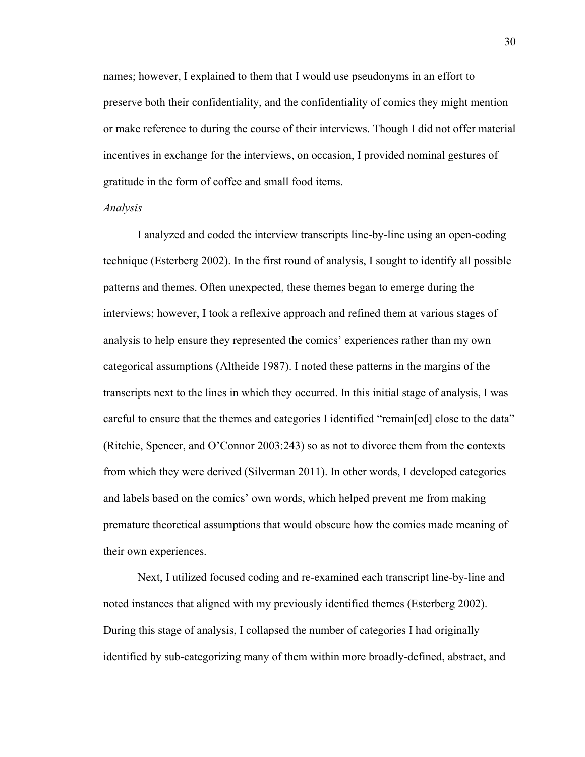names; however, I explained to them that I would use pseudonyms in an effort to preserve both their confidentiality, and the confidentiality of comics they might mention or make reference to during the course of their interviews. Though I did not offer material incentives in exchange for the interviews, on occasion, I provided nominal gestures of gratitude in the form of coffee and small food items.

*Analysis*

I analyzed and coded the interview transcripts line-by-line using an open-coding technique (Esterberg 2002). In the first round of analysis, I sought to identify all possible patterns and themes. Often unexpected, these themes began to emerge during the interviews; however, I took a reflexive approach and refined them at various stages of analysis to help ensure they represented the comics' experiences rather than my own categorical assumptions (Altheide 1987). I noted these patterns in the margins of the transcripts next to the lines in which they occurred. In this initial stage of analysis, I was careful to ensure that the themes and categories I identified "remain[ed] close to the data" (Ritchie, Spencer, and O'Connor 2003:243) so as not to divorce them from the contexts from which they were derived (Silverman 2011). In other words, I developed categories and labels based on the comics' own words, which helped prevent me from making premature theoretical assumptions that would obscure how the comics made meaning of their own experiences.

Next, I utilized focused coding and re-examined each transcript line-by-line and noted instances that aligned with my previously identified themes (Esterberg 2002). During this stage of analysis, I collapsed the number of categories I had originally identified by sub-categorizing many of them within more broadly-defined, abstract, and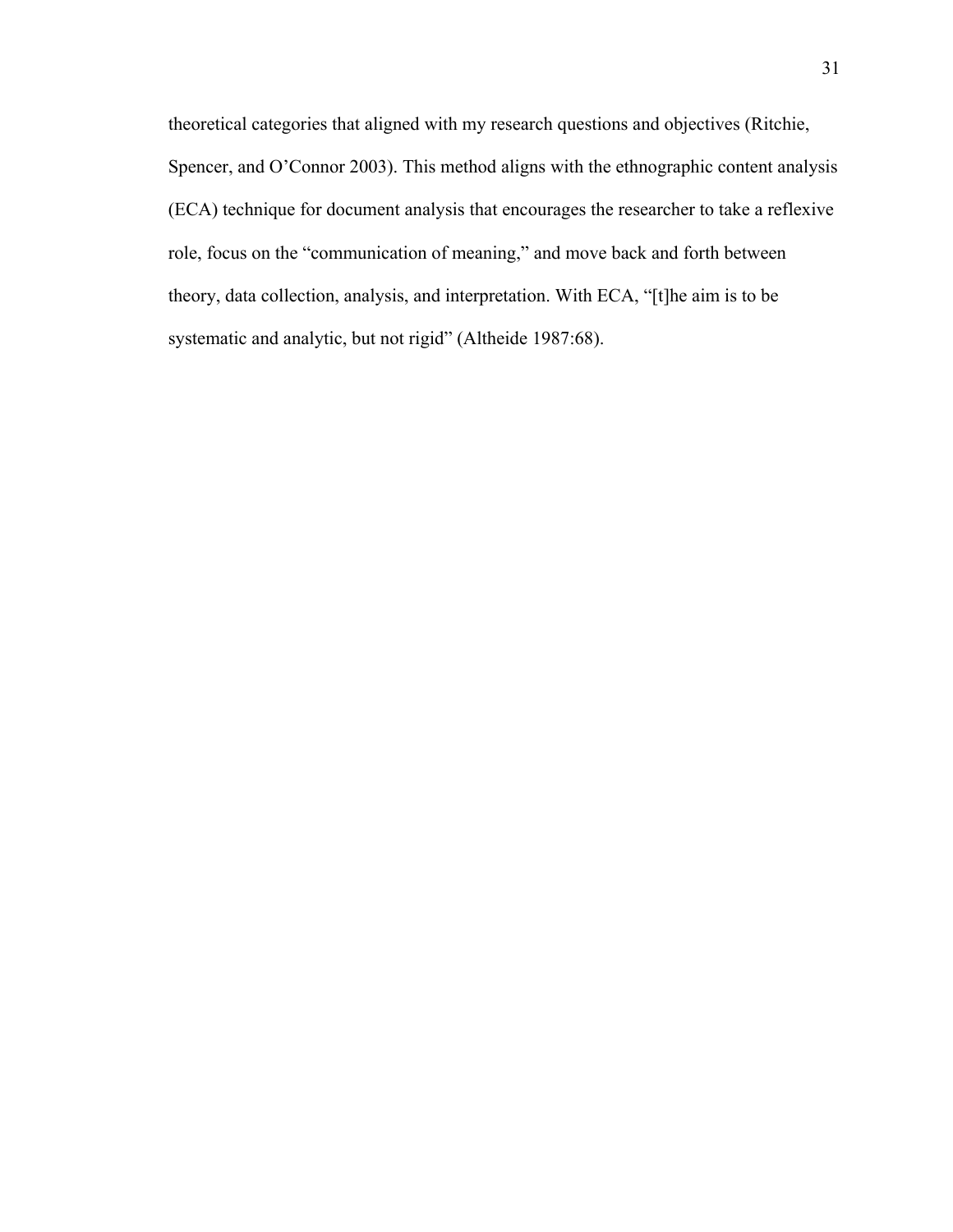theoretical categories that aligned with my research questions and objectives (Ritchie, Spencer, and O'Connor 2003). This method aligns with the ethnographic content analysis (ECA) technique for document analysis that encourages the researcher to take a reflexive role, focus on the "communication of meaning," and move back and forth between theory, data collection, analysis, and interpretation. With ECA, "[t]he aim is to be systematic and analytic, but not rigid" (Altheide 1987:68).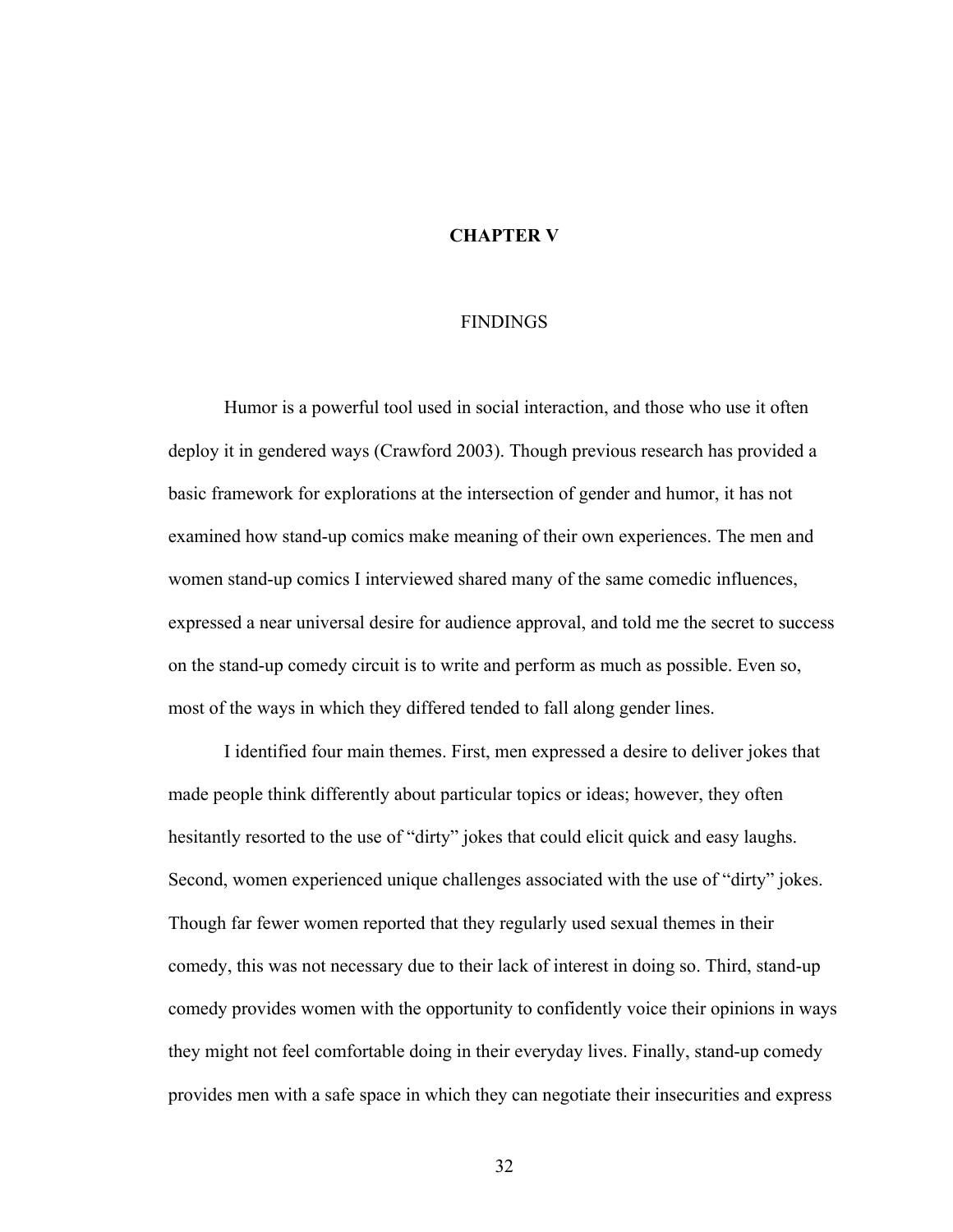# CHAPTER V

## FINDINGS

Humor is a powerful tool used in social interaction, and those who use it often deploy it in gendered ways (Crawford 2003). Though previous research has provided a basic framework for explorations at the intersection of gender and humor, it has not examined how stand-up comics make meaning of their own experiences. The men and women stand-up comics I interviewed shared many of the same comedic influences, expressed a near universal desire for audience approval, and told me the secret to success on the stand-up comedy circuit is to write and perform as much as possible. Even so, most of the ways in which they differed tended to fall along gender lines.

I identified four main themes. First, men expressed a desire to deliver jokes that made people think differently about particular topics or ideas; however, they often hesitantly resorted to the use of "dirty" jokes that could elicit quick and easy laughs. Second, women experienced unique challenges associated with the use of "dirty" jokes. Though far fewer women reported that they regularly used sexual themes in their comedy, this was not necessary due to their lack of interest in doing so. Third, stand-up comedy provides women with the opportunity to confidently voice their opinions in ways they might not feel comfortable doing in their everyday lives. Finally, stand-up comedy provides men with a safe space in which they can negotiate their insecurities and express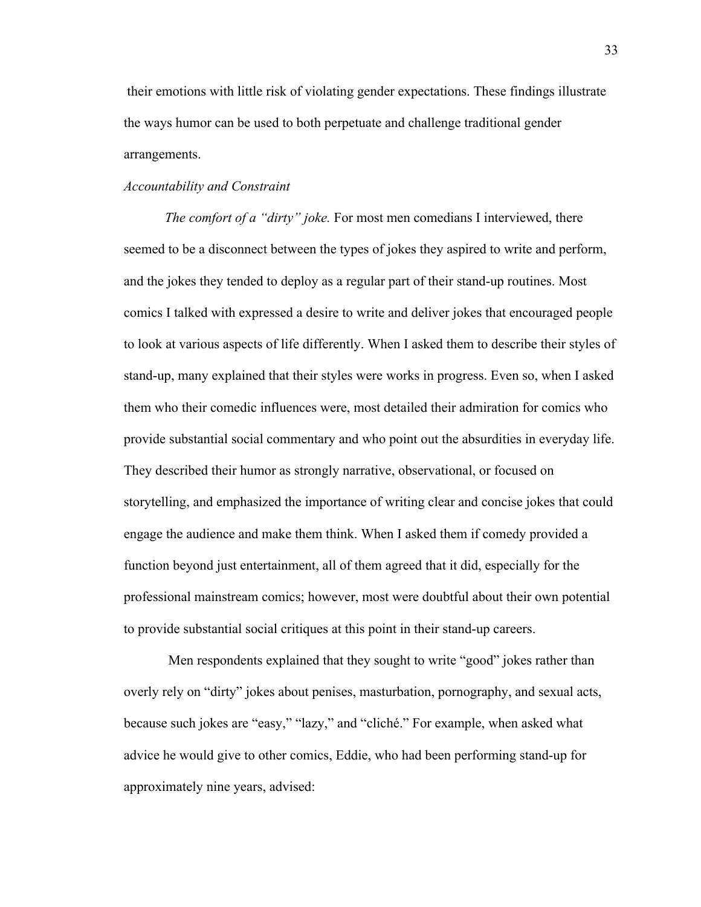their emotions with little risk of violating gender expectations. These findings illustrate the ways humor can be used to both perpetuate and challenge traditional gender arrangements.

*Accountability and Constraint*

*The comfort of a "dirty" joke.* For most men comedians I interviewed, there seemed to be a disconnect between the types of jokes they aspired to write and perform, and the jokes they tended to deploy as a regular part of their stand-up routines. Most comics I talked with expressed a desire to write and deliver jokes that encouraged people to look at various aspects of life differently. When I asked them to describe their styles of stand-up, many explained that their styles were works in progress. Even so, when I asked them who their comedic influences were, most detailed their admiration for comics who provide substantial social commentary and who point out the absurdities in everyday life. They described their humor as strongly narrative, observational, or focused on storytelling, and emphasized the importance of writing clear and concise jokes that could engage the audience and make them think. When I asked them if comedy provided a function beyond just entertainment, all of them agreed that it did, especially for the professional mainstream comics; however, most were doubtful about their own potential to provide substantial social critiques at this point in their stand-up careers.

Men respondents explained that they sought to write "good" jokes rather than overly rely on "dirty" jokes about penises, masturbation, pornography, and sexual acts, because such jokes are "easy," "lazy," and "cliché." For example, when asked what advice he would give to other comics, Eddie, who had been performing stand-up for approximately nine years, advised: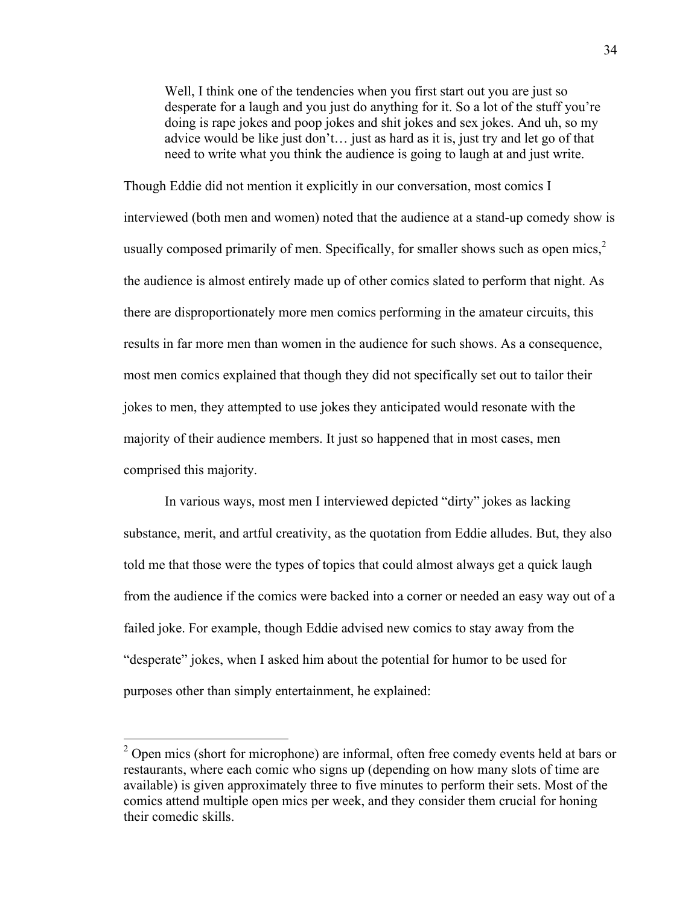> Well, I think one of the tendencies when you first start out you are just so desperate for a laugh and you just do anything for it. So a lot of the stuff you're doing is rape jokes and poop jokes and shit jokes and sex jokes. And uh, so my advice would be like just don't… just as hard as it is, just try and let go of that need to write what you think the audience is going to laugh at and just write.

Though Eddie did not mention it explicitly in our conversation, most comics I interviewed (both men and women) noted that the audience at a stand-up comedy show is usually composed primarily of men. Specifically, for smaller shows such as open mics,[2] the audience is almost entirely made up of other comics slated to perform that night. As there are disproportionately more men comics performing in the amateur circuits, this results in far more men than women in the audience for such shows. As a consequence, most men comics explained that though they did not specifically set out to tailor their jokes to men, they attempted to use jokes they anticipated would resonate with the majority of their audience members. It just so happened that in most cases, men comprised this majority.

In various ways, most men I interviewed depicted "dirty" jokes as lacking substance, merit, and artful creativity, as the quotation from Eddie alludes. But, they also told me that those were the types of topics that could almost always get a quick laugh from the audience if the comics were backed into a corner or needed an easy way out of a failed joke. For example, though Eddie advised new comics to stay away from the "desperate" jokes, when I asked him about the potential for humor to be used for purposes other than simply entertainment, he explained:

---

[2] Open mics (short for microphone) are informal, often free comedy events held at bars or restaurants, where each comic who signs up (depending on how many slots of time are available) is given approximately three to five minutes to perform their sets. Most of the comics attend multiple open mics per week, and they consider them crucial for honing their comedic skills.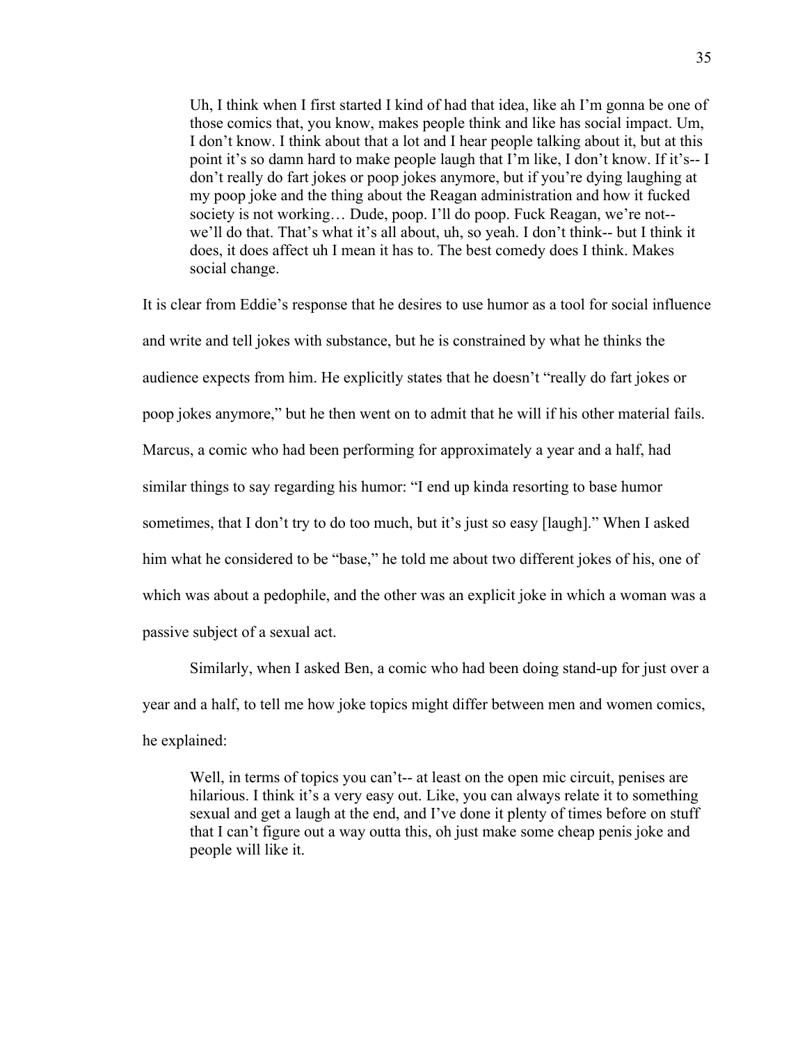> Uh, I think when I first started I kind of had that idea, like ah I'm gonna be one of those comics that, you know, makes people think and like has social impact. Um, I don't know. I think about that a lot and I hear people talking about it, but at this point it's so damn hard to make people laugh that I'm like, I don't know. If it's-- I don't really do fart jokes or poop jokes anymore, but if you're dying laughing at my poop joke and the thing about the Reagan administration and how it fucked society is not working… Dude, poop. I'll do poop. Fuck Reagan, we're not-- we'll do that. That's what it's all about, uh, so yeah. I don't think-- but I think it does, it does affect uh I mean it has to. The best comedy does I think. Makes social change.

It is clear from Eddie's response that he desires to use humor as a tool for social influence and write and tell jokes with substance, but he is constrained by what he thinks the audience expects from him. He explicitly states that he doesn't "really do fart jokes or poop jokes anymore," but he then went on to admit that he will if his other material fails. Marcus, a comic who had been performing for approximately a year and a half, had similar things to say regarding his humor: "I end up kinda resorting to base humor sometimes, that I don't try to do too much, but it's just so easy [laugh]." When I asked him what he considered to be "base," he told me about two different jokes of his, one of which was about a pedophile, and the other was an explicit joke in which a woman was a passive subject of a sexual act.

Similarly, when I asked Ben, a comic who had been doing stand-up for just over a year and a half, to tell me how joke topics might differ between men and women comics, he explained:

> Well, in terms of topics you can't-- at least on the open mic circuit, penises are hilarious. I think it's a very easy out. Like, you can always relate it to something sexual and get a laugh at the end, and I've done it plenty of times before on stuff that I can't figure out a way outta this, oh just make some cheap penis joke and people will like it.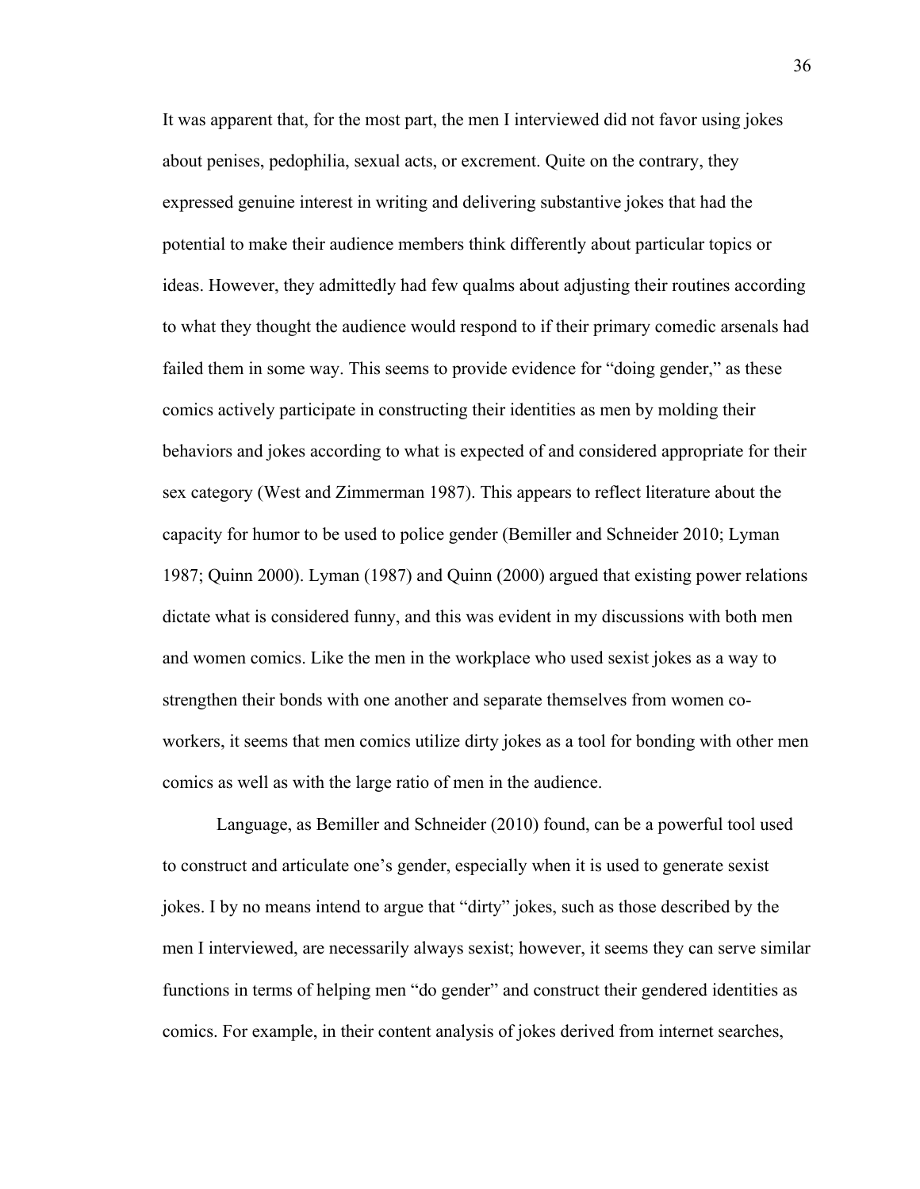It was apparent that, for the most part, the men I interviewed did not favor using jokes about penises, pedophilia, sexual acts, or excrement. Quite on the contrary, they expressed genuine interest in writing and delivering substantive jokes that had the potential to make their audience members think differently about particular topics or ideas. However, they admittedly had few qualms about adjusting their routines according to what they thought the audience would respond to if their primary comedic arsenals had failed them in some way. This seems to provide evidence for "doing gender," as these comics actively participate in constructing their identities as men by molding their behaviors and jokes according to what is expected of and considered appropriate for their sex category (West and Zimmerman 1987). This appears to reflect literature about the capacity for humor to be used to police gender (Bemiller and Schneider 2010; Lyman 1987; Quinn 2000). Lyman (1987) and Quinn (2000) argued that existing power relations dictate what is considered funny, and this was evident in my discussions with both men and women comics. Like the men in the workplace who used sexist jokes as a way to strengthen their bonds with one another and separate themselves from women co-workers, it seems that men comics utilize dirty jokes as a tool for bonding with other men comics as well as with the large ratio of men in the audience.

Language, as Bemiller and Schneider (2010) found, can be a powerful tool used to construct and articulate one's gender, especially when it is used to generate sexist jokes. I by no means intend to argue that "dirty" jokes, such as those described by the men I interviewed, are necessarily always sexist; however, it seems they can serve similar functions in terms of helping men "do gender" and construct their gendered identities as comics. For example, in their content analysis of jokes derived from internet searches,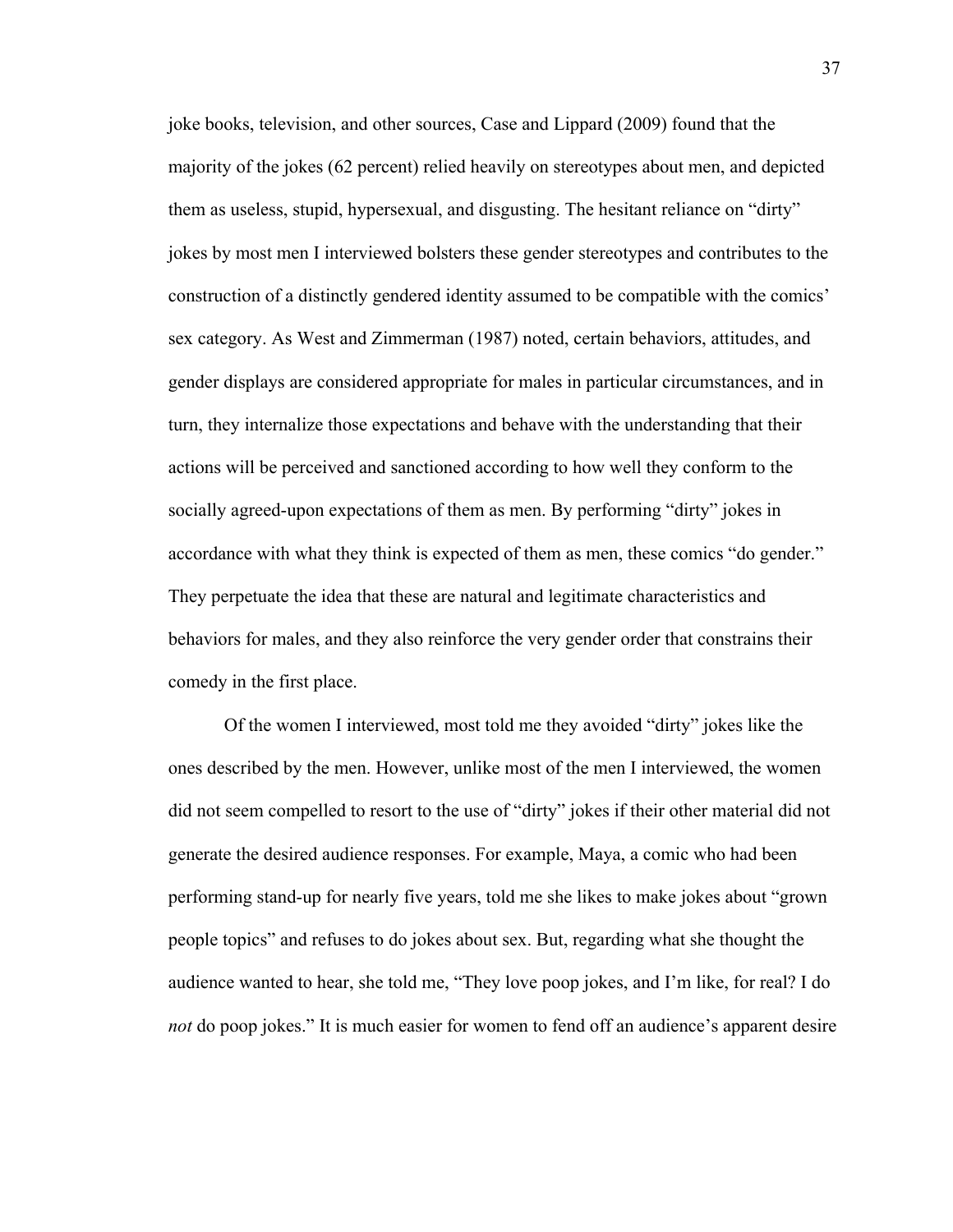joke books, television, and other sources, Case and Lippard (2009) found that the majority of the jokes (62 percent) relied heavily on stereotypes about men, and depicted them as useless, stupid, hypersexual, and disgusting. The hesitant reliance on "dirty" jokes by most men I interviewed bolsters these gender stereotypes and contributes to the construction of a distinctly gendered identity assumed to be compatible with the comics' sex category. As West and Zimmerman (1987) noted, certain behaviors, attitudes, and gender displays are considered appropriate for males in particular circumstances, and in turn, they internalize those expectations and behave with the understanding that their actions will be perceived and sanctioned according to how well they conform to the socially agreed-upon expectations of them as men. By performing "dirty" jokes in accordance with what they think is expected of them as men, these comics "do gender." They perpetuate the idea that these are natural and legitimate characteristics and behaviors for males, and they also reinforce the very gender order that constrains their comedy in the first place.

Of the women I interviewed, most told me they avoided "dirty" jokes like the ones described by the men. However, unlike most of the men I interviewed, the women did not seem compelled to resort to the use of "dirty" jokes if their other material did not generate the desired audience responses. For example, Maya, a comic who had been performing stand-up for nearly five years, told me she likes to make jokes about "grown people topics" and refuses to do jokes about sex. But, regarding what she thought the audience wanted to hear, she told me, "They love poop jokes, and I'm like, for real? I do *not* do poop jokes." It is much easier for women to fend off an audience's apparent desire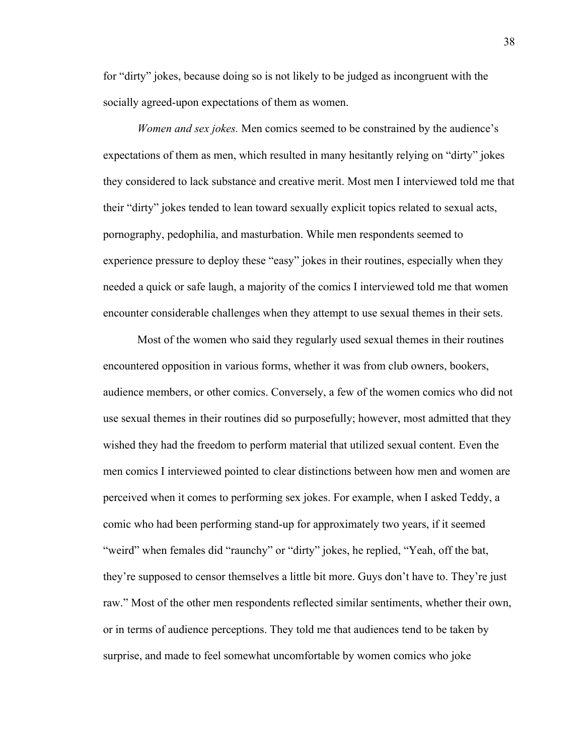for "dirty" jokes, because doing so is not likely to be judged as incongruent with the socially agreed-upon expectations of them as women.

*Women and sex jokes.* Men comics seemed to be constrained by the audience's expectations of them as men, which resulted in many hesitantly relying on "dirty" jokes they considered to lack substance and creative merit. Most men I interviewed told me that their "dirty" jokes tended to lean toward sexually explicit topics related to sexual acts, pornography, pedophilia, and masturbation. While men respondents seemed to experience pressure to deploy these "easy" jokes in their routines, especially when they needed a quick or safe laugh, a majority of the comics I interviewed told me that women encounter considerable challenges when they attempt to use sexual themes in their sets.

Most of the women who said they regularly used sexual themes in their routines encountered opposition in various forms, whether it was from club owners, bookers, audience members, or other comics. Conversely, a few of the women comics who did not use sexual themes in their routines did so purposefully; however, most admitted that they wished they had the freedom to perform material that utilized sexual content. Even the men comics I interviewed pointed to clear distinctions between how men and women are perceived when it comes to performing sex jokes. For example, when I asked Teddy, a comic who had been performing stand-up for approximately two years, if it seemed "weird" when females did "raunchy" or "dirty" jokes, he replied, "Yeah, off the bat, they're supposed to censor themselves a little bit more. Guys don't have to. They're just raw." Most of the other men respondents reflected similar sentiments, whether their own, or in terms of audience perceptions. They told me that audiences tend to be taken by surprise, and made to feel somewhat uncomfortable by women comics who joke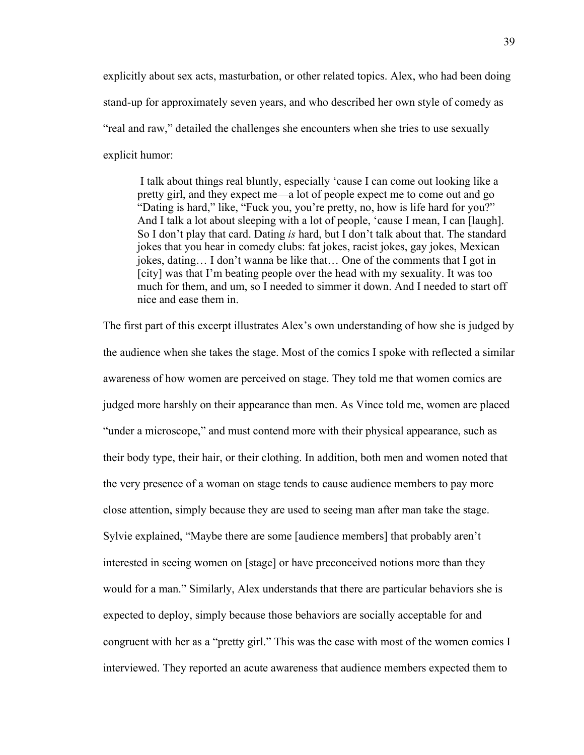explicitly about sex acts, masturbation, or other related topics. Alex, who had been doing stand-up for approximately seven years, and who described her own style of comedy as "real and raw," detailed the challenges she encounters when she tries to use sexually explicit humor:

> I talk about things real bluntly, especially 'cause I can come out looking like a pretty girl, and they expect me—a lot of people expect me to come out and go "Dating is hard," like, "Fuck you, you're pretty, no, how is life hard for you?" And I talk a lot about sleeping with a lot of people, 'cause I mean, I can [laugh]. So I don't play that card. Dating *is* hard, but I don't talk about that. The standard jokes that you hear in comedy clubs: fat jokes, racist jokes, gay jokes, Mexican jokes, dating… I don't wanna be like that… One of the comments that I got in [city] was that I'm beating people over the head with my sexuality. It was too much for them, and um, so I needed to simmer it down. And I needed to start off nice and ease them in.

The first part of this excerpt illustrates Alex's own understanding of how she is judged by the audience when she takes the stage. Most of the comics I spoke with reflected a similar awareness of how women are perceived on stage. They told me that women comics are judged more harshly on their appearance than men. As Vince told me, women are placed "under a microscope," and must contend more with their physical appearance, such as their body type, their hair, or their clothing. In addition, both men and women noted that the very presence of a woman on stage tends to cause audience members to pay more close attention, simply because they are used to seeing man after man take the stage. Sylvie explained, "Maybe there are some [audience members] that probably aren't interested in seeing women on [stage] or have preconceived notions more than they would for a man." Similarly, Alex understands that there are particular behaviors she is expected to deploy, simply because those behaviors are socially acceptable for and congruent with her as a "pretty girl." This was the case with most of the women comics I interviewed. They reported an acute awareness that audience members expected them to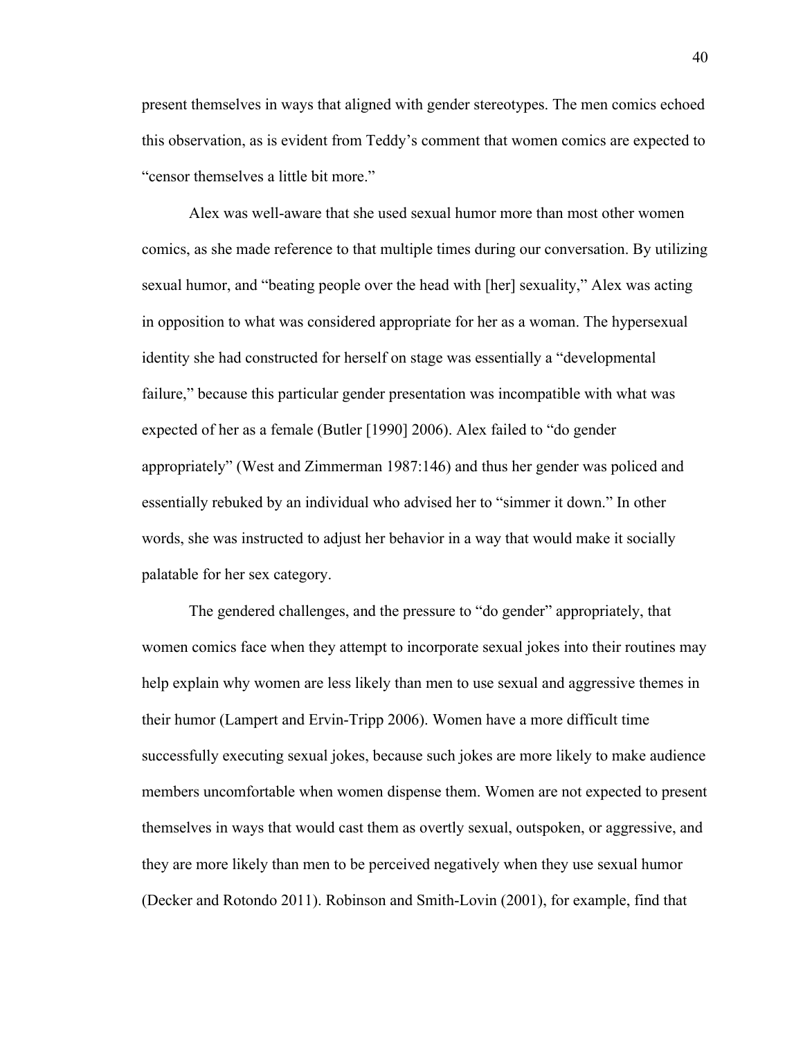present themselves in ways that aligned with gender stereotypes. The men comics echoed this observation, as is evident from Teddy's comment that women comics are expected to "censor themselves a little bit more."

Alex was well-aware that she used sexual humor more than most other women comics, as she made reference to that multiple times during our conversation. By utilizing sexual humor, and "beating people over the head with [her] sexuality," Alex was acting in opposition to what was considered appropriate for her as a woman. The hypersexual identity she had constructed for herself on stage was essentially a "developmental failure," because this particular gender presentation was incompatible with what was expected of her as a female (Butler [1990] 2006). Alex failed to "do gender appropriately" (West and Zimmerman 1987:146) and thus her gender was policed and essentially rebuked by an individual who advised her to "simmer it down." In other words, she was instructed to adjust her behavior in a way that would make it socially palatable for her sex category.

The gendered challenges, and the pressure to "do gender" appropriately, that women comics face when they attempt to incorporate sexual jokes into their routines may help explain why women are less likely than men to use sexual and aggressive themes in their humor (Lampert and Ervin-Tripp 2006). Women have a more difficult time successfully executing sexual jokes, because such jokes are more likely to make audience members uncomfortable when women dispense them. Women are not expected to present themselves in ways that would cast them as overtly sexual, outspoken, or aggressive, and they are more likely than men to be perceived negatively when they use sexual humor (Decker and Rotondo 2011). Robinson and Smith-Lovin (2001), for example, find that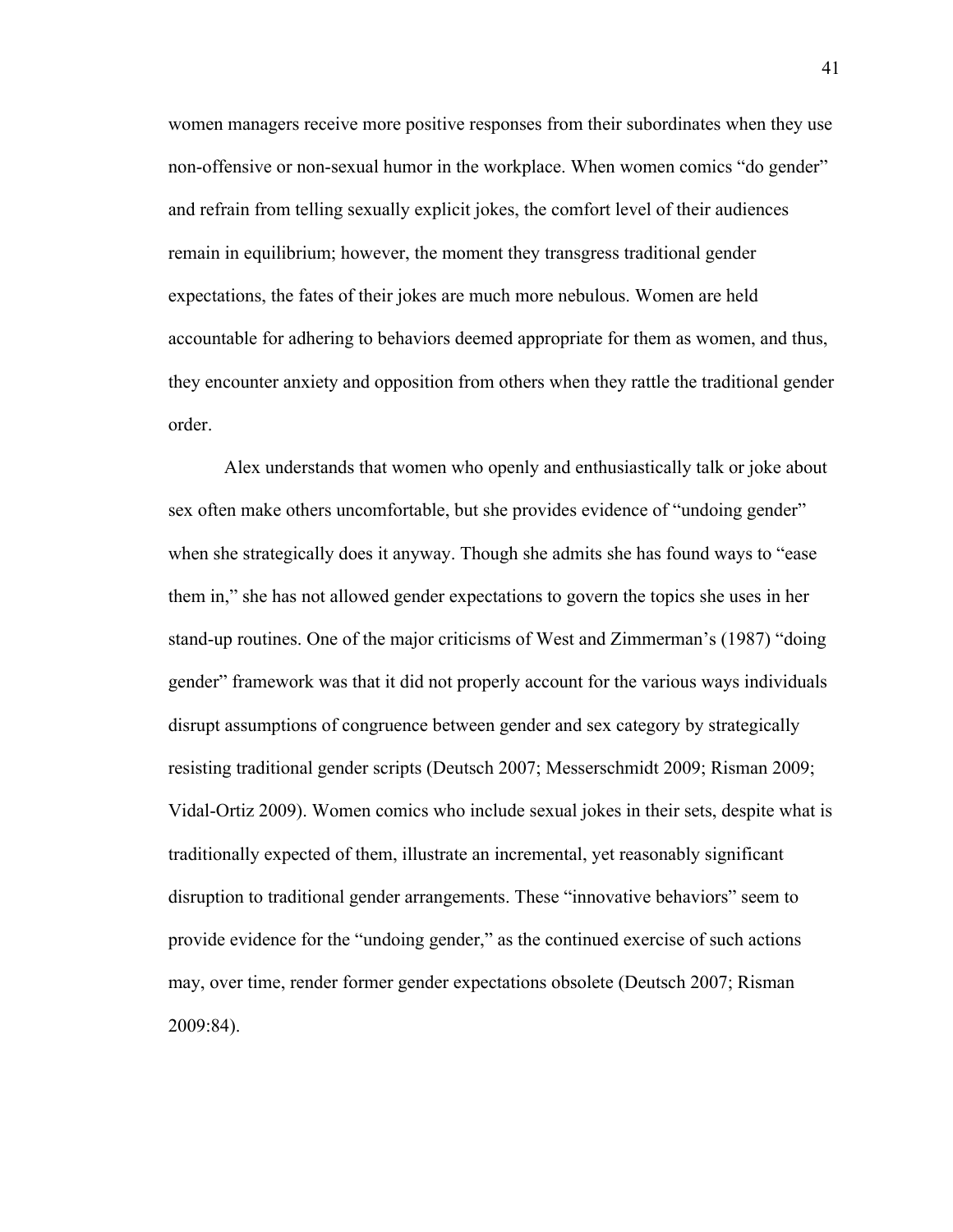women managers receive more positive responses from their subordinates when they use non-offensive or non-sexual humor in the workplace. When women comics "do gender" and refrain from telling sexually explicit jokes, the comfort level of their audiences remain in equilibrium; however, the moment they transgress traditional gender expectations, the fates of their jokes are much more nebulous. Women are held accountable for adhering to behaviors deemed appropriate for them as women, and thus, they encounter anxiety and opposition from others when they rattle the traditional gender order.

Alex understands that women who openly and enthusiastically talk or joke about sex often make others uncomfortable, but she provides evidence of "undoing gender" when she strategically does it anyway. Though she admits she has found ways to "ease them in," she has not allowed gender expectations to govern the topics she uses in her stand-up routines. One of the major criticisms of West and Zimmerman's (1987) "doing gender" framework was that it did not properly account for the various ways individuals disrupt assumptions of congruence between gender and sex category by strategically resisting traditional gender scripts (Deutsch 2007; Messerschmidt 2009; Risman 2009; Vidal-Ortiz 2009). Women comics who include sexual jokes in their sets, despite what is traditionally expected of them, illustrate an incremental, yet reasonably significant disruption to traditional gender arrangements. These "innovative behaviors" seem to provide evidence for the "undoing gender," as the continued exercise of such actions may, over time, render former gender expectations obsolete (Deutsch 2007; Risman 2009:84).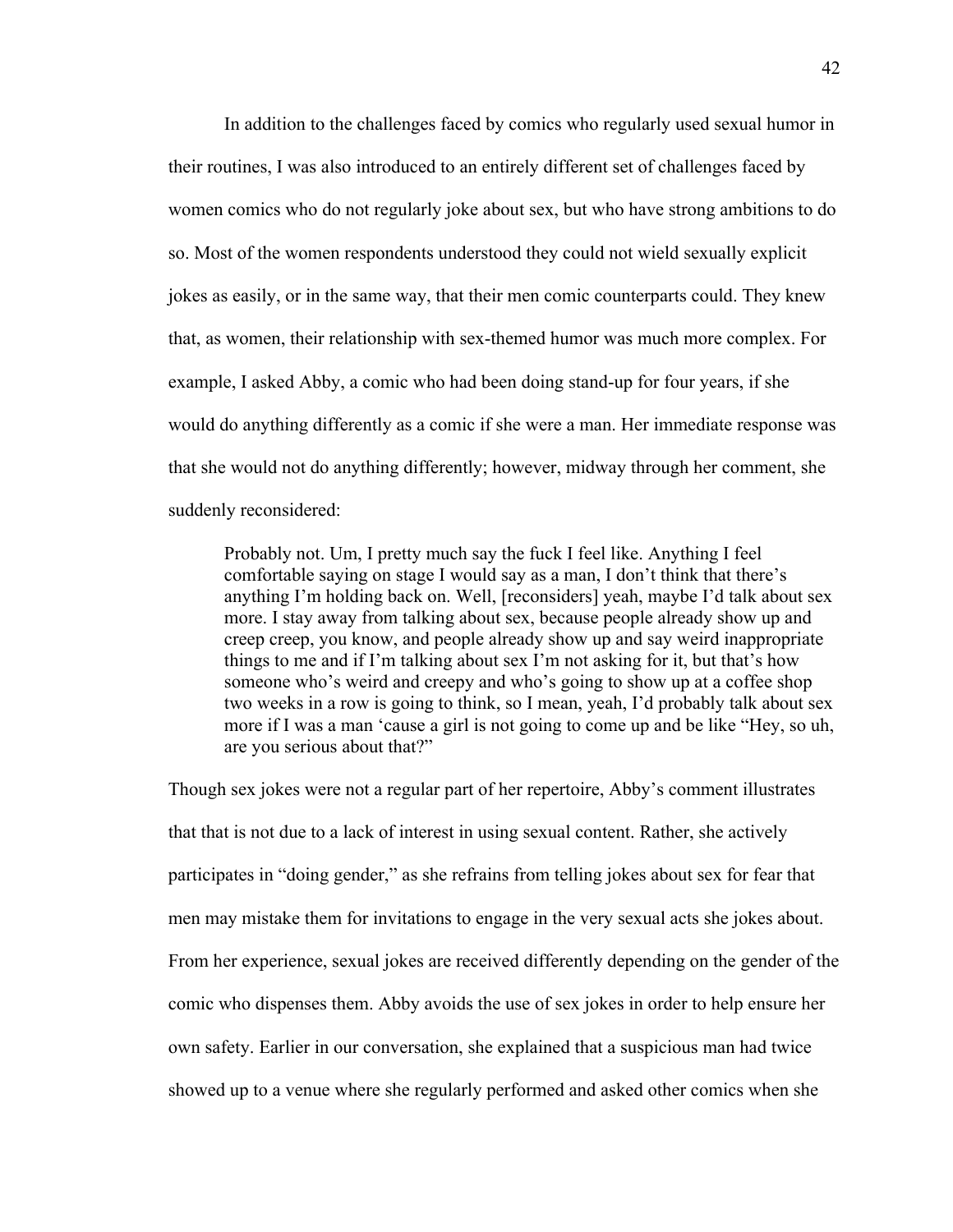In addition to the challenges faced by comics who regularly used sexual humor in their routines, I was also introduced to an entirely different set of challenges faced by women comics who do not regularly joke about sex, but who have strong ambitions to do so. Most of the women respondents understood they could not wield sexually explicit jokes as easily, or in the same way, that their men comic counterparts could. They knew that, as women, their relationship with sex-themed humor was much more complex. For example, I asked Abby, a comic who had been doing stand-up for four years, if she would do anything differently as a comic if she were a man. Her immediate response was that she would not do anything differently; however, midway through her comment, she suddenly reconsidered:

> Probably not. Um, I pretty much say the fuck I feel like. Anything I feel comfortable saying on stage I would say as a man, I don't think that there's anything I'm holding back on. Well, [reconsiders] yeah, maybe I'd talk about sex more. I stay away from talking about sex, because people already show up and creep creep, you know, and people already show up and say weird inappropriate things to me and if I'm talking about sex I'm not asking for it, but that's how someone who's weird and creepy and who's going to show up at a coffee shop two weeks in a row is going to think, so I mean, yeah, I'd probably talk about sex more if I was a man 'cause a girl is not going to come up and be like "Hey, so uh, are you serious about that?"

Though sex jokes were not a regular part of her repertoire, Abby's comment illustrates that that is not due to a lack of interest in using sexual content. Rather, she actively participates in "doing gender," as she refrains from telling jokes about sex for fear that men may mistake them for invitations to engage in the very sexual acts she jokes about. From her experience, sexual jokes are received differently depending on the gender of the comic who dispenses them. Abby avoids the use of sex jokes in order to help ensure her own safety. Earlier in our conversation, she explained that a suspicious man had twice showed up to a venue where she regularly performed and asked other comics when she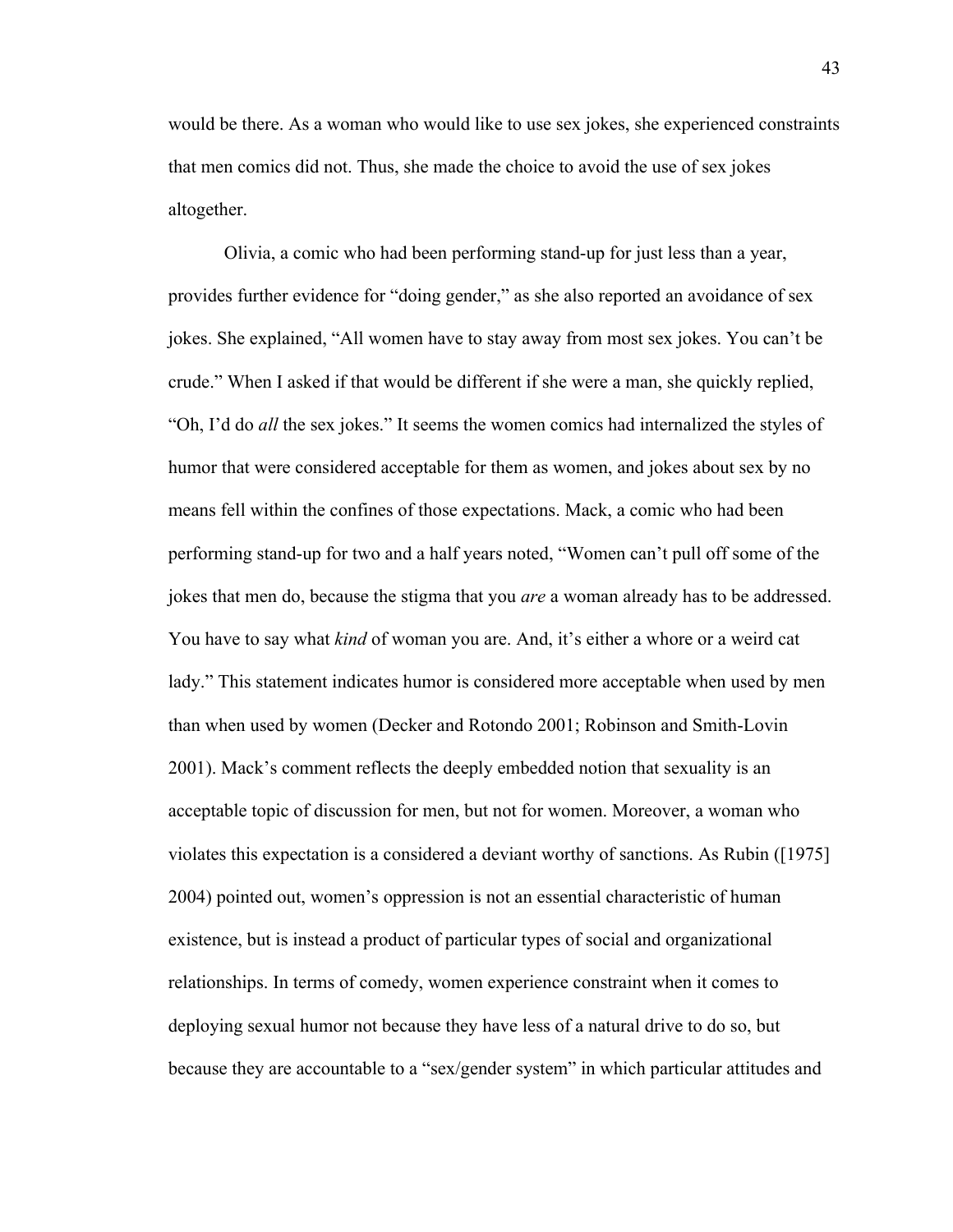would be there. As a woman who would like to use sex jokes, she experienced constraints that men comics did not. Thus, she made the choice to avoid the use of sex jokes altogether.

Olivia, a comic who had been performing stand-up for just less than a year, provides further evidence for "doing gender," as she also reported an avoidance of sex jokes. She explained, "All women have to stay away from most sex jokes. You can't be crude." When I asked if that would be different if she were a man, she quickly replied, "Oh, I'd do *all* the sex jokes." It seems the women comics had internalized the styles of humor that were considered acceptable for them as women, and jokes about sex by no means fell within the confines of those expectations. Mack, a comic who had been performing stand-up for two and a half years noted, "Women can't pull off some of the jokes that men do, because the stigma that you *are* a woman already has to be addressed. You have to say what *kind* of woman you are. And, it's either a whore or a weird cat lady." This statement indicates humor is considered more acceptable when used by men than when used by women (Decker and Rotondo 2001; Robinson and Smith-Lovin 2001). Mack's comment reflects the deeply embedded notion that sexuality is an acceptable topic of discussion for men, but not for women. Moreover, a woman who violates this expectation is a considered a deviant worthy of sanctions. As Rubin ([1975] 2004) pointed out, women's oppression is not an essential characteristic of human existence, but is instead a product of particular types of social and organizational relationships. In terms of comedy, women experience constraint when it comes to deploying sexual humor not because they have less of a natural drive to do so, but because they are accountable to a "sex/gender system" in which particular attitudes and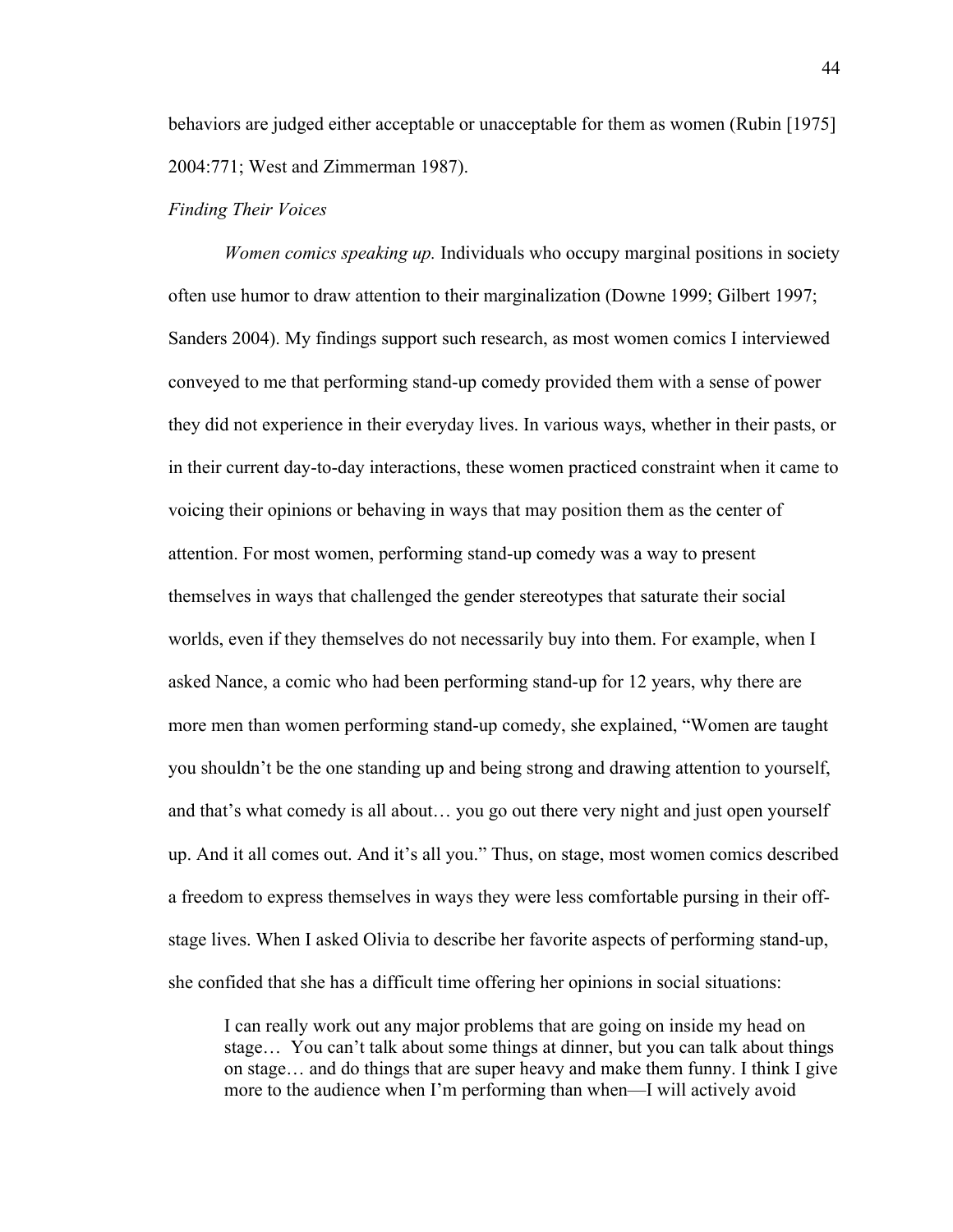behaviors are judged either acceptable or unacceptable for them as women (Rubin [1975] 2004:771; West and Zimmerman 1987).

*Finding Their Voices*

*Women comics speaking up.* Individuals who occupy marginal positions in society often use humor to draw attention to their marginalization (Downe 1999; Gilbert 1997; Sanders 2004). My findings support such research, as most women comics I interviewed conveyed to me that performing stand-up comedy provided them with a sense of power they did not experience in their everyday lives. In various ways, whether in their pasts, or in their current day-to-day interactions, these women practiced constraint when it came to voicing their opinions or behaving in ways that may position them as the center of attention. For most women, performing stand-up comedy was a way to present themselves in ways that challenged the gender stereotypes that saturate their social worlds, even if they themselves do not necessarily buy into them. For example, when I asked Nance, a comic who had been performing stand-up for 12 years, why there are more men than women performing stand-up comedy, she explained, "Women are taught you shouldn't be the one standing up and being strong and drawing attention to yourself, and that's what comedy is all about… you go out there very night and just open yourself up. And it all comes out. And it's all you." Thus, on stage, most women comics described a freedom to express themselves in ways they were less comfortable pursing in their off-stage lives. When I asked Olivia to describe her favorite aspects of performing stand-up, she confided that she has a difficult time offering her opinions in social situations:

> I can really work out any major problems that are going on inside my head on stage… You can't talk about some things at dinner, but you can talk about things on stage… and do things that are super heavy and make them funny. I think I give more to the audience when I'm performing than when—I will actively avoid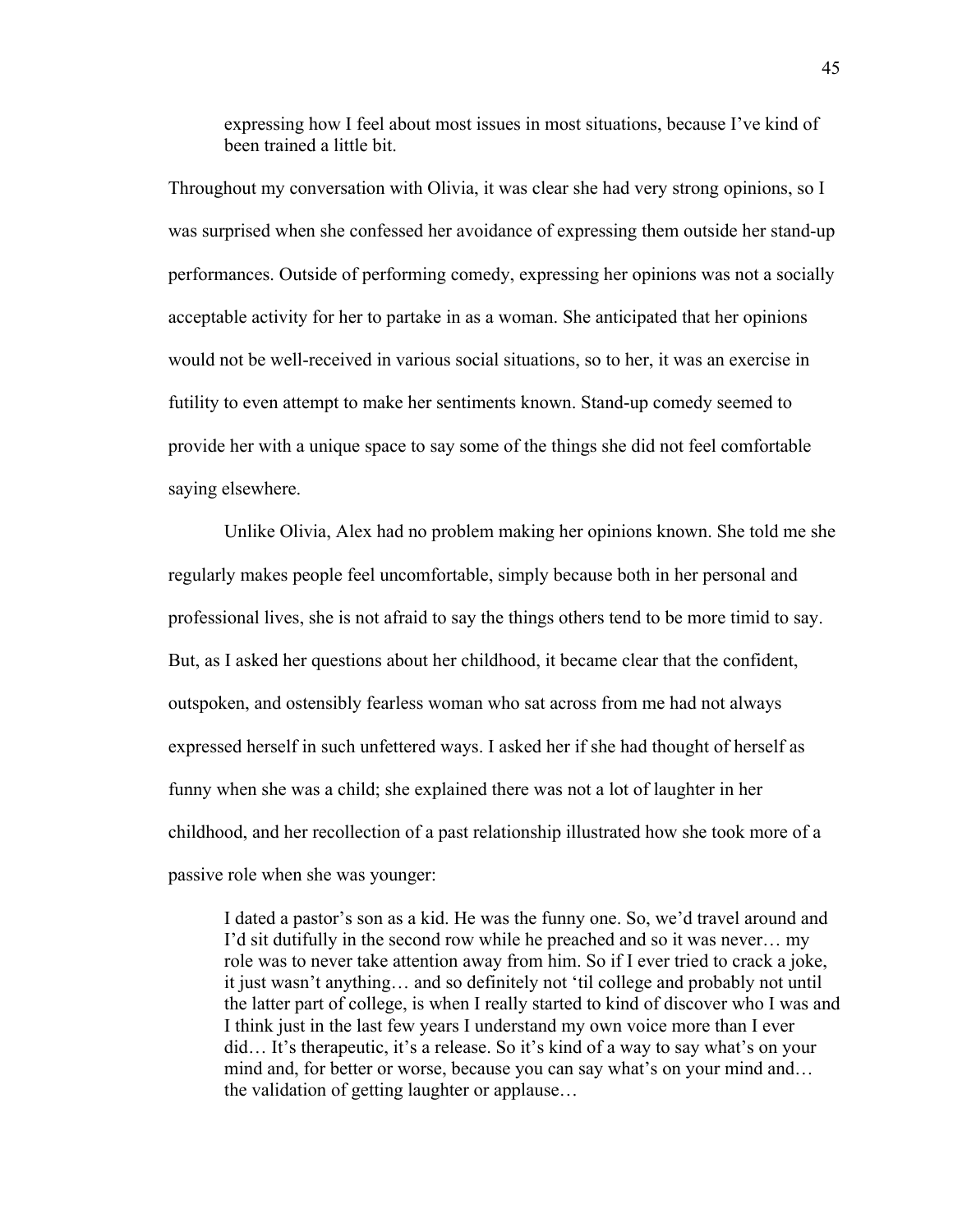> expressing how I feel about most issues in most situations, because I've kind of been trained a little bit.

Throughout my conversation with Olivia, it was clear she had very strong opinions, so I was surprised when she confessed her avoidance of expressing them outside her stand-up performances. Outside of performing comedy, expressing her opinions was not a socially acceptable activity for her to partake in as a woman. She anticipated that her opinions would not be well-received in various social situations, so to her, it was an exercise in futility to even attempt to make her sentiments known. Stand-up comedy seemed to provide her with a unique space to say some of the things she did not feel comfortable saying elsewhere.

Unlike Olivia, Alex had no problem making her opinions known. She told me she regularly makes people feel uncomfortable, simply because both in her personal and professional lives, she is not afraid to say the things others tend to be more timid to say. But, as I asked her questions about her childhood, it became clear that the confident, outspoken, and ostensibly fearless woman who sat across from me had not always expressed herself in such unfettered ways. I asked her if she had thought of herself as funny when she was a child; she explained there was not a lot of laughter in her childhood, and her recollection of a past relationship illustrated how she took more of a passive role when she was younger:

> I dated a pastor's son as a kid. He was the funny one. So, we'd travel around and I'd sit dutifully in the second row while he preached and so it was never… my role was to never take attention away from him. So if I ever tried to crack a joke, it just wasn't anything… and so definitely not 'til college and probably not until the latter part of college, is when I really started to kind of discover who I was and I think just in the last few years I understand my own voice more than I ever did… It's therapeutic, it's a release. So it's kind of a way to say what's on your mind and, for better or worse, because you can say what's on your mind and… the validation of getting laughter or applause…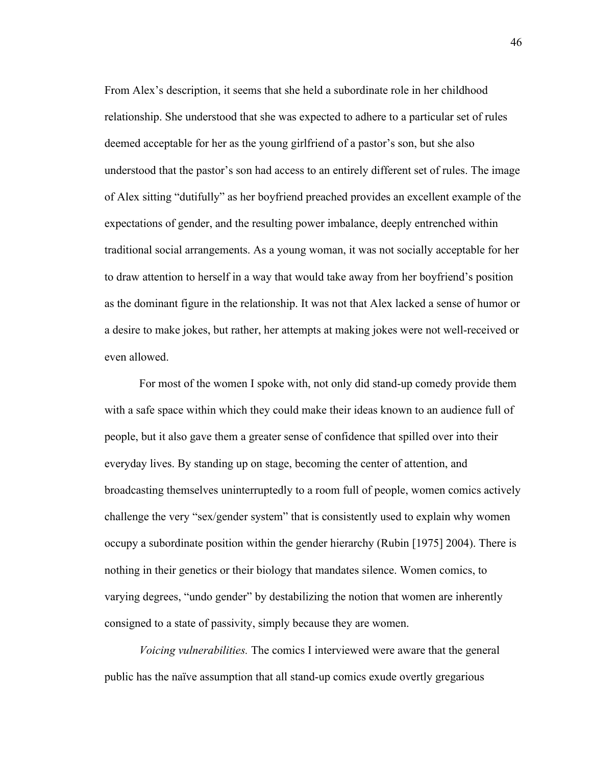From Alex's description, it seems that she held a subordinate role in her childhood relationship. She understood that she was expected to adhere to a particular set of rules deemed acceptable for her as the young girlfriend of a pastor's son, but she also understood that the pastor's son had access to an entirely different set of rules. The image of Alex sitting "dutifully" as her boyfriend preached provides an excellent example of the expectations of gender, and the resulting power imbalance, deeply entrenched within traditional social arrangements. As a young woman, it was not socially acceptable for her to draw attention to herself in a way that would take away from her boyfriend's position as the dominant figure in the relationship. It was not that Alex lacked a sense of humor or a desire to make jokes, but rather, her attempts at making jokes were not well-received or even allowed.

For most of the women I spoke with, not only did stand-up comedy provide them with a safe space within which they could make their ideas known to an audience full of people, but it also gave them a greater sense of confidence that spilled over into their everyday lives. By standing up on stage, becoming the center of attention, and broadcasting themselves uninterruptedly to a room full of people, women comics actively challenge the very "sex/gender system" that is consistently used to explain why women occupy a subordinate position within the gender hierarchy (Rubin [1975] 2004). There is nothing in their genetics or their biology that mandates silence. Women comics, to varying degrees, "undo gender" by destabilizing the notion that women are inherently consigned to a state of passivity, simply because they are women.

*Voicing vulnerabilities.* The comics I interviewed were aware that the general public has the naïve assumption that all stand-up comics exude overtly gregarious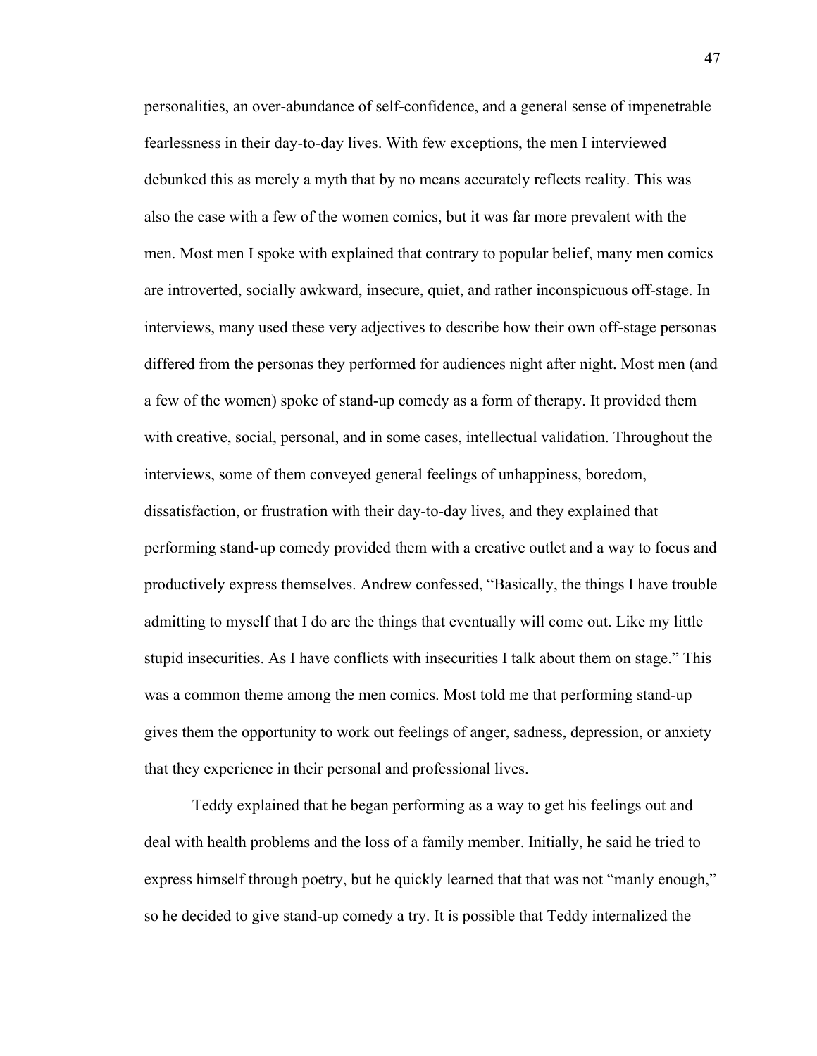personalities, an over-abundance of self-confidence, and a general sense of impenetrable fearlessness in their day-to-day lives. With few exceptions, the men I interviewed debunked this as merely a myth that by no means accurately reflects reality. This was also the case with a few of the women comics, but it was far more prevalent with the men. Most men I spoke with explained that contrary to popular belief, many men comics are introverted, socially awkward, insecure, quiet, and rather inconspicuous off-stage. In interviews, many used these very adjectives to describe how their own off-stage personas differed from the personas they performed for audiences night after night. Most men (and a few of the women) spoke of stand-up comedy as a form of therapy. It provided them with creative, social, personal, and in some cases, intellectual validation. Throughout the interviews, some of them conveyed general feelings of unhappiness, boredom, dissatisfaction, or frustration with their day-to-day lives, and they explained that performing stand-up comedy provided them with a creative outlet and a way to focus and productively express themselves. Andrew confessed, "Basically, the things I have trouble admitting to myself that I do are the things that eventually will come out. Like my little stupid insecurities. As I have conflicts with insecurities I talk about them on stage." This was a common theme among the men comics. Most told me that performing stand-up gives them the opportunity to work out feelings of anger, sadness, depression, or anxiety that they experience in their personal and professional lives.

Teddy explained that he began performing as a way to get his feelings out and deal with health problems and the loss of a family member. Initially, he said he tried to express himself through poetry, but he quickly learned that that was not "manly enough," so he decided to give stand-up comedy a try. It is possible that Teddy internalized the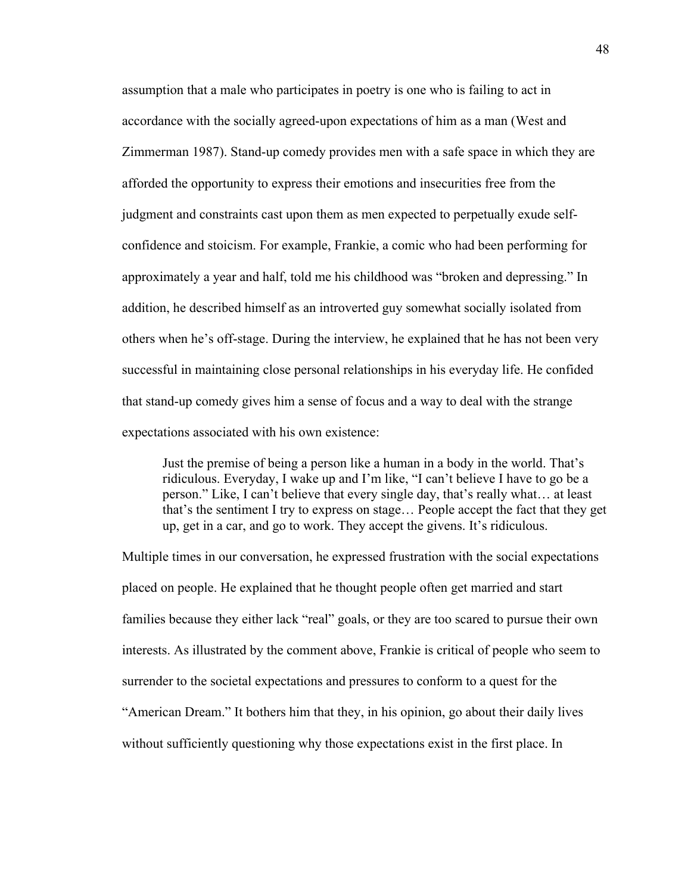assumption that a male who participates in poetry is one who is failing to act in accordance with the socially agreed-upon expectations of him as a man (West and Zimmerman 1987). Stand-up comedy provides men with a safe space in which they are afforded the opportunity to express their emotions and insecurities free from the judgment and constraints cast upon them as men expected to perpetually exude self-confidence and stoicism. For example, Frankie, a comic who had been performing for approximately a year and half, told me his childhood was "broken and depressing." In addition, he described himself as an introverted guy somewhat socially isolated from others when he's off-stage. During the interview, he explained that he has not been very successful in maintaining close personal relationships in his everyday life. He confided that stand-up comedy gives him a sense of focus and a way to deal with the strange expectations associated with his own existence:

> Just the premise of being a person like a human in a body in the world. That's ridiculous. Everyday, I wake up and I'm like, "I can't believe I have to go be a person." Like, I can't believe that every single day, that's really what… at least that's the sentiment I try to express on stage… People accept the fact that they get up, get in a car, and go to work. They accept the givens. It's ridiculous.

Multiple times in our conversation, he expressed frustration with the social expectations placed on people. He explained that he thought people often get married and start families because they either lack "real" goals, or they are too scared to pursue their own interests. As illustrated by the comment above, Frankie is critical of people who seem to surrender to the societal expectations and pressures to conform to a quest for the "American Dream." It bothers him that they, in his opinion, go about their daily lives without sufficiently questioning why those expectations exist in the first place. In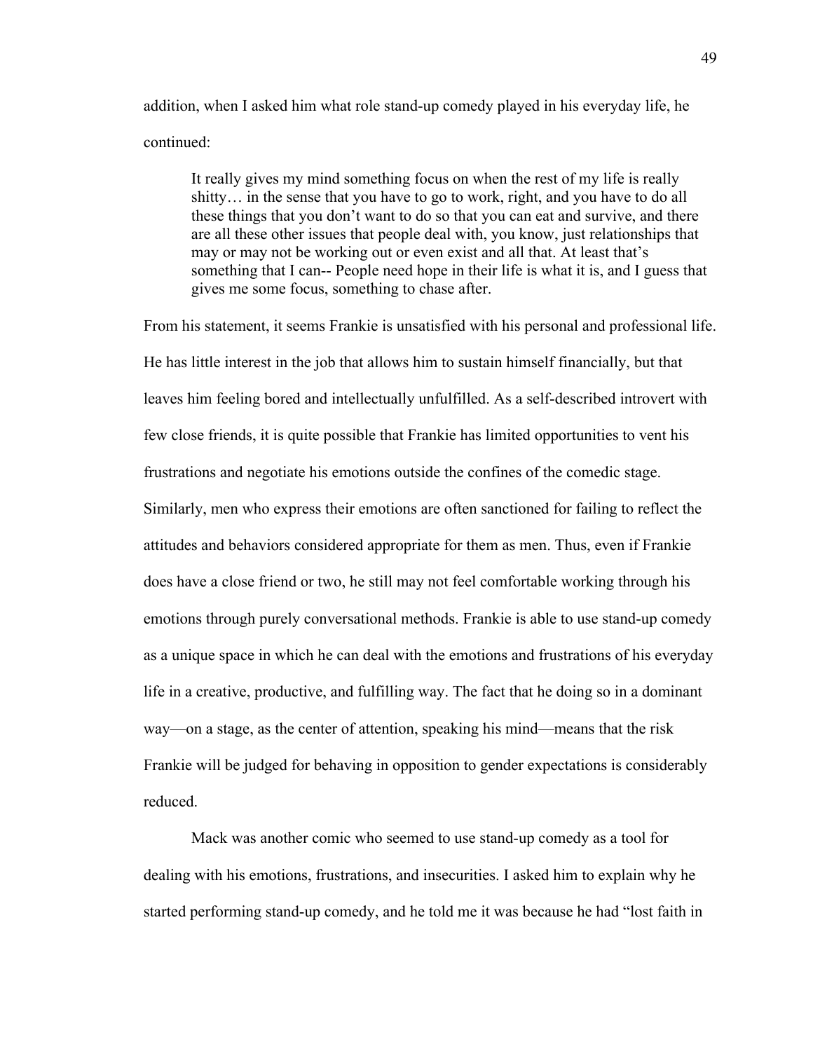addition, when I asked him what role stand-up comedy played in his everyday life, he continued:

> It really gives my mind something focus on when the rest of my life is really shitty… in the sense that you have to go to work, right, and you have to do all these things that you don't want to do so that you can eat and survive, and there are all these other issues that people deal with, you know, just relationships that may or may not be working out or even exist and all that. At least that's something that I can-- People need hope in their life is what it is, and I guess that gives me some focus, something to chase after.

From his statement, it seems Frankie is unsatisfied with his personal and professional life. He has little interest in the job that allows him to sustain himself financially, but that leaves him feeling bored and intellectually unfulfilled. As a self-described introvert with few close friends, it is quite possible that Frankie has limited opportunities to vent his frustrations and negotiate his emotions outside the confines of the comedic stage. Similarly, men who express their emotions are often sanctioned for failing to reflect the attitudes and behaviors considered appropriate for them as men. Thus, even if Frankie does have a close friend or two, he still may not feel comfortable working through his emotions through purely conversational methods. Frankie is able to use stand-up comedy as a unique space in which he can deal with the emotions and frustrations of his everyday life in a creative, productive, and fulfilling way. The fact that he doing so in a dominant way—on a stage, as the center of attention, speaking his mind—means that the risk Frankie will be judged for behaving in opposition to gender expectations is considerably reduced.

Mack was another comic who seemed to use stand-up comedy as a tool for dealing with his emotions, frustrations, and insecurities. I asked him to explain why he started performing stand-up comedy, and he told me it was because he had "lost faith in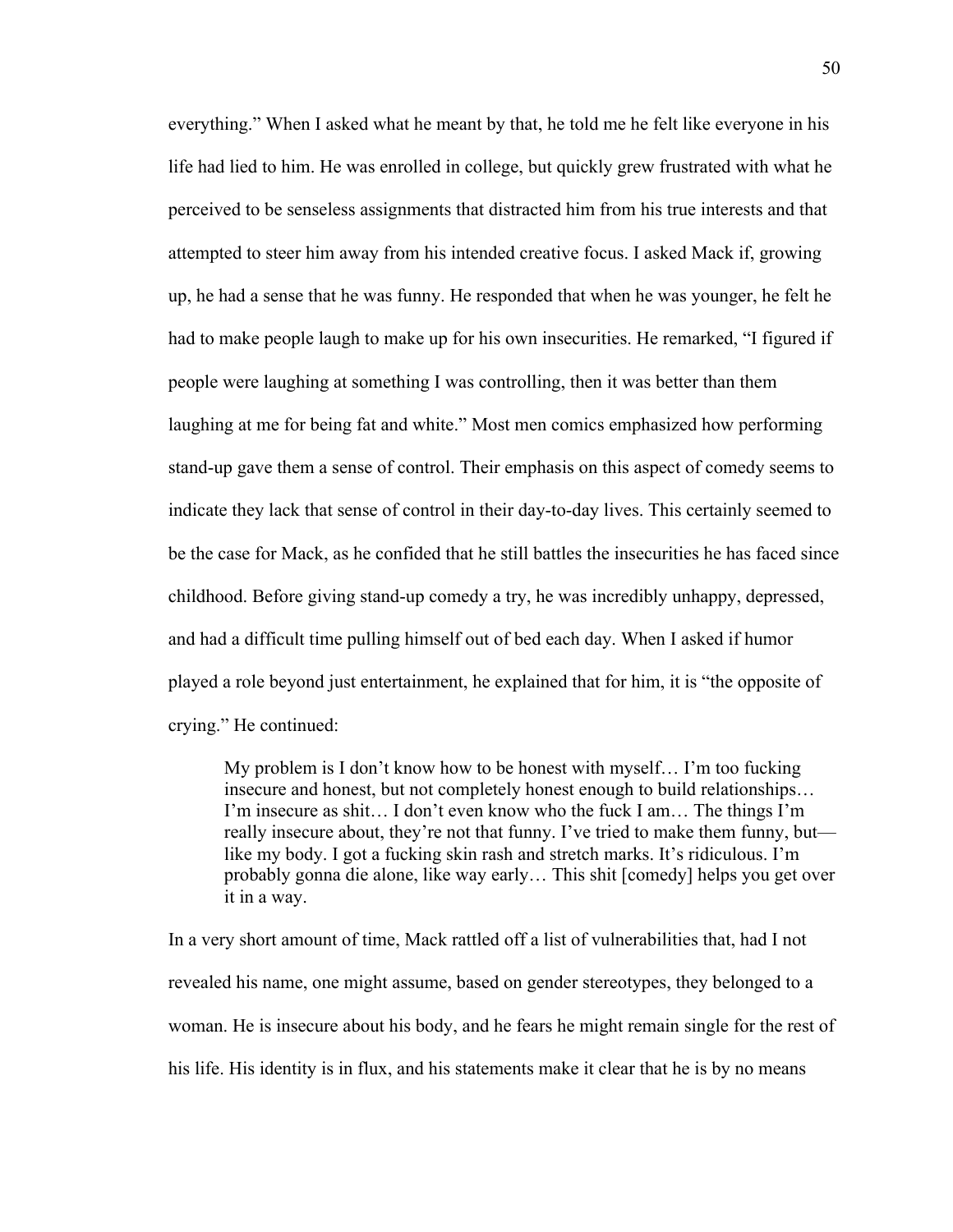everything." When I asked what he meant by that, he told me he felt like everyone in his life had lied to him. He was enrolled in college, but quickly grew frustrated with what he perceived to be senseless assignments that distracted him from his true interests and that attempted to steer him away from his intended creative focus. I asked Mack if, growing up, he had a sense that he was funny. He responded that when he was younger, he felt he had to make people laugh to make up for his own insecurities. He remarked, "I figured if people were laughing at something I was controlling, then it was better than them laughing at me for being fat and white." Most men comics emphasized how performing stand-up gave them a sense of control. Their emphasis on this aspect of comedy seems to indicate they lack that sense of control in their day-to-day lives. This certainly seemed to be the case for Mack, as he confided that he still battles the insecurities he has faced since childhood. Before giving stand-up comedy a try, he was incredibly unhappy, depressed, and had a difficult time pulling himself out of bed each day. When I asked if humor played a role beyond just entertainment, he explained that for him, it is "the opposite of crying." He continued:

> My problem is I don't know how to be honest with myself… I'm too fucking insecure and honest, but not completely honest enough to build relationships… I'm insecure as shit… I don't even know who the fuck I am… The things I'm really insecure about, they're not that funny. I've tried to make them funny, but—like my body. I got a fucking skin rash and stretch marks. It's ridiculous. I'm probably gonna die alone, like way early… This shit [comedy] helps you get over it in a way.

In a very short amount of time, Mack rattled off a list of vulnerabilities that, had I not revealed his name, one might assume, based on gender stereotypes, they belonged to a woman. He is insecure about his body, and he fears he might remain single for the rest of his life. His identity is in flux, and his statements make it clear that he is by no means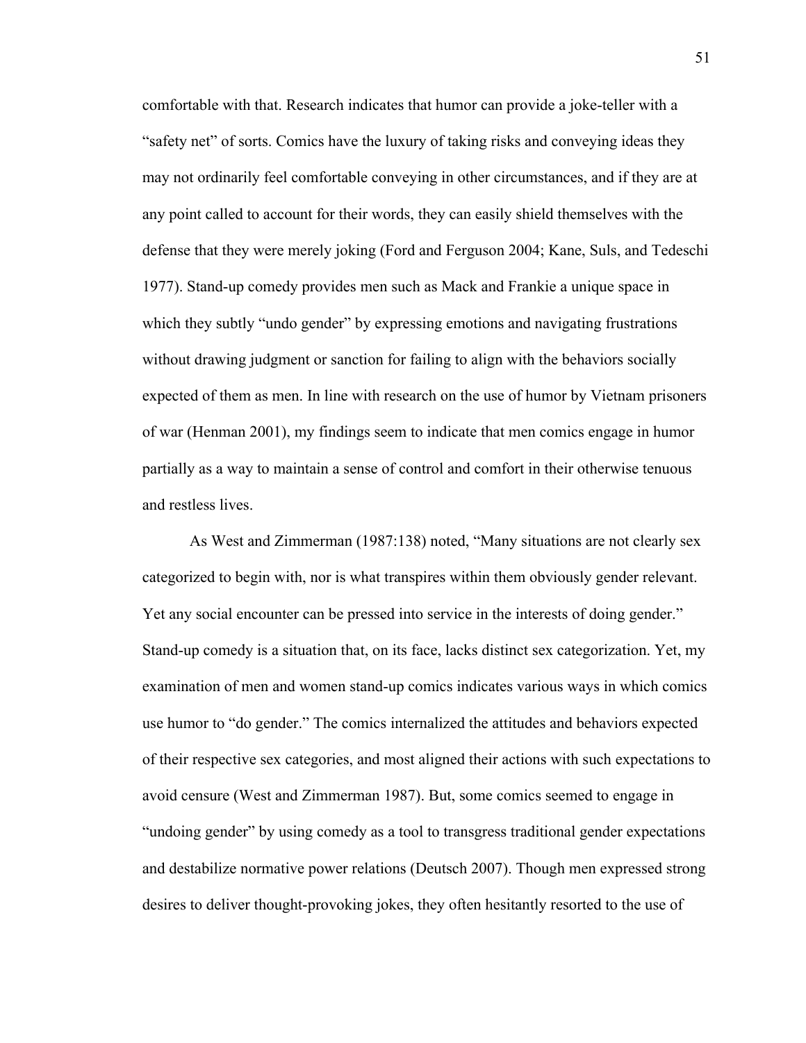comfortable with that. Research indicates that humor can provide a joke-teller with a "safety net" of sorts. Comics have the luxury of taking risks and conveying ideas they may not ordinarily feel comfortable conveying in other circumstances, and if they are at any point called to account for their words, they can easily shield themselves with the defense that they were merely joking (Ford and Ferguson 2004; Kane, Suls, and Tedeschi 1977). Stand-up comedy provides men such as Mack and Frankie a unique space in which they subtly "undo gender" by expressing emotions and navigating frustrations without drawing judgment or sanction for failing to align with the behaviors socially expected of them as men. In line with research on the use of humor by Vietnam prisoners of war (Henman 2001), my findings seem to indicate that men comics engage in humor partially as a way to maintain a sense of control and comfort in their otherwise tenuous and restless lives.

As West and Zimmerman (1987:138) noted, "Many situations are not clearly sex categorized to begin with, nor is what transpires within them obviously gender relevant. Yet any social encounter can be pressed into service in the interests of doing gender." Stand-up comedy is a situation that, on its face, lacks distinct sex categorization. Yet, my examination of men and women stand-up comics indicates various ways in which comics use humor to "do gender." The comics internalized the attitudes and behaviors expected of their respective sex categories, and most aligned their actions with such expectations to avoid censure (West and Zimmerman 1987). But, some comics seemed to engage in "undoing gender" by using comedy as a tool to transgress traditional gender expectations and destabilize normative power relations (Deutsch 2007). Though men expressed strong desires to deliver thought-provoking jokes, they often hesitantly resorted to the use of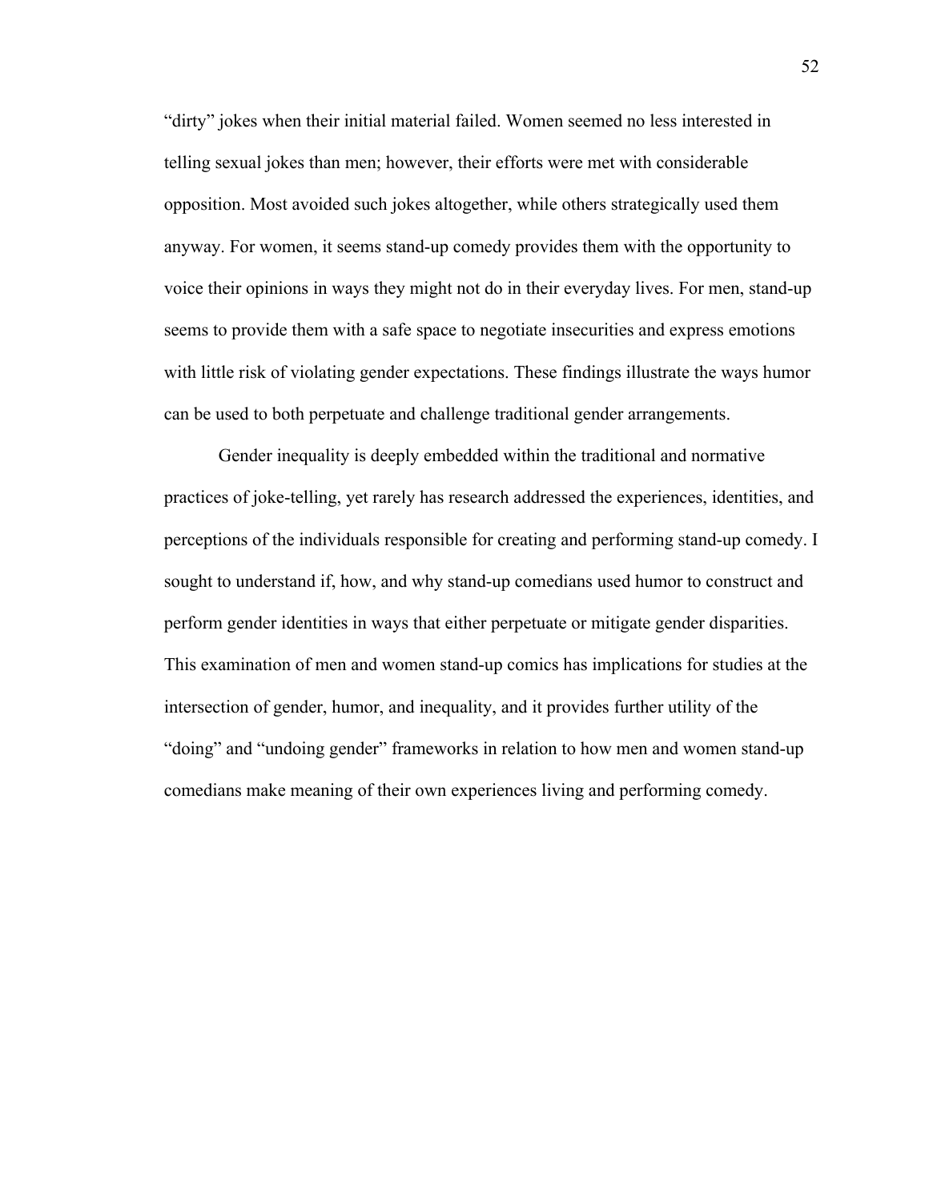"dirty" jokes when their initial material failed. Women seemed no less interested in telling sexual jokes than men; however, their efforts were met with considerable opposition. Most avoided such jokes altogether, while others strategically used them anyway. For women, it seems stand-up comedy provides them with the opportunity to voice their opinions in ways they might not do in their everyday lives. For men, stand-up seems to provide them with a safe space to negotiate insecurities and express emotions with little risk of violating gender expectations. These findings illustrate the ways humor can be used to both perpetuate and challenge traditional gender arrangements.

Gender inequality is deeply embedded within the traditional and normative practices of joke-telling, yet rarely has research addressed the experiences, identities, and perceptions of the individuals responsible for creating and performing stand-up comedy. I sought to understand if, how, and why stand-up comedians used humor to construct and perform gender identities in ways that either perpetuate or mitigate gender disparities. This examination of men and women stand-up comics has implications for studies at the intersection of gender, humor, and inequality, and it provides further utility of the "doing" and "undoing gender" frameworks in relation to how men and women stand-up comedians make meaning of their own experiences living and performing comedy.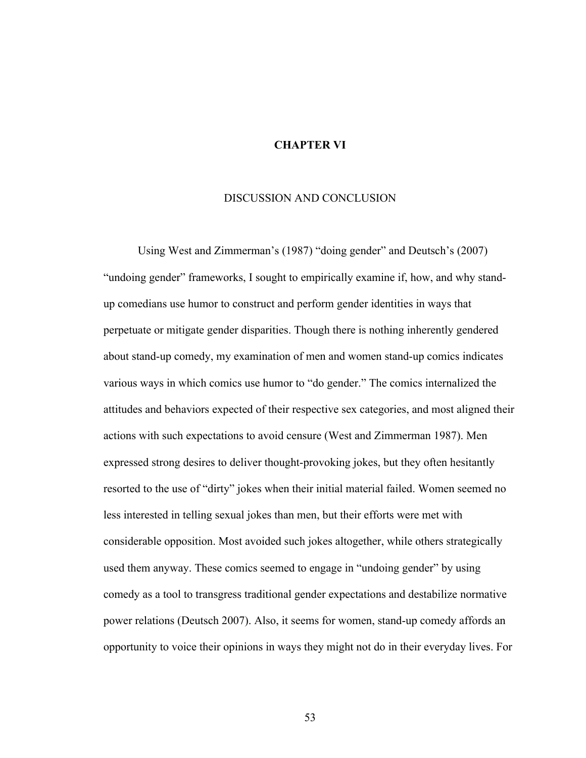# CHAPTER VI

## DISCUSSION AND CONCLUSION

Using West and Zimmerman's (1987) "doing gender" and Deutsch's (2007) "undoing gender" frameworks, I sought to empirically examine if, how, and why stand-up comedians use humor to construct and perform gender identities in ways that perpetuate or mitigate gender disparities. Though there is nothing inherently gendered about stand-up comedy, my examination of men and women stand-up comics indicates various ways in which comics use humor to "do gender." The comics internalized the attitudes and behaviors expected of their respective sex categories, and most aligned their actions with such expectations to avoid censure (West and Zimmerman 1987). Men expressed strong desires to deliver thought-provoking jokes, but they often hesitantly resorted to the use of "dirty" jokes when their initial material failed. Women seemed no less interested in telling sexual jokes than men, but their efforts were met with considerable opposition. Most avoided such jokes altogether, while others strategically used them anyway. These comics seemed to engage in "undoing gender" by using comedy as a tool to transgress traditional gender expectations and destabilize normative power relations (Deutsch 2007). Also, it seems for women, stand-up comedy affords an opportunity to voice their opinions in ways they might not do in their everyday lives. For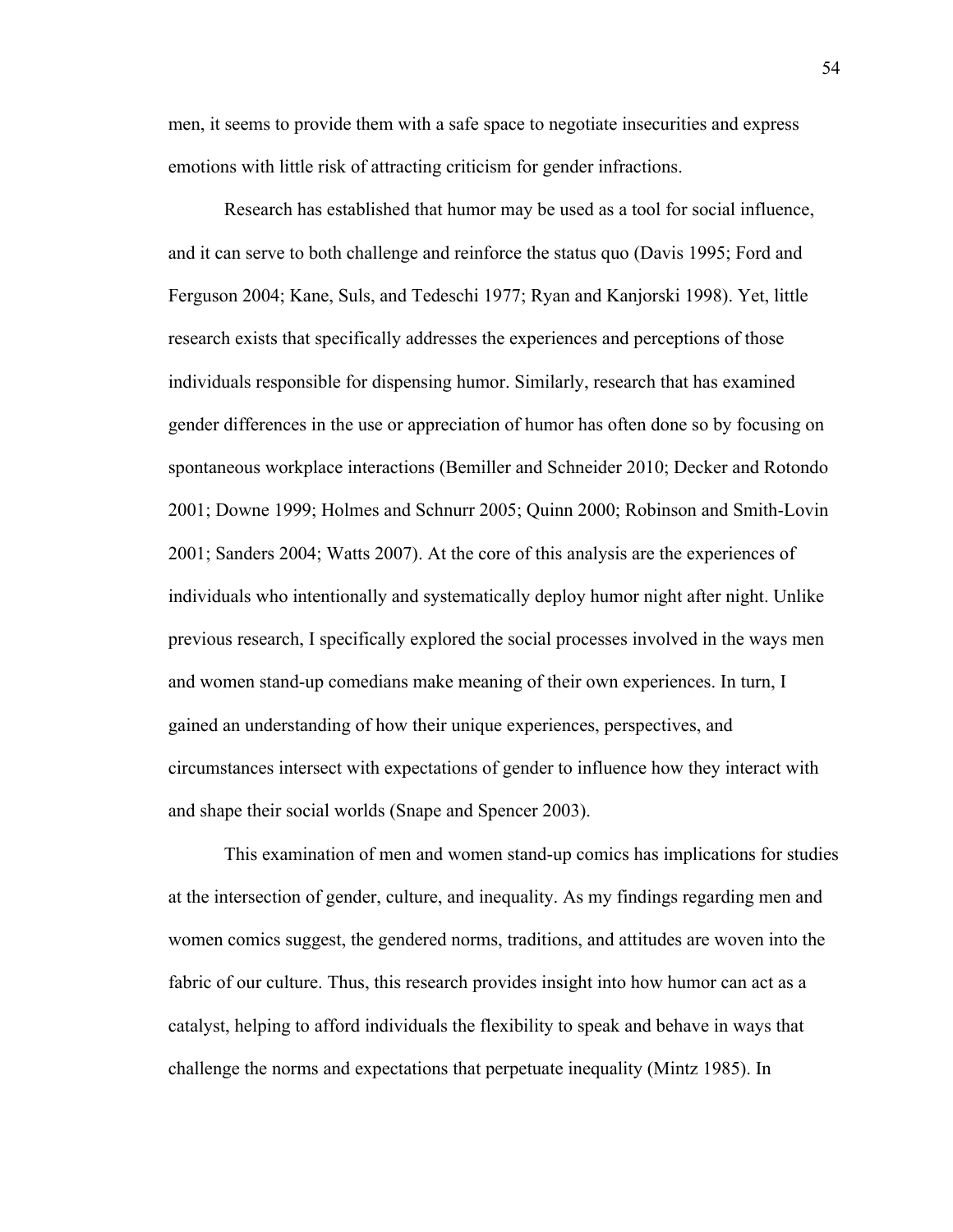men, it seems to provide them with a safe space to negotiate insecurities and express emotions with little risk of attracting criticism for gender infractions.

Research has established that humor may be used as a tool for social influence, and it can serve to both challenge and reinforce the status quo (Davis 1995; Ford and Ferguson 2004; Kane, Suls, and Tedeschi 1977; Ryan and Kanjorski 1998). Yet, little research exists that specifically addresses the experiences and perceptions of those individuals responsible for dispensing humor. Similarly, research that has examined gender differences in the use or appreciation of humor has often done so by focusing on spontaneous workplace interactions (Bemiller and Schneider 2010; Decker and Rotondo 2001; Downe 1999; Holmes and Schnurr 2005; Quinn 2000; Robinson and Smith-Lovin 2001; Sanders 2004; Watts 2007). At the core of this analysis are the experiences of individuals who intentionally and systematically deploy humor night after night. Unlike previous research, I specifically explored the social processes involved in the ways men and women stand-up comedians make meaning of their own experiences. In turn, I gained an understanding of how their unique experiences, perspectives, and circumstances intersect with expectations of gender to influence how they interact with and shape their social worlds (Snape and Spencer 2003).

This examination of men and women stand-up comics has implications for studies at the intersection of gender, culture, and inequality. As my findings regarding men and women comics suggest, the gendered norms, traditions, and attitudes are woven into the fabric of our culture. Thus, this research provides insight into how humor can act as a catalyst, helping to afford individuals the flexibility to speak and behave in ways that challenge the norms and expectations that perpetuate inequality (Mintz 1985). In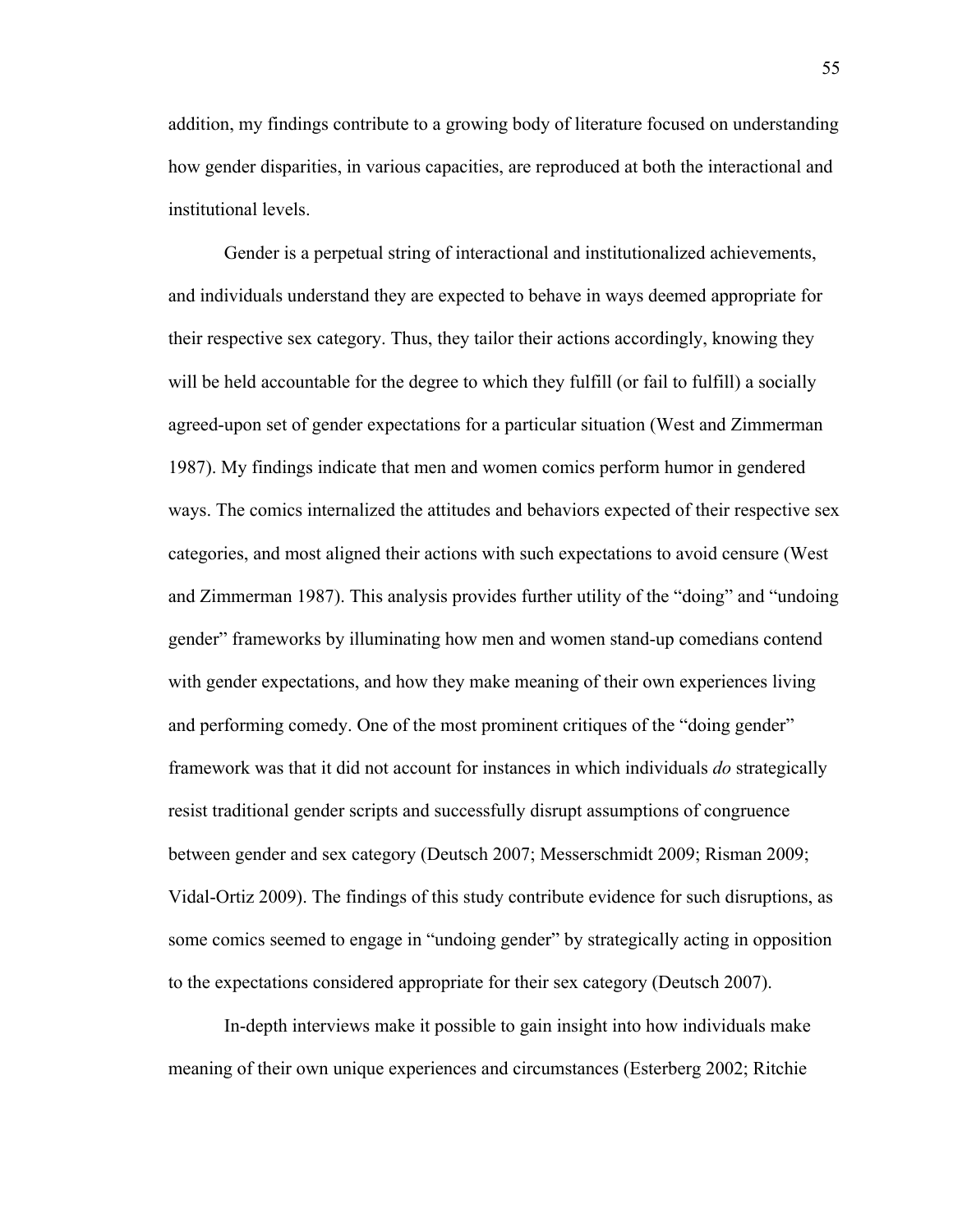addition, my findings contribute to a growing body of literature focused on understanding how gender disparities, in various capacities, are reproduced at both the interactional and institutional levels.

Gender is a perpetual string of interactional and institutionalized achievements, and individuals understand they are expected to behave in ways deemed appropriate for their respective sex category. Thus, they tailor their actions accordingly, knowing they will be held accountable for the degree to which they fulfill (or fail to fulfill) a socially agreed-upon set of gender expectations for a particular situation (West and Zimmerman 1987). My findings indicate that men and women comics perform humor in gendered ways. The comics internalized the attitudes and behaviors expected of their respective sex categories, and most aligned their actions with such expectations to avoid censure (West and Zimmerman 1987). This analysis provides further utility of the "doing" and "undoing gender" frameworks by illuminating how men and women stand-up comedians contend with gender expectations, and how they make meaning of their own experiences living and performing comedy. One of the most prominent critiques of the "doing gender" framework was that it did not account for instances in which individuals *do* strategically resist traditional gender scripts and successfully disrupt assumptions of congruence between gender and sex category (Deutsch 2007; Messerschmidt 2009; Risman 2009; Vidal-Ortiz 2009). The findings of this study contribute evidence for such disruptions, as some comics seemed to engage in "undoing gender" by strategically acting in opposition to the expectations considered appropriate for their sex category (Deutsch 2007).

In-depth interviews make it possible to gain insight into how individuals make meaning of their own unique experiences and circumstances (Esterberg 2002; Ritchie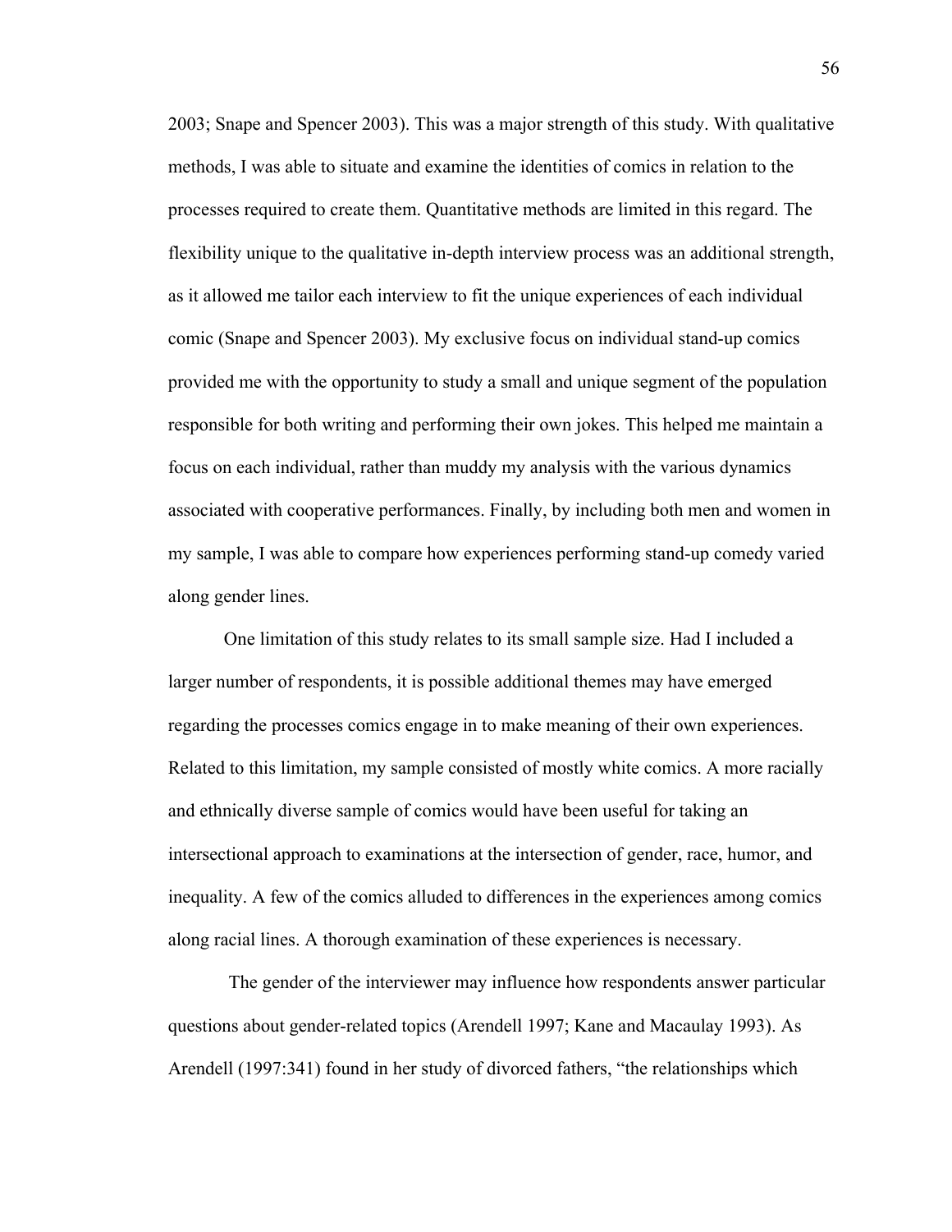2003; Snape and Spencer 2003). This was a major strength of this study. With qualitative methods, I was able to situate and examine the identities of comics in relation to the processes required to create them. Quantitative methods are limited in this regard. The flexibility unique to the qualitative in-depth interview process was an additional strength, as it allowed me tailor each interview to fit the unique experiences of each individual comic (Snape and Spencer 2003). My exclusive focus on individual stand-up comics provided me with the opportunity to study a small and unique segment of the population responsible for both writing and performing their own jokes. This helped me maintain a focus on each individual, rather than muddy my analysis with the various dynamics associated with cooperative performances. Finally, by including both men and women in my sample, I was able to compare how experiences performing stand-up comedy varied along gender lines.

One limitation of this study relates to its small sample size. Had I included a larger number of respondents, it is possible additional themes may have emerged regarding the processes comics engage in to make meaning of their own experiences. Related to this limitation, my sample consisted of mostly white comics. A more racially and ethnically diverse sample of comics would have been useful for taking an intersectional approach to examinations at the intersection of gender, race, humor, and inequality. A few of the comics alluded to differences in the experiences among comics along racial lines. A thorough examination of these experiences is necessary.

The gender of the interviewer may influence how respondents answer particular questions about gender-related topics (Arendell 1997; Kane and Macaulay 1993). As Arendell (1997:341) found in her study of divorced fathers, "the relationships which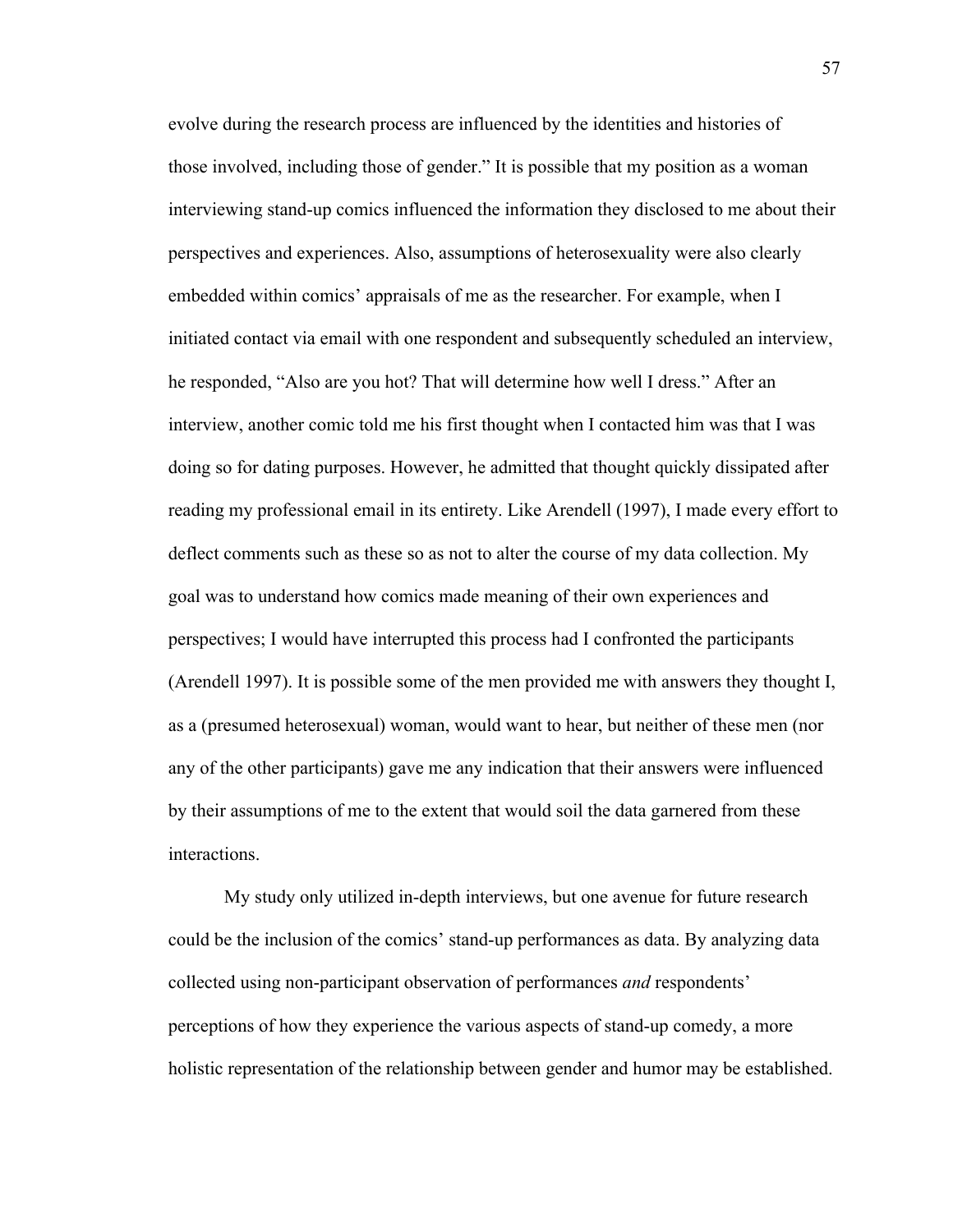evolve during the research process are influenced by the identities and histories of those involved, including those of gender." It is possible that my position as a woman interviewing stand-up comics influenced the information they disclosed to me about their perspectives and experiences. Also, assumptions of heterosexuality were also clearly embedded within comics' appraisals of me as the researcher. For example, when I initiated contact via email with one respondent and subsequently scheduled an interview, he responded, "Also are you hot? That will determine how well I dress." After an interview, another comic told me his first thought when I contacted him was that I was doing so for dating purposes. However, he admitted that thought quickly dissipated after reading my professional email in its entirety. Like Arendell (1997), I made every effort to deflect comments such as these so as not to alter the course of my data collection. My goal was to understand how comics made meaning of their own experiences and perspectives; I would have interrupted this process had I confronted the participants (Arendell 1997). It is possible some of the men provided me with answers they thought I, as a (presumed heterosexual) woman, would want to hear, but neither of these men (nor any of the other participants) gave me any indication that their answers were influenced by their assumptions of me to the extent that would soil the data garnered from these interactions.

My study only utilized in-depth interviews, but one avenue for future research could be the inclusion of the comics' stand-up performances as data. By analyzing data collected using non-participant observation of performances *and* respondents' perceptions of how they experience the various aspects of stand-up comedy, a more holistic representation of the relationship between gender and humor may be established.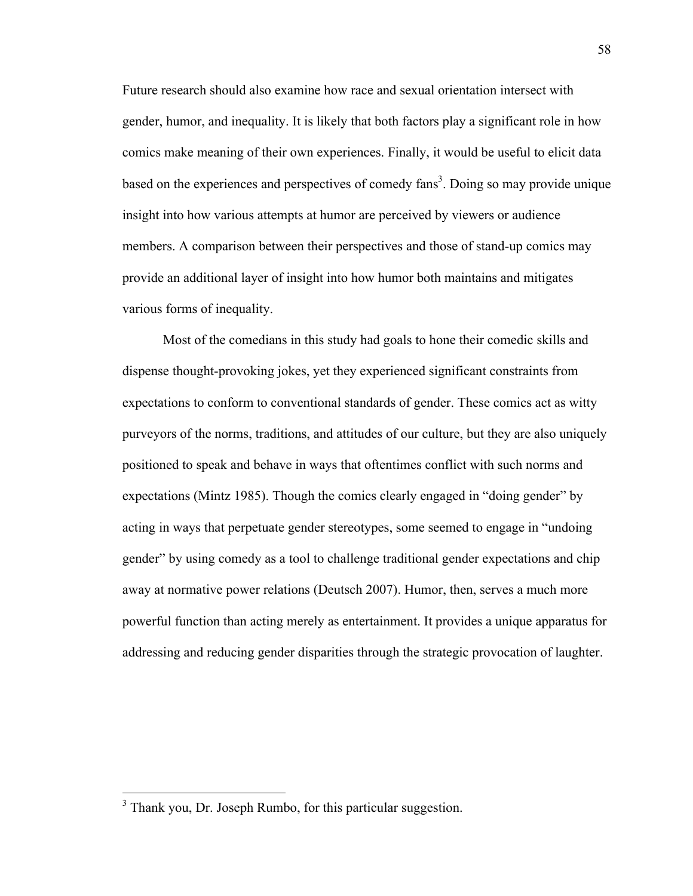Future research should also examine how race and sexual orientation intersect with gender, humor, and inequality. It is likely that both factors play a significant role in how comics make meaning of their own experiences. Finally, it would be useful to elicit data based on the experiences and perspectives of comedy fans[3]. Doing so may provide unique insight into how various attempts at humor are perceived by viewers or audience members. A comparison between their perspectives and those of stand-up comics may provide an additional layer of insight into how humor both maintains and mitigates various forms of inequality.

Most of the comedians in this study had goals to hone their comedic skills and dispense thought-provoking jokes, yet they experienced significant constraints from expectations to conform to conventional standards of gender. These comics act as witty purveyors of the norms, traditions, and attitudes of our culture, but they are also uniquely positioned to speak and behave in ways that oftentimes conflict with such norms and expectations (Mintz 1985). Though the comics clearly engaged in "doing gender" by acting in ways that perpetuate gender stereotypes, some seemed to engage in "undoing gender" by using comedy as a tool to challenge traditional gender expectations and chip away at normative power relations (Deutsch 2007). Humor, then, serves a much more powerful function than acting merely as entertainment. It provides a unique apparatus for addressing and reducing gender disparities through the strategic provocation of laughter.

[3] Thank you, Dr. Joseph Rumbo, for this particular suggestion.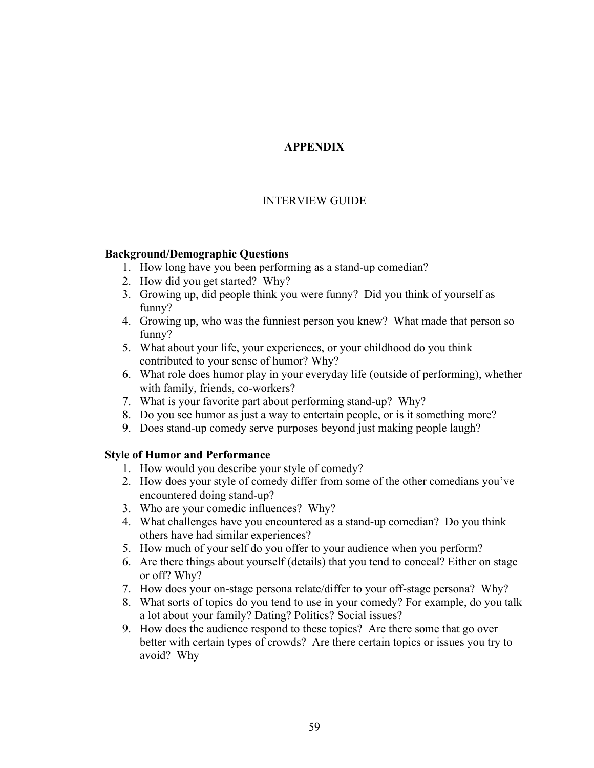# APPENDIX

## INTERVIEW GUIDE

**Background/Demographic Questions**

1. How long have you been performing as a stand-up comedian?
2. How did you get started? Why?
3. Growing up, did people think you were funny? Did you think of yourself as funny?
4. Growing up, who was the funniest person you knew? What made that person so funny?
5. What about your life, your experiences, or your childhood do you think contributed to your sense of humor? Why?
6. What role does humor play in your everyday life (outside of performing), whether with family, friends, co-workers?
7. What is your favorite part about performing stand-up? Why?
8. Do you see humor as just a way to entertain people, or is it something more?
9. Does stand-up comedy serve purposes beyond just making people laugh?

**Style of Humor and Performance**

1. How would you describe your style of comedy?
2. How does your style of comedy differ from some of the other comedians you've encountered doing stand-up?
3. Who are your comedic influences? Why?
4. What challenges have you encountered as a stand-up comedian? Do you think others have had similar experiences?
5. How much of your self do you offer to your audience when you perform?
6. Are there things about yourself (details) that you tend to conceal? Either on stage or off? Why?
7. How does your on-stage persona relate/differ to your off-stage persona? Why?
8. What sorts of topics do you tend to use in your comedy? For example, do you talk a lot about your family? Dating? Politics? Social issues?
9. How does the audience respond to these topics? Are there some that go over better with certain types of crowds? Are there certain topics or issues you try to avoid? Why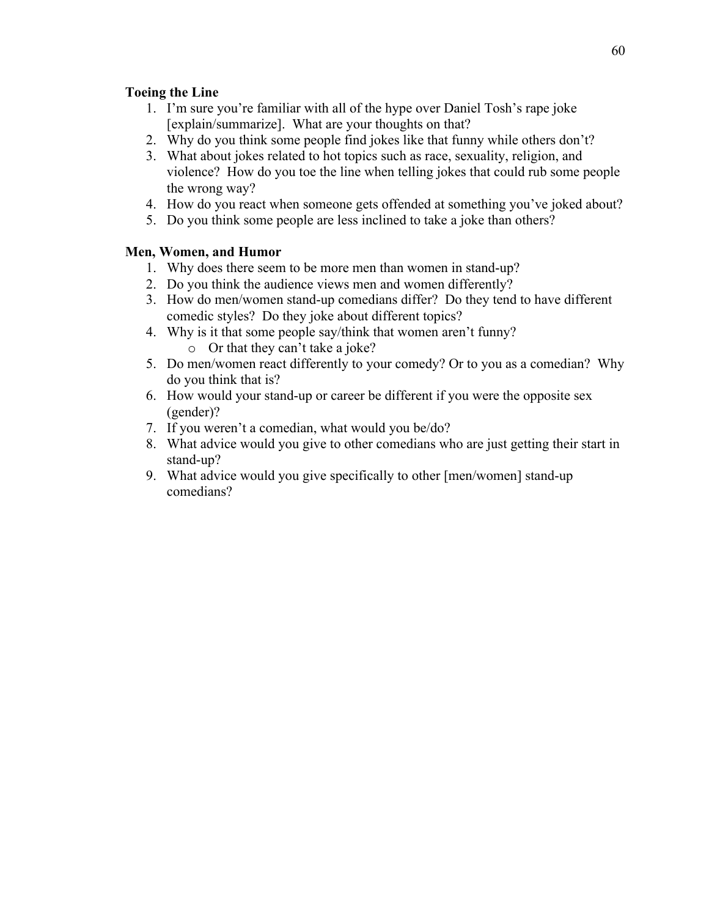**Toeing the Line**

1. I'm sure you're familiar with all of the hype over Daniel Tosh's rape joke [explain/summarize]. What are your thoughts on that?
2. Why do you think some people find jokes like that funny while others don't?
3. What about jokes related to hot topics such as race, sexuality, religion, and violence? How do you toe the line when telling jokes that could rub some people the wrong way?
4. How do you react when someone gets offended at something you've joked about?
5. Do you think some people are less inclined to take a joke than others?

**Men, Women, and Humor**

1. Why does there seem to be more men than women in stand-up?
2. Do you think the audience views men and women differently?
3. How do men/women stand-up comedians differ? Do they tend to have different comedic styles? Do they joke about different topics?
4. Why is it that some people say/think that women aren't funny?
   - Or that they can't take a joke?
5. Do men/women react differently to your comedy? Or to you as a comedian? Why do you think that is?
6. How would your stand-up or career be different if you were the opposite sex (gender)?
7. If you weren't a comedian, what would you be/do?
8. What advice would you give to other comedians who are just getting their start in stand-up?
9. What advice would you give specifically to other [men/women] stand-up comedians?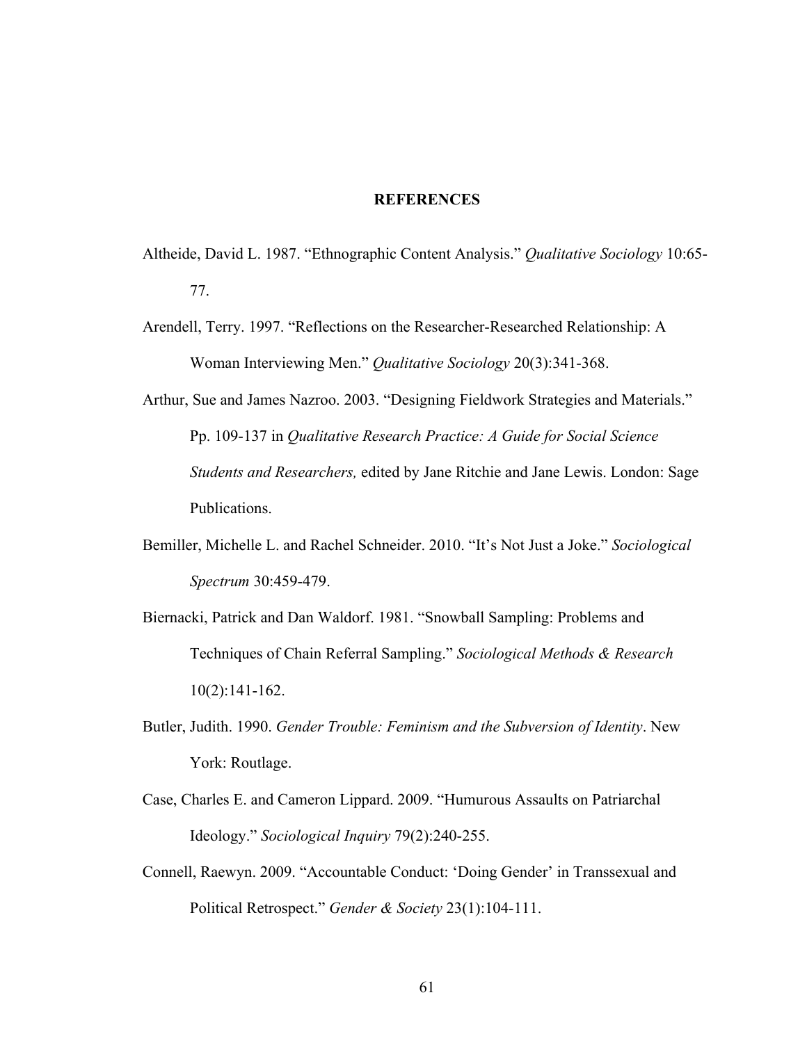# REFERENCES

Altheide, David L. 1987. "Ethnographic Content Analysis." *Qualitative Sociology* 10:65-77.

Arendell, Terry. 1997. "Reflections on the Researcher-Researched Relationship: A Woman Interviewing Men." *Qualitative Sociology* 20(3):341-368.

Arthur, Sue and James Nazroo. 2003. "Designing Fieldwork Strategies and Materials." Pp. 109-137 in *Qualitative Research Practice: A Guide for Social Science Students and Researchers,* edited by Jane Ritchie and Jane Lewis. London: Sage Publications.

Bemiller, Michelle L. and Rachel Schneider. 2010. "It's Not Just a Joke." *Sociological Spectrum* 30:459-479.

Biernacki, Patrick and Dan Waldorf. 1981. "Snowball Sampling: Problems and Techniques of Chain Referral Sampling." *Sociological Methods & Research* 10(2):141-162.

Butler, Judith. 1990. *Gender Trouble: Feminism and the Subversion of Identity*. New York: Routlage.

Case, Charles E. and Cameron Lippard. 2009. "Humurous Assaults on Patriarchal Ideology." *Sociological Inquiry* 79(2):240-255.

Connell, Raewyn. 2009. "Accountable Conduct: 'Doing Gender' in Transsexual and Political Retrospect." *Gender & Society* 23(1):104-111.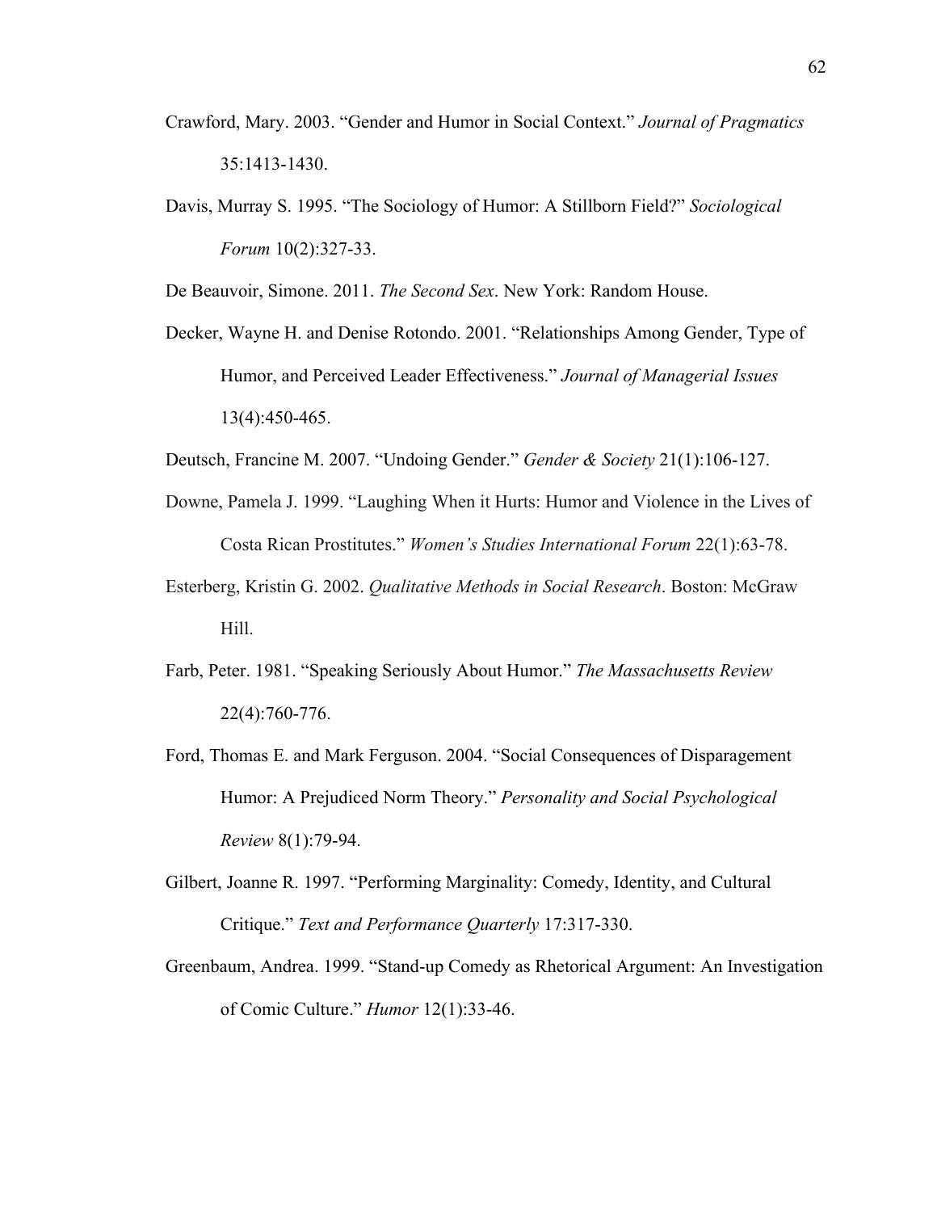Crawford, Mary. 2003. "Gender and Humor in Social Context." *Journal of Pragmatics* 35:1413-1430.

Davis, Murray S. 1995. "The Sociology of Humor: A Stillborn Field?" *Sociological Forum* 10(2):327-33.

De Beauvoir, Simone. 2011. *The Second Sex*. New York: Random House.

Decker, Wayne H. and Denise Rotondo. 2001. "Relationships Among Gender, Type of Humor, and Perceived Leader Effectiveness." *Journal of Managerial Issues* 13(4):450-465.

Deutsch, Francine M. 2007. "Undoing Gender." *Gender & Society* 21(1):106-127.

Downe, Pamela J. 1999. "Laughing When it Hurts: Humor and Violence in the Lives of Costa Rican Prostitutes." *Women's Studies International Forum* 22(1):63-78.

Esterberg, Kristin G. 2002. *Qualitative Methods in Social Research*. Boston: McGraw Hill.

Farb, Peter. 1981. "Speaking Seriously About Humor." *The Massachusetts Review* 22(4):760-776.

Ford, Thomas E. and Mark Ferguson. 2004. "Social Consequences of Disparagement Humor: A Prejudiced Norm Theory." *Personality and Social Psychological Review* 8(1):79-94.

Gilbert, Joanne R. 1997. "Performing Marginality: Comedy, Identity, and Cultural Critique." *Text and Performance Quarterly* 17:317-330.

Greenbaum, Andrea. 1999. "Stand-up Comedy as Rhetorical Argument: An Investigation of Comic Culture." *Humor* 12(1):33-46.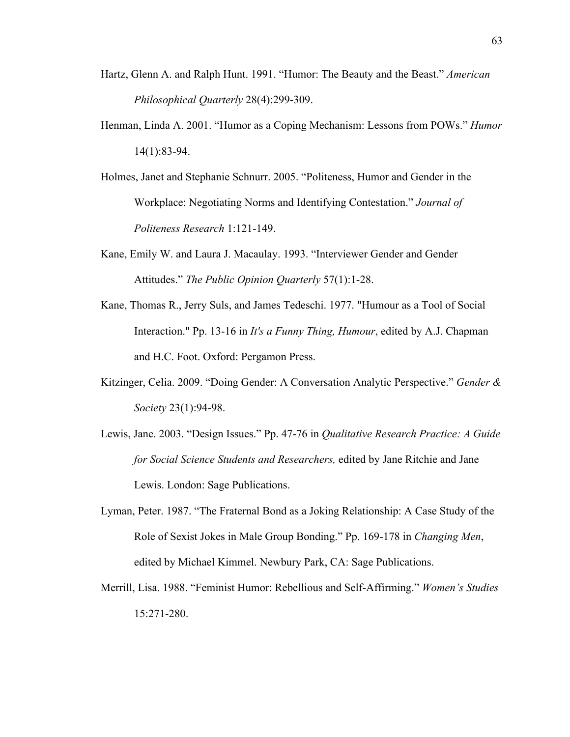Hartz, Glenn A. and Ralph Hunt. 1991. "Humor: The Beauty and the Beast." *American Philosophical Quarterly* 28(4):299-309.

Henman, Linda A. 2001. "Humor as a Coping Mechanism: Lessons from POWs." *Humor* 14(1):83-94.

Holmes, Janet and Stephanie Schnurr. 2005. "Politeness, Humor and Gender in the Workplace: Negotiating Norms and Identifying Contestation." *Journal of Politeness Research* 1:121-149.

Kane, Emily W. and Laura J. Macaulay. 1993. "Interviewer Gender and Gender Attitudes." *The Public Opinion Quarterly* 57(1):1-28.

Kane, Thomas R., Jerry Suls, and James Tedeschi. 1977. "Humour as a Tool of Social Interaction." Pp. 13-16 in *It's a Funny Thing, Humour*, edited by A.J. Chapman and H.C. Foot. Oxford: Pergamon Press.

Kitzinger, Celia. 2009. "Doing Gender: A Conversation Analytic Perspective." *Gender & Society* 23(1):94-98.

Lewis, Jane. 2003. "Design Issues." Pp. 47-76 in *Qualitative Research Practice: A Guide for Social Science Students and Researchers,* edited by Jane Ritchie and Jane Lewis. London: Sage Publications.

Lyman, Peter. 1987. "The Fraternal Bond as a Joking Relationship: A Case Study of the Role of Sexist Jokes in Male Group Bonding." Pp. 169-178 in *Changing Men*, edited by Michael Kimmel. Newbury Park, CA: Sage Publications.

Merrill, Lisa. 1988. "Feminist Humor: Rebellious and Self-Affirming." *Women's Studies* 15:271-280.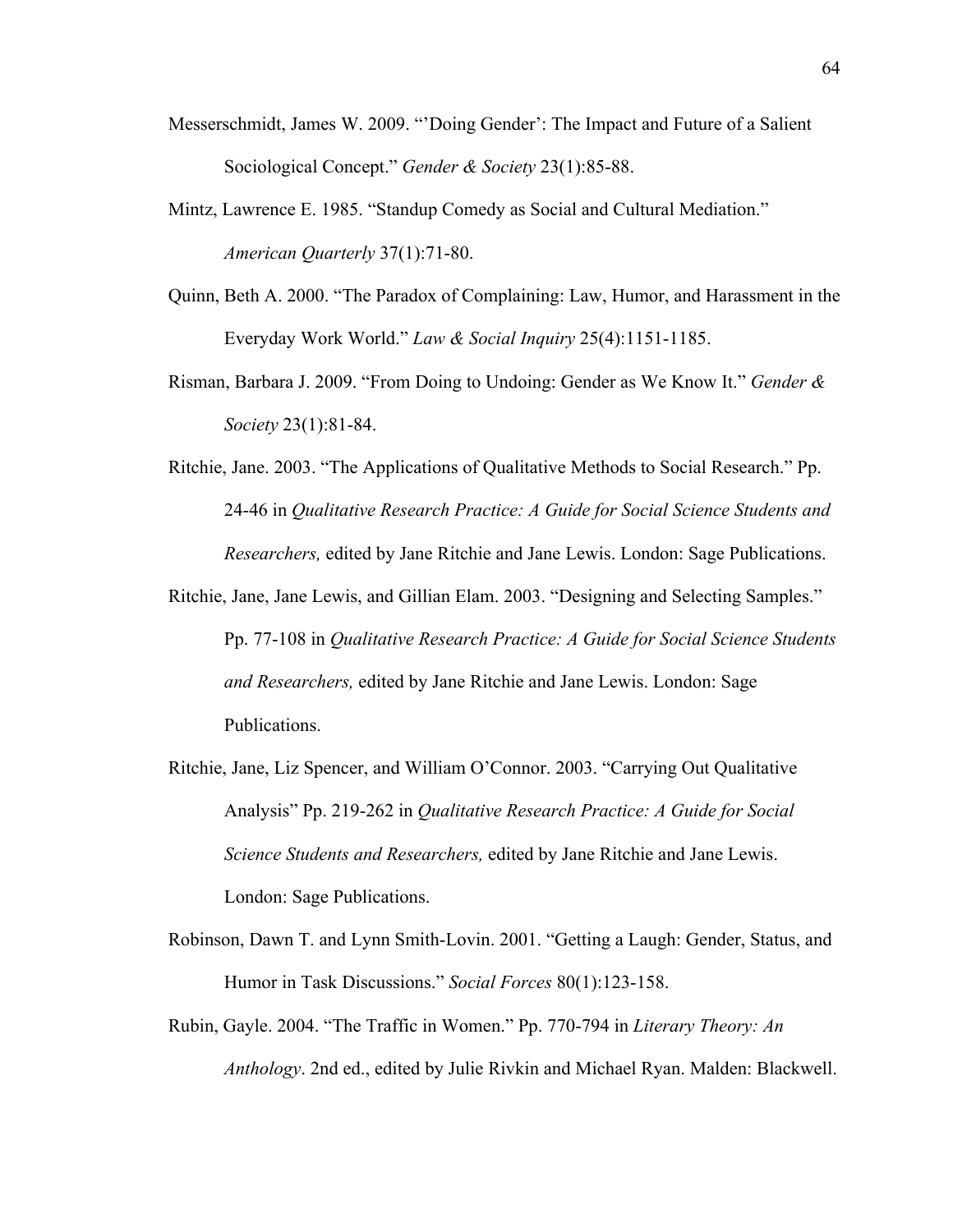Messerschmidt, James W. 2009. "'Doing Gender': The Impact and Future of a Salient Sociological Concept." *Gender & Society* 23(1):85-88.

Mintz, Lawrence E. 1985. "Standup Comedy as Social and Cultural Mediation." *American Quarterly* 37(1):71-80.

Quinn, Beth A. 2000. "The Paradox of Complaining: Law, Humor, and Harassment in the Everyday Work World." *Law & Social Inquiry* 25(4):1151-1185.

Risman, Barbara J. 2009. "From Doing to Undoing: Gender as We Know It." *Gender & Society* 23(1):81-84.

Ritchie, Jane. 2003. "The Applications of Qualitative Methods to Social Research." Pp. 24-46 in *Qualitative Research Practice: A Guide for Social Science Students and Researchers,* edited by Jane Ritchie and Jane Lewis. London: Sage Publications.

Ritchie, Jane, Jane Lewis, and Gillian Elam. 2003. "Designing and Selecting Samples." Pp. 77-108 in *Qualitative Research Practice: A Guide for Social Science Students and Researchers,* edited by Jane Ritchie and Jane Lewis. London: Sage Publications.

Ritchie, Jane, Liz Spencer, and William O'Connor. 2003. "Carrying Out Qualitative Analysis" Pp. 219-262 in *Qualitative Research Practice: A Guide for Social Science Students and Researchers,* edited by Jane Ritchie and Jane Lewis. London: Sage Publications.

Robinson, Dawn T. and Lynn Smith-Lovin. 2001. "Getting a Laugh: Gender, Status, and Humor in Task Discussions." *Social Forces* 80(1):123-158.

Rubin, Gayle. 2004. "The Traffic in Women." Pp. 770-794 in *Literary Theory: An Anthology*. 2nd ed., edited by Julie Rivkin and Michael Ryan. Malden: Blackwell.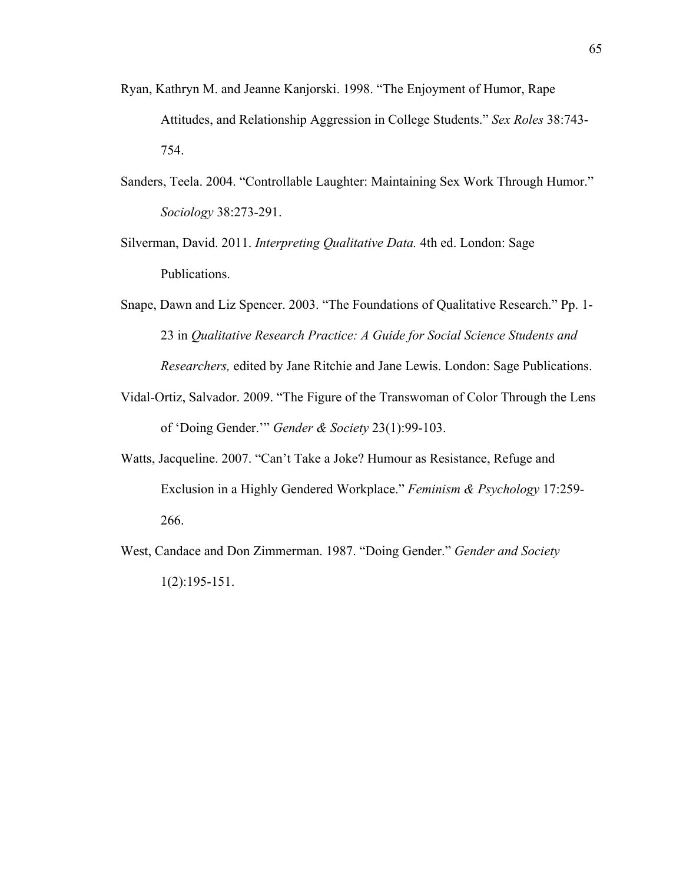Ryan, Kathryn M. and Jeanne Kanjorski. 1998. "The Enjoyment of Humor, Rape Attitudes, and Relationship Aggression in College Students." *Sex Roles* 38:743-754.

Sanders, Teela. 2004. "Controllable Laughter: Maintaining Sex Work Through Humor." *Sociology* 38:273-291.

Silverman, David. 2011. *Interpreting Qualitative Data.* 4th ed. London: Sage Publications.

Snape, Dawn and Liz Spencer. 2003. "The Foundations of Qualitative Research." Pp. 1-23 in *Qualitative Research Practice: A Guide for Social Science Students and Researchers,* edited by Jane Ritchie and Jane Lewis. London: Sage Publications.

Vidal-Ortiz, Salvador. 2009. "The Figure of the Transwoman of Color Through the Lens of 'Doing Gender.'" *Gender & Society* 23(1):99-103.

Watts, Jacqueline. 2007. "Can't Take a Joke? Humour as Resistance, Refuge and Exclusion in a Highly Gendered Workplace." *Feminism & Psychology* 17:259-266.

West, Candace and Don Zimmerman. 1987. "Doing Gender." *Gender and Society* 1(2):195-151.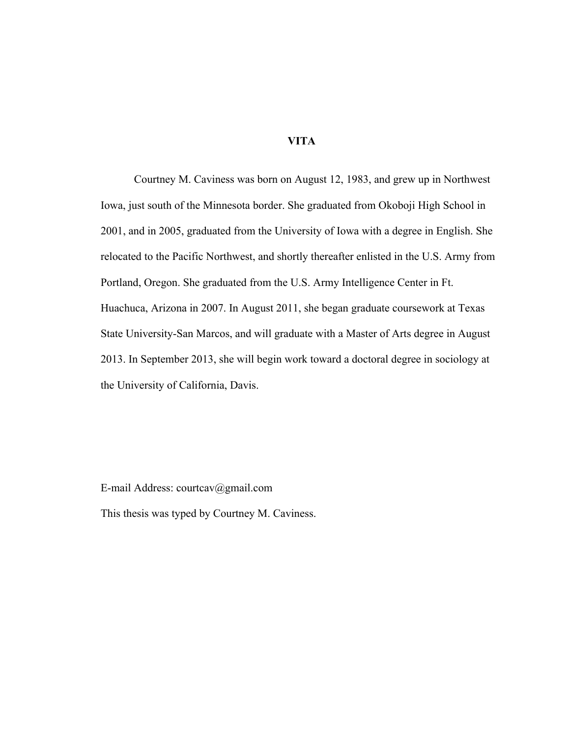# VITA

Courtney M. Caviness was born on August 12, 1983, and grew up in Northwest Iowa, just south of the Minnesota border. She graduated from Okoboji High School in 2001, and in 2005, graduated from the University of Iowa with a degree in English. She relocated to the Pacific Northwest, and shortly thereafter enlisted in the U.S. Army from Portland, Oregon. She graduated from the U.S. Army Intelligence Center in Ft. Huachuca, Arizona in 2007. In August 2011, she began graduate coursework at Texas State University-San Marcos, and will graduate with a Master of Arts degree in August 2013. In September 2013, she will begin work toward a doctoral degree in sociology at the University of California, Davis.

E-mail Address: courtcav@gmail.com

This thesis was typed by Courtney M. Caviness.